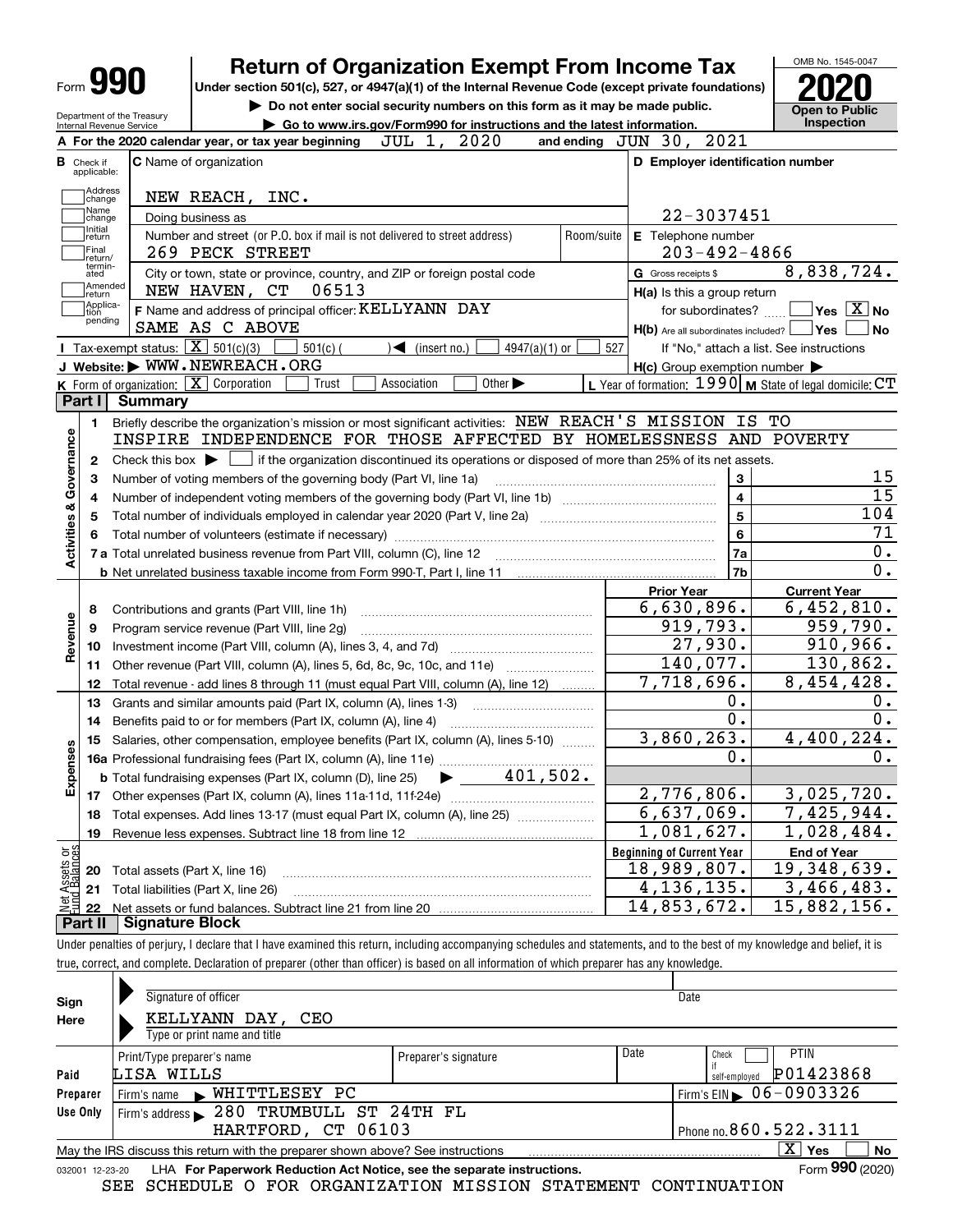# Form 990 — Return of Organization Exempt From Income Tax (2020)

Under section 501(c), 527, or 4947(a)(1) of the Internal Revenue Code (except private foundations)

▶ Do not enter social security numbers on this form as it may be made public.

▶ Go to www.irs.gov/Form990 for instructions and the latest information.

OMB No. 1545-0047

Open to Public Inspection

Department of the Treasury, Internal Revenue Service

**A** For the 2020 calendar year, or tax year beginning JUL 1, 2020 and ending JUN 30, 2021

**B** Check if applicable: Address change; Name change; Initial return; Final return/terminated; Amended return; Application pending

**C** Name of organization: NEW REACH, INC.

Doing business as

Number and street (or P.O. box if mail is not delivered to street address): 269 PECK STREET | Room/suite

City or town, state or province, country, and ZIP or foreign postal code: NEW HAVEN, CT 06513

**D** Employer identification number: 22-3037451

**E** Telephone number: 203-492-4866

**G** Gross receipts $ 8,838,724.

**F** Name and address of principal officer: KELLYANN DAY, SAME AS C ABOVE

**H(a)** Is this a group return for subordinates? Yes [ ] No [X]

**H(b)** Are all subordinates included? Yes [ ] No [ ] If "No," attach a list. See instructions

**H(c)** Group exemption number ▶

**I** Tax-exempt status: [X] 501(c)(3) [ ] 501(c) ( ) ◀ (insert no.) [ ] 4947(a)(1) or [ ] 527

**J** Website: ▶ WWW.NEWREACH.ORG

**K** Form of organization: [X] Corporation [ ] Trust [ ] Association [ ] Other ▶

**L** Year of formation: 1990 **M** State of legal domicile: CT

## Part I Summary

**Activities & Governance**

1. Briefly describe the organization's mission or most significant activities: NEW REACH'S MISSION IS TO INSPIRE INDEPENDENCE FOR THOSE AFFECTED BY HOMELESSNESS AND POVERTY
2. Check this box ▶ [ ] if the organization discontinued its operations or disposed of more than 25% of its net assets.

| | | | |
|---|---|---|---|
| 3 | Number of voting members of the governing body (Part VI, line 1a) | 3 | 15 |
| 4 | Number of independent voting members of the governing body (Part VI, line 1b) | 4 | 15 |
| 5 | Total number of individuals employed in calendar year 2020 (Part V, line 2a) | 5 | 104 |
| 6 | Total number of volunteers (estimate if necessary) | 6 | 71 |
| 7a | Total unrelated business revenue from Part VIII, column (C), line 12 | 7a | 0. |
| b | Net unrelated business taxable income from Form 990-T, Part I, line 11 | 7b | 0. |

| | | Prior Year | Current Year |
|---|---|---|---|
| **Revenue** | | | |
| 8 | Contributions and grants (Part VIII, line 1h) | 6,630,896. | 6,452,810. |
| 9 | Program service revenue (Part VIII, line 2g) | 919,793. | 959,790. |
| 10 | Investment income (Part VIII, column (A), lines 3, 4, and 7d) | 27,930. | 910,966. |
| 11 | Other revenue (Part VIII, column (A), lines 5, 6d, 8c, 9c, 10c, and 11e) | 140,077. | 130,862. |
| 12 | Total revenue - add lines 8 through 11 (must equal Part VIII, column (A), line 12) | 7,718,696. | 8,454,428. |
| **Expenses** | | | |
| 13 | Grants and similar amounts paid (Part IX, column (A), lines 1-3) | 0. | 0. |
| 14 | Benefits paid to or for members (Part IX, column (A), line 4) | 0. | 0. |
| 15 | Salaries, other compensation, employee benefits (Part IX, column (A), lines 5-10) | 3,860,263. | 4,400,224. |
| 16a | Professional fundraising fees (Part IX, column (A), line 11e) | 0. | 0. |
| b | Total fundraising expenses (Part IX, column (D), line 25) ▶ 401,502. | | |
| 17 | Other expenses (Part IX, column (A), lines 11a-11d, 11f-24e) | 2,776,806. | 3,025,720. |
| 18 | Total expenses. Add lines 13-17 (must equal Part IX, column (A), line 25) | 6,637,069. | 7,425,944. |
| 19 | Revenue less expenses. Subtract line 18 from line 12 | 1,081,627. | 1,028,484. |
| **Net Assets or Fund Balances** | | **Beginning of Current Year** | **End of Year** |
| 20 | Total assets (Part X, line 16) | 18,989,807. | 19,348,639. |
| 21 | Total liabilities (Part X, line 26) | 4,136,135. | 3,466,483. |
| 22 | Net assets or fund balances. Subtract line 21 from line 20 | 14,853,672. | 15,882,156. |

## Part II Signature Block

Under penalties of perjury, I declare that I have examined this return, including accompanying schedules and statements, and to the best of my knowledge and belief, it is true, correct, and complete. Declaration of preparer (other than officer) is based on all information of which preparer has any knowledge.

**Sign Here**

Signature of officer | Date

KELLYANN DAY, CEO
Type or print name and title

**Paid Preparer Use Only**

| Print/Type preparer's name | Preparer's signature | Date | Check if self-employed | PTIN |
|---|---|---|---|---|
| LISA WILLS | | | [ ] | P01423868 |

Firm's name ▶ WHITTLESEY PC | Firm's EIN ▶ 06-0903326

Firm's address ▶ 280 TRUMBULL ST 24TH FL, HARTFORD, CT 06103 | Phone no. 860.522.3111

May the IRS discuss this return with the preparer shown above? See instructions [X] Yes [ ] No

032001 12-23-20 LHA For Paperwork Reduction Act Notice, see the separate instructions. Form **990** (2020)

SEE SCHEDULE O FOR ORGANIZATION MISSION STATEMENT CONTINUATION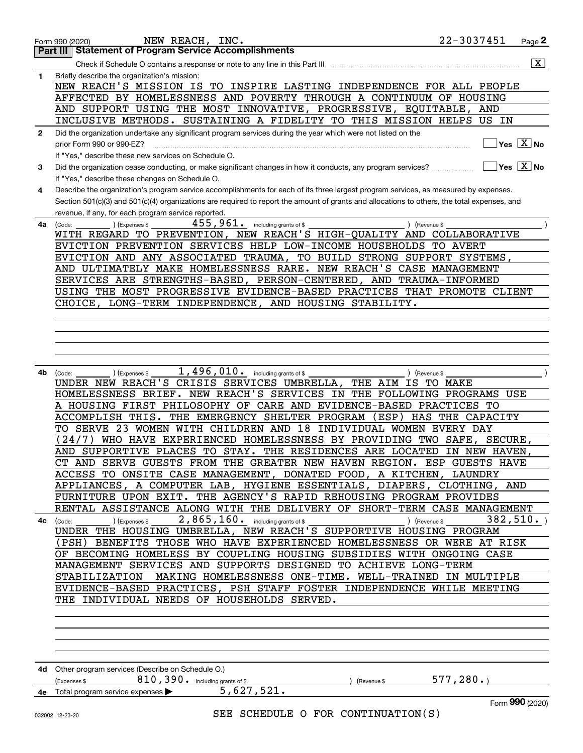Form 990 (2020) NEW REACH, INC. 22-3037451

## Part III Statement of Program Service Accomplishments

Check if Schedule O contains a response or note to any line in this Part III [X]

**1** Briefly describe the organization's mission:

NEW REACH'S MISSION IS TO INSPIRE LASTING INDEPENDENCE FOR ALL PEOPLE AFFECTED BY HOMELESSNESS AND POVERTY THROUGH A CONTINUUM OF HOUSING AND SUPPORT USING THE MOST INNOVATIVE, PROGRESSIVE, EQUITABLE, AND INCLUSIVE METHODS. SUSTAINING A FIDELITY TO THIS MISSION HELPS US IN

**2** Did the organization undertake any significant program services during the year which were not listed on the prior Form 990 or 990-EZ? [ ] Yes [X] No

If "Yes," describe these new services on Schedule O.

**3** Did the organization cease conducting, or make significant changes in how it conducts, any program services? [ ] Yes [X] No

If "Yes," describe these changes on Schedule O.

**4** Describe the organization's program service accomplishments for each of its three largest program services, as measured by expenses. Section 501(c)(3) and 501(c)(4) organizations are required to report the amount of grants and allocations to others, the total expenses, and revenue, if any, for each program service reported.

**4a** (Code: ) (Expenses $ 455,961. including grants of $ ) (Revenue $ )

WITH REGARD TO PREVENTION, NEW REACH'S HIGH-QUALITY AND COLLABORATIVE EVICTION PREVENTION SERVICES HELP LOW-INCOME HOUSEHOLDS TO AVERT EVICTION AND ANY ASSOCIATED TRAUMA, TO BUILD STRONG SUPPORT SYSTEMS, AND ULTIMATELY MAKE HOMELESSNESS RARE. NEW REACH'S CASE MANAGEMENT SERVICES ARE STRENGTHS-BASED, PERSON-CENTERED, AND TRAUMA-INFORMED USING THE MOST PROGRESSIVE EVIDENCE-BASED PRACTICES THAT PROMOTE CLIENT CHOICE, LONG-TERM INDEPENDENCE, AND HOUSING STABILITY.

**4b** (Code: ) (Expenses $ 1,496,010. including grants of $ ) (Revenue $ )

UNDER NEW REACH'S CRISIS SERVICES UMBRELLA, THE AIM IS TO MAKE HOMELESSNESS BRIEF. NEW REACH'S SERVICES IN THE FOLLOWING PROGRAMS USE A HOUSING FIRST PHILOSOPHY OF CARE AND EVIDENCE-BASED PRACTICES TO ACCOMPLISH THIS. THE EMERGENCY SHELTER PROGRAM (ESP) HAS THE CAPACITY TO SERVE 23 WOMEN WITH CHILDREN AND 18 INDIVIDUAL WOMEN EVERY DAY (24/7) WHO HAVE EXPERIENCED HOMELESSNESS BY PROVIDING TWO SAFE, SECURE, AND SUPPORTIVE PLACES TO STAY. THE RESIDENCES ARE LOCATED IN NEW HAVEN, CT AND SERVE GUESTS FROM THE GREATER NEW HAVEN REGION. ESP GUESTS HAVE ACCESS TO ONSITE CASE MANAGEMENT, DONATED FOOD, A KITCHEN, LAUNDRY APPLIANCES, A COMPUTER LAB, HYGIENE ESSENTIALS, DIAPERS, CLOTHING, AND FURNITURE UPON EXIT. THE AGENCY'S RAPID REHOUSING PROGRAM PROVIDES RENTAL ASSISTANCE ALONG WITH THE DELIVERY OF SHORT-TERM CASE MANAGEMENT

**4c** (Code: ) (Expenses $ 2,865,160. including grants of $ ) (Revenue $ 382,510. )

UNDER THE HOUSING UMBRELLA, NEW REACH'S SUPPORTIVE HOUSING PROGRAM (PSH) BENEFITS THOSE WHO HAVE EXPERIENCED HOMELESSNESS OR WERE AT RISK OF BECOMING HOMELESS BY COUPLING HOUSING SUBSIDIES WITH ONGOING CASE MANAGEMENT SERVICES AND SUPPORTS DESIGNED TO ACHIEVE LONG-TERM STABILIZATION MAKING HOMELESSNESS ONE-TIME. WELL-TRAINED IN MULTIPLE EVIDENCE-BASED PRACTICES, PSH STAFF FOSTER INDEPENDENCE WHILE MEETING THE INDIVIDUAL NEEDS OF HOUSEHOLDS SERVED.

**4d** Other program services (Describe on Schedule O.)

(Expenses $ 810,390. including grants of $ ) (Revenue $ 577,280.)

**4e** Total program service expenses ▶ 5,627,521.

Form **990** (2020)

SEE SCHEDULE O FOR CONTINUATION(S)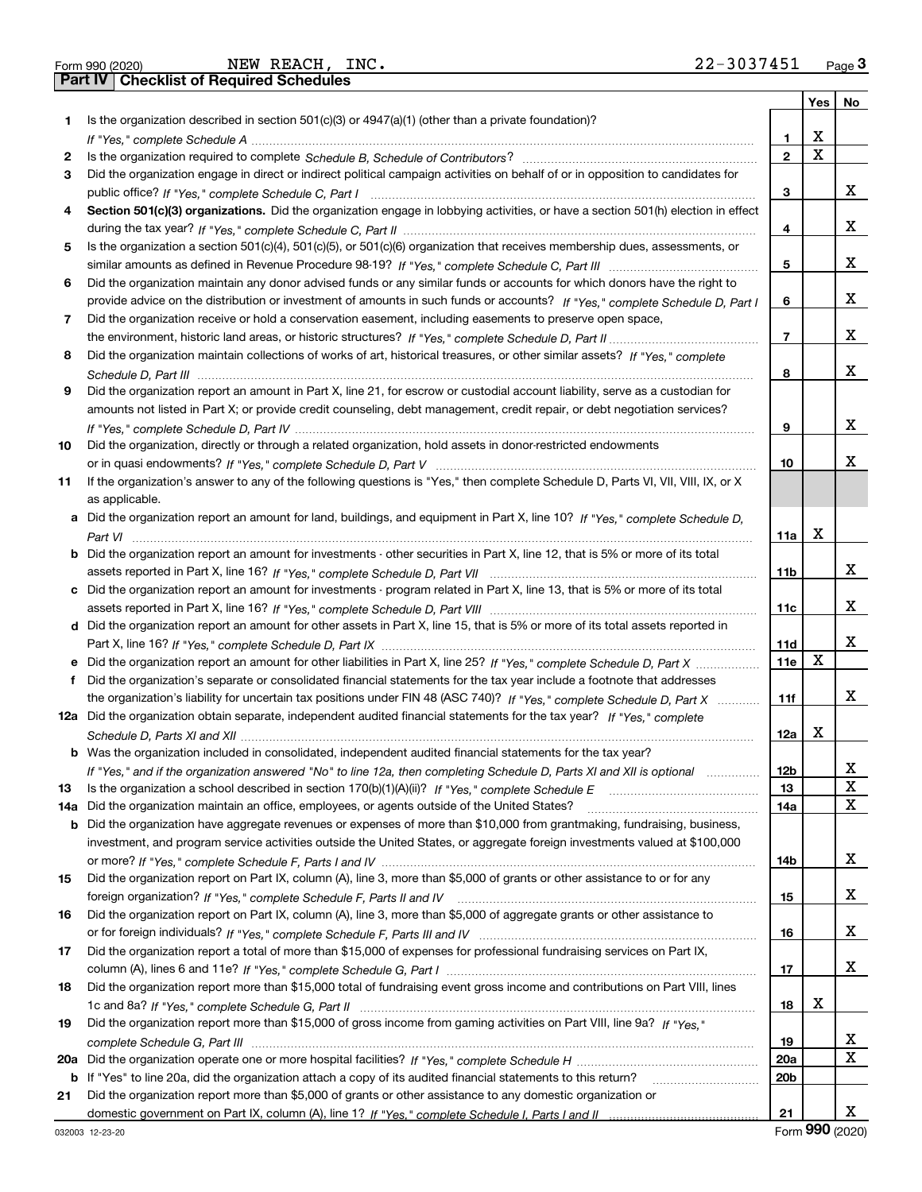Form 990 (2020) NEW REACH, INC. 22-3037451

## Part IV | Checklist of Required Schedules

| | | | Yes | No |
|---|---|---|---|---|
| 1 | Is the organization described in section 501(c)(3) or 4947(a)(1) (other than a private foundation)? *If "Yes," complete Schedule A* | 1 | X | |
| 2 | Is the organization required to complete *Schedule B, Schedule of Contributors*? | 2 | X | |
| 3 | Did the organization engage in direct or indirect political campaign activities on behalf of or in opposition to candidates for public office? *If "Yes," complete Schedule C, Part I* | 3 | | X |
| 4 | **Section 501(c)(3) organizations.** Did the organization engage in lobbying activities, or have a section 501(h) election in effect during the tax year? *If "Yes," complete Schedule C, Part II* | 4 | | X |
| 5 | Is the organization a section 501(c)(4), 501(c)(5), or 501(c)(6) organization that receives membership dues, assessments, or similar amounts as defined in Revenue Procedure 98-19? *If "Yes," complete Schedule C, Part III* | 5 | | X |
| 6 | Did the organization maintain any donor advised funds or any similar funds or accounts for which donors have the right to provide advice on the distribution or investment of amounts in such funds or accounts? *If "Yes," complete Schedule D, Part I* | 6 | | X |
| 7 | Did the organization receive or hold a conservation easement, including easements to preserve open space, the environment, historic land areas, or historic structures? *If "Yes," complete Schedule D, Part II* | 7 | | X |
| 8 | Did the organization maintain collections of works of art, historical treasures, or other similar assets? *If "Yes," complete Schedule D, Part III* | 8 | | X |
| 9 | Did the organization report an amount in Part X, line 21, for escrow or custodial account liability, serve as a custodian for amounts not listed in Part X; or provide credit counseling, debt management, credit repair, or debt negotiation services? *If "Yes," complete Schedule D, Part IV* | 9 | | X |
| 10 | Did the organization, directly or through a related organization, hold assets in donor-restricted endowments or in quasi endowments? *If "Yes," complete Schedule D, Part V* | 10 | | X |
| 11 | If the organization's answer to any of the following questions is "Yes," then complete Schedule D, Parts VI, VII, VIII, IX, or X as applicable. | | | |
| a | Did the organization report an amount for land, buildings, and equipment in Part X, line 10? *If "Yes," complete Schedule D, Part VI* | 11a | X | |
| b | Did the organization report an amount for investments - other securities in Part X, line 12, that is 5% or more of its total assets reported in Part X, line 16? *If "Yes," complete Schedule D, Part VII* | 11b | | X |
| c | Did the organization report an amount for investments - program related in Part X, line 13, that is 5% or more of its total assets reported in Part X, line 16? *If "Yes," complete Schedule D, Part VIII* | 11c | | X |
| d | Did the organization report an amount for other assets in Part X, line 15, that is 5% or more of its total assets reported in Part X, line 16? *If "Yes," complete Schedule D, Part IX* | 11d | | X |
| e | Did the organization report an amount for other liabilities in Part X, line 25? *If "Yes," complete Schedule D, Part X* | 11e | X | |
| f | Did the organization's separate or consolidated financial statements for the tax year include a footnote that addresses the organization's liability for uncertain tax positions under FIN 48 (ASC 740)? *If "Yes," complete Schedule D, Part X* | 11f | | X |
| 12a | Did the organization obtain separate, independent audited financial statements for the tax year? *If "Yes," complete Schedule D, Parts XI and XII* | 12a | X | |
| b | Was the organization included in consolidated, independent audited financial statements for the tax year? *If "Yes," and if the organization answered "No" to line 12a, then completing Schedule D, Parts XI and XII is optional* | 12b | | X |
| 13 | Is the organization a school described in section 170(b)(1)(A)(ii)? *If "Yes," complete Schedule E* | 13 | | X |
| 14a | Did the organization maintain an office, employees, or agents outside of the United States? | 14a | | X |
| b | Did the organization have aggregate revenues or expenses of more than $10,000 from grantmaking, fundraising, business, investment, and program service activities outside the United States, or aggregate foreign investments valued at $100,000 or more? *If "Yes," complete Schedule F, Parts I and IV* | 14b | | X |
| 15 | Did the organization report on Part IX, column (A), line 3, more than $5,000 of grants or other assistance to or for any foreign organization? *If "Yes," complete Schedule F, Parts II and IV* | 15 | | X |
| 16 | Did the organization report on Part IX, column (A), line 3, more than $5,000 of aggregate grants or other assistance to or for foreign individuals? *If "Yes," complete Schedule F, Parts III and IV* | 16 | | X |
| 17 | Did the organization report a total of more than $15,000 of expenses for professional fundraising services on Part IX, column (A), lines 6 and 11e? *If "Yes," complete Schedule G, Part I* | 17 | | X |
| 18 | Did the organization report more than $15,000 total of fundraising event gross income and contributions on Part VIII, lines 1c and 8a? *If "Yes," complete Schedule G, Part II* | 18 | X | |
| 19 | Did the organization report more than $15,000 of gross income from gaming activities on Part VIII, line 9a? *If "Yes," complete Schedule G, Part III* | 19 | | X |
| 20a | Did the organization operate one or more hospital facilities? *If "Yes," complete Schedule H* | 20a | | X |
| b | If "Yes" to line 20a, did the organization attach a copy of its audited financial statements to this return? | 20b | | |
| 21 | Did the organization report more than $5,000 of grants or other assistance to any domestic organization or domestic government on Part IX, column (A), line 1? *If "Yes," complete Schedule I, Parts I and II* | 21 | | X |

032003 12-23-20 Form 990 (2020)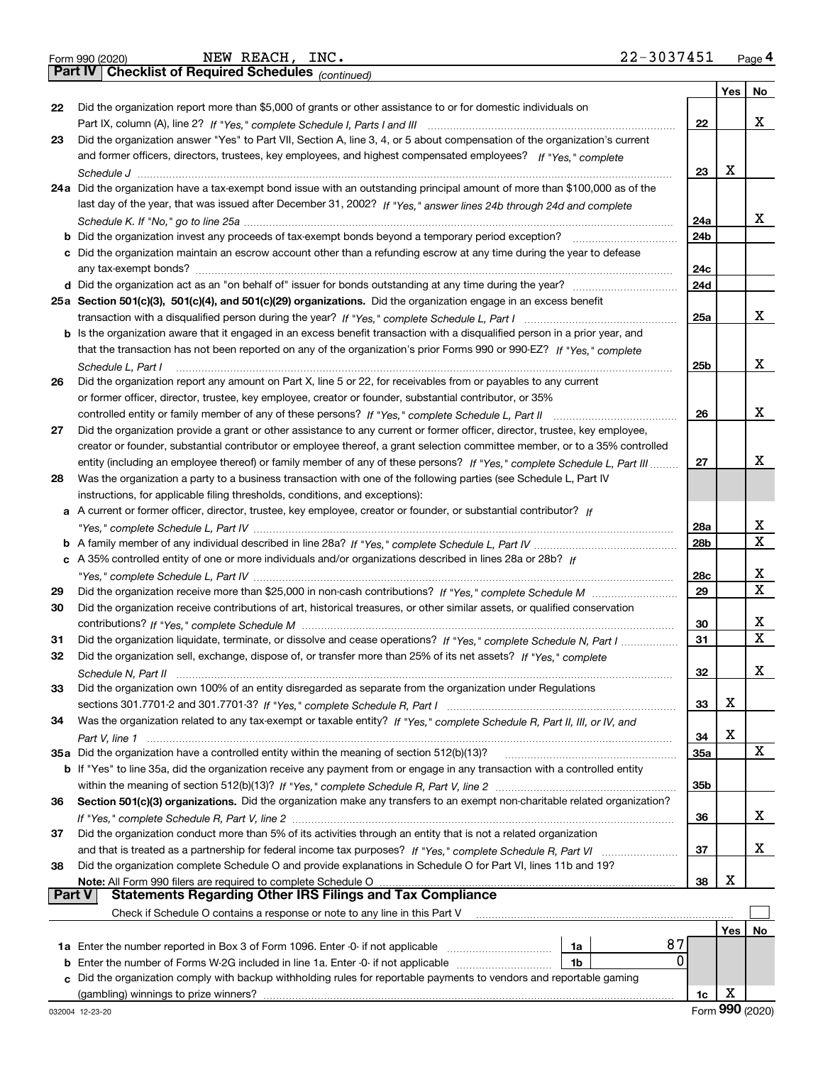Form 990 (2020) NEW REACH, INC. 22-3037451 Page 4

**Part IV Checklist of Required Schedules** *(continued)*

| | | | Yes | No |
|---|---|---|---|---|
| 22 | Did the organization report more than $5,000 of grants or other assistance to or for domestic individuals on Part IX, column (A), line 2? *If "Yes," complete Schedule I, Parts I and III* | 22 | | X |
| 23 | Did the organization answer "Yes" to Part VII, Section A, line 3, 4, or 5 about compensation of the organization's current and former officers, directors, trustees, key employees, and highest compensated employees? *If "Yes," complete Schedule J* | 23 | X | |
| 24a | Did the organization have a tax-exempt bond issue with an outstanding principal amount of more than $100,000 as of the last day of the year, that was issued after December 31, 2002? *If "Yes," answer lines 24b through 24d and complete Schedule K. If "No," go to line 25a* | 24a | | X |
| b | Did the organization invest any proceeds of tax-exempt bonds beyond a temporary period exception? | 24b | | |
| c | Did the organization maintain an escrow account other than a refunding escrow at any time during the year to defease any tax-exempt bonds? | 24c | | |
| d | Did the organization act as an "on behalf of" issuer for bonds outstanding at any time during the year? | 24d | | |
| 25a | **Section 501(c)(3), 501(c)(4), and 501(c)(29) organizations.** Did the organization engage in an excess benefit transaction with a disqualified person during the year? *If "Yes," complete Schedule L, Part I* | 25a | | X |
| b | Is the organization aware that it engaged in an excess benefit transaction with a disqualified person in a prior year, and that the transaction has not been reported on any of the organization's prior Forms 990 or 990-EZ? *If "Yes," complete Schedule L, Part I* | 25b | | X |
| 26 | Did the organization report any amount on Part X, line 5 or 22, for receivables from or payables to any current or former officer, director, trustee, key employee, creator or founder, substantial contributor, or 35% controlled entity or family member of any of these persons? *If "Yes," complete Schedule L, Part II* | 26 | | X |
| 27 | Did the organization provide a grant or other assistance to any current or former officer, director, trustee, key employee, creator or founder, substantial contributor or employee thereof, a grant selection committee member, or to a 35% controlled entity (including an employee thereof) or family member of any of these persons? *If "Yes," complete Schedule L, Part III* | 27 | | X |
| 28 | Was the organization a party to a business transaction with one of the following parties (see Schedule L, Part IV instructions, for applicable filing thresholds, conditions, and exceptions): | | | |
| a | A current or former officer, director, trustee, key employee, creator or founder, or substantial contributor? *If "Yes," complete Schedule L, Part IV* | 28a | | X |
| b | A family member of any individual described in line 28a? *If "Yes," complete Schedule L, Part IV* | 28b | | X |
| c | A 35% controlled entity of one or more individuals and/or organizations described in lines 28a or 28b? *If "Yes," complete Schedule L, Part IV* | 28c | | X |
| 29 | Did the organization receive more than $25,000 in non-cash contributions? *If "Yes," complete Schedule M* | 29 | | X |
| 30 | Did the organization receive contributions of art, historical treasures, or other similar assets, or qualified conservation contributions? *If "Yes," complete Schedule M* | 30 | | X |
| 31 | Did the organization liquidate, terminate, or dissolve and cease operations? *If "Yes," complete Schedule N, Part I* | 31 | | X |
| 32 | Did the organization sell, exchange, dispose of, or transfer more than 25% of its net assets? *If "Yes," complete Schedule N, Part II* | 32 | | X |
| 33 | Did the organization own 100% of an entity disregarded as separate from the organization under Regulations sections 301.7701-2 and 301.7701-3? *If "Yes," complete Schedule R, Part I* | 33 | X | |
| 34 | Was the organization related to any tax-exempt or taxable entity? *If "Yes," complete Schedule R, Part II, III, or IV, and Part V, line 1* | 34 | X | |
| 35a | Did the organization have a controlled entity within the meaning of section 512(b)(13)? | 35a | | X |
| b | If "Yes" to line 35a, did the organization receive any payment from or engage in any transaction with a controlled entity within the meaning of section 512(b)(13)? *If "Yes," complete Schedule R, Part V, line 2* | 35b | | |
| 36 | **Section 501(c)(3) organizations.** Did the organization make any transfers to an exempt non-charitable related organization? *If "Yes," complete Schedule R, Part V, line 2* | 36 | | X |
| 37 | Did the organization conduct more than 5% of its activities through an entity that is not a related organization and that is treated as a partnership for federal income tax purposes? *If "Yes," complete Schedule R, Part VI* | 37 | | X |
| 38 | Did the organization complete Schedule O and provide explanations in Schedule O for Part VI, lines 11b and 19? **Note:** All Form 990 filers are required to complete Schedule O | 38 | X | |

**Part V Statements Regarding Other IRS Filings and Tax Compliance**

Check if Schedule O contains a response or note to any line in this Part V ☐

| | | | | | Yes | No |
|---|---|---|---|---|---|---|
| 1a | Enter the number reported in Box 3 of Form 1096. Enter -0- if not applicable | 1a | 87 | | | |
| b | Enter the number of Forms W-2G included in line 1a. Enter -0- if not applicable | 1b | 0 | | | |
| c | Did the organization comply with backup withholding rules for reportable payments to vendors and reportable gaming (gambling) winnings to prize winners? | | | 1c | X | |

032004 12-23-20 Form **990** (2020)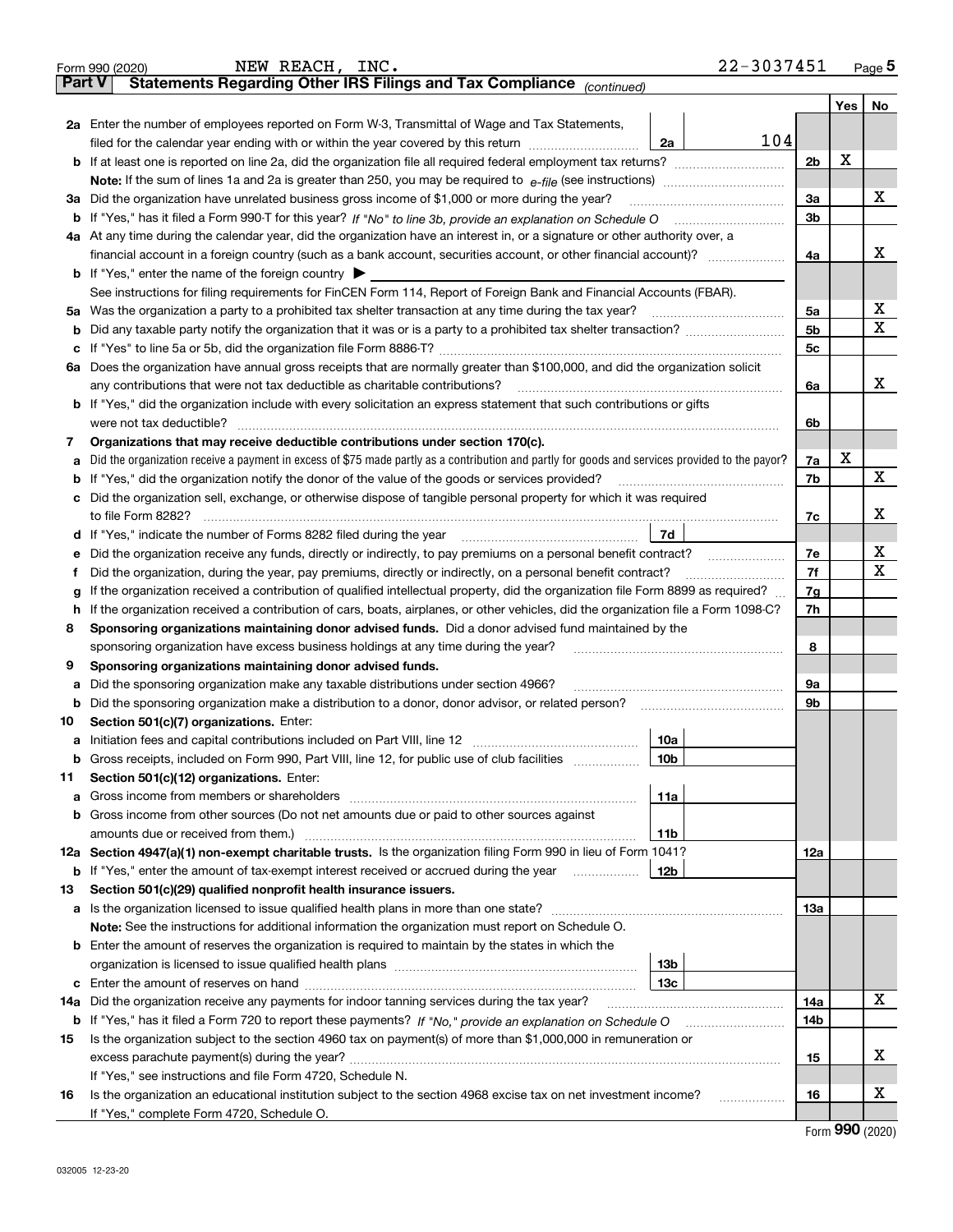Form 990 (2020) NEW REACH, INC. 22-3037451 Page 5

## Part V Statements Regarding Other IRS Filings and Tax Compliance *(continued)*

| | | | | | Yes | No |
|---|---|---|---|---|---|---|
| **2a** | Enter the number of employees reported on Form W-3, Transmittal of Wage and Tax Statements, filed for the calendar year ending with or within the year covered by this return | 2a | 104 | | | |
| **b** | If at least one is reported on line 2a, did the organization file all required federal employment tax returns? | | | 2b | X | |
| | **Note:** If the sum of lines 1a and 2a is greater than 250, you may be required to *e-file* (see instructions) | | | | | |
| **3a** | Did the organization have unrelated business gross income of $1,000 or more during the year? | | | 3a | | X |
| **b** | If "Yes," has it filed a Form 990-T for this year? *If "No" to line 3b, provide an explanation on Schedule O* | | | 3b | | |
| **4a** | At any time during the calendar year, did the organization have an interest in, or a signature or other authority over, a financial account in a foreign country (such as a bank account, securities account, or other financial account)? | | | 4a | | X |
| **b** | If "Yes," enter the name of the foreign country ▶ | | | | | |
| | See instructions for filing requirements for FinCEN Form 114, Report of Foreign Bank and Financial Accounts (FBAR). | | | | | |
| **5a** | Was the organization a party to a prohibited tax shelter transaction at any time during the tax year? | | | 5a | | X |
| **b** | Did any taxable party notify the organization that it was or is a party to a prohibited tax shelter transaction? | | | 5b | | X |
| **c** | If "Yes" to line 5a or 5b, did the organization file Form 8886-T? | | | 5c | | |
| **6a** | Does the organization have annual gross receipts that are normally greater than $100,000, and did the organization solicit any contributions that were not tax deductible as charitable contributions? | | | 6a | | X |
| **b** | If "Yes," did the organization include with every solicitation an express statement that such contributions or gifts were not tax deductible? | | | 6b | | |
| **7** | **Organizations that may receive deductible contributions under section 170(c).** | | | | | |
| **a** | Did the organization receive a payment in excess of $75 made partly as a contribution and partly for goods and services provided to the payor? | | | 7a | X | |
| **b** | If "Yes," did the organization notify the donor of the value of the goods or services provided? | | | 7b | | X |
| **c** | Did the organization sell, exchange, or otherwise dispose of tangible personal property for which it was required to file Form 8282? | | | 7c | | X |
| **d** | If "Yes," indicate the number of Forms 8282 filed during the year | 7d | | | | |
| **e** | Did the organization receive any funds, directly or indirectly, to pay premiums on a personal benefit contract? | | | 7e | | X |
| **f** | Did the organization, during the year, pay premiums, directly or indirectly, on a personal benefit contract? | | | 7f | | X |
| **g** | If the organization received a contribution of qualified intellectual property, did the organization file Form 8899 as required? | | | 7g | | |
| **h** | If the organization received a contribution of cars, boats, airplanes, or other vehicles, did the organization file a Form 1098-C? | | | 7h | | |
| **8** | **Sponsoring organizations maintaining donor advised funds.** Did a donor advised fund maintained by the sponsoring organization have excess business holdings at any time during the year? | | | 8 | | |
| **9** | **Sponsoring organizations maintaining donor advised funds.** | | | | | |
| **a** | Did the sponsoring organization make any taxable distributions under section 4966? | | | 9a | | |
| **b** | Did the sponsoring organization make a distribution to a donor, donor advisor, or related person? | | | 9b | | |
| **10** | **Section 501(c)(7) organizations.** Enter: | | | | | |
| **a** | Initiation fees and capital contributions included on Part VIII, line 12 | 10a | | | | |
| **b** | Gross receipts, included on Form 990, Part VIII, line 12, for public use of club facilities | 10b | | | | |
| **11** | **Section 501(c)(12) organizations.** Enter: | | | | | |
| **a** | Gross income from members or shareholders | 11a | | | | |
| **b** | Gross income from other sources (Do not net amounts due or paid to other sources against amounts due or received from them.) | 11b | | | | |
| **12a** | **Section 4947(a)(1) non-exempt charitable trusts.** Is the organization filing Form 990 in lieu of Form 1041? | | | 12a | | |
| **b** | If "Yes," enter the amount of tax-exempt interest received or accrued during the year | 12b | | | | |
| **13** | **Section 501(c)(29) qualified nonprofit health insurance issuers.** | | | | | |
| **a** | Is the organization licensed to issue qualified health plans in more than one state? | | | 13a | | |
| | **Note:** See the instructions for additional information the organization must report on Schedule O. | | | | | |
| **b** | Enter the amount of reserves the organization is required to maintain by the states in which the organization is licensed to issue qualified health plans | 13b | | | | |
| **c** | Enter the amount of reserves on hand | 13c | | | | |
| **14a** | Did the organization receive any payments for indoor tanning services during the tax year? | | | 14a | | X |
| **b** | If "Yes," has it filed a Form 720 to report these payments? *If "No," provide an explanation on Schedule O* | | | 14b | | |
| **15** | Is the organization subject to the section 4960 tax on payment(s) of more than $1,000,000 in remuneration or excess parachute payment(s) during the year? | | | 15 | | X |
| | If "Yes," see instructions and file Form 4720, Schedule N. | | | | | |
| **16** | Is the organization an educational institution subject to the section 4968 excise tax on net investment income? | | | 16 | | X |
| | If "Yes," complete Form 4720, Schedule O. | | | | | |

Form **990** (2020)

032005 12-23-20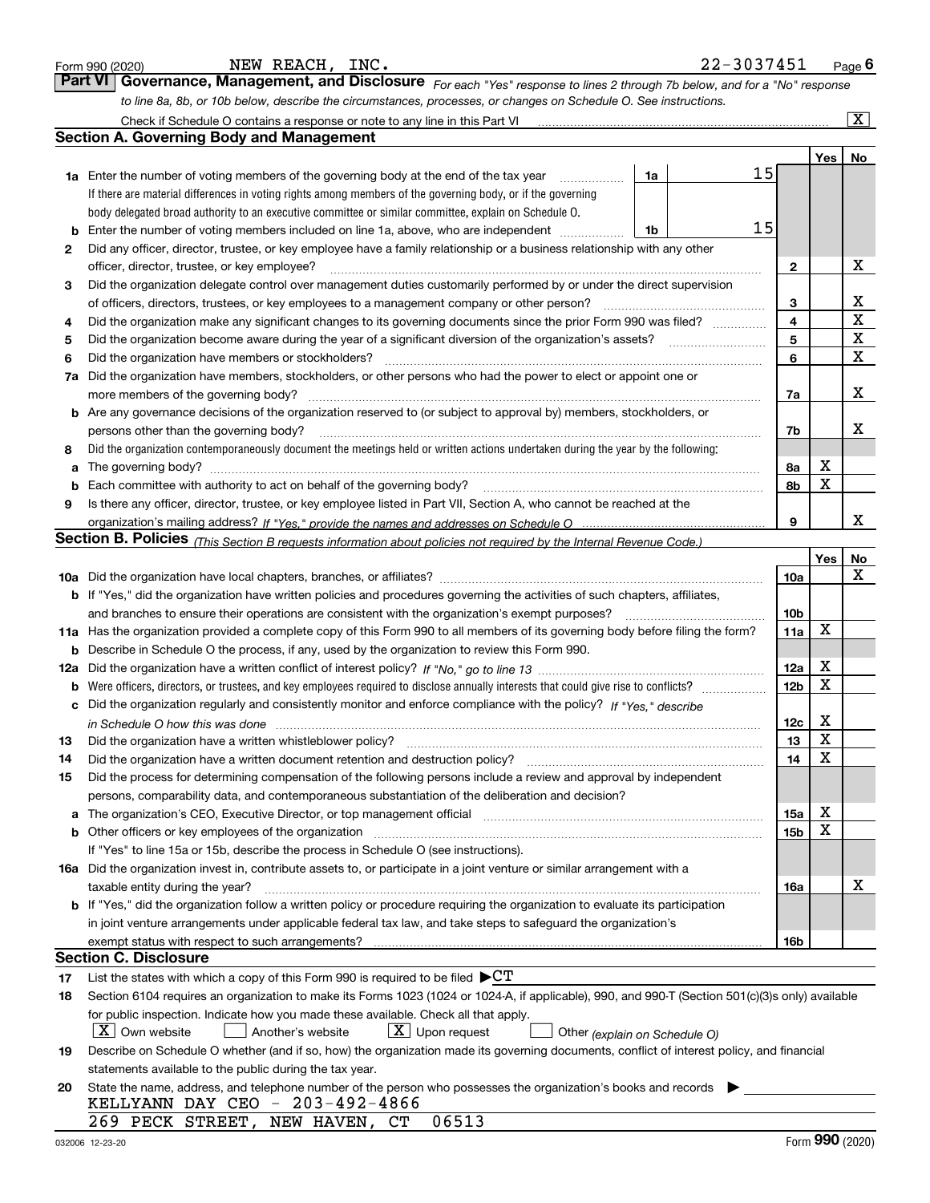Form 990 (2020) NEW REACH, INC. 22-3037451 Page **6**

## Part VI Governance, Management, and Disclosure

*For each "Yes" response to lines 2 through 7b below, and for a "No" response to line 8a, 8b, or 10b below, describe the circumstances, processes, or changes on Schedule O. See instructions.*

Check if Schedule O contains a response or note to any line in this Part VI .......... [X]

### Section A. Governing Body and Management

| | | | | Yes | No |
|---|---|---|---|---|---|
| **1a** | Enter the number of voting members of the governing body at the end of the tax year ..... **1a** 15 If there are material differences in voting rights among members of the governing body, or if the governing body delegated broad authority to an executive committee or similar committee, explain on Schedule O. | | | | |
| **b** | Enter the number of voting members included on line 1a, above, who are independent ..... **1b** 15 | | | | |
| **2** | Did any officer, director, trustee, or key employee have a family relationship or a business relationship with any other officer, director, trustee, or key employee? | | **2** | | X |
| **3** | Did the organization delegate control over management duties customarily performed by or under the direct supervision of officers, directors, trustees, or key employees to a management company or other person? | | **3** | | X |
| **4** | Did the organization make any significant changes to its governing documents since the prior Form 990 was filed? | | **4** | | X |
| **5** | Did the organization become aware during the year of a significant diversion of the organization's assets? | | **5** | | X |
| **6** | Did the organization have members or stockholders? | | **6** | | X |
| **7a** | Did the organization have members, stockholders, or other persons who had the power to elect or appoint one or more members of the governing body? | | **7a** | | X |
| **b** | Are any governance decisions of the organization reserved to (or subject to approval by) members, stockholders, or persons other than the governing body? | | **7b** | | X |
| **8** | Did the organization contemporaneously document the meetings held or written actions undertaken during the year by the following: | | | | |
| **a** | The governing body? | | **8a** | X | |
| **b** | Each committee with authority to act on behalf of the governing body? | | **8b** | X | |
| **9** | Is there any officer, director, trustee, or key employee listed in Part VII, Section A, who cannot be reached at the organization's mailing address? *If "Yes," provide the names and addresses on Schedule O* | | **9** | | X |

### Section B. Policies *(This Section B requests information about policies not required by the Internal Revenue Code.)*

| | | | Yes | No |
|---|---|---|---|---|
| **10a** | Did the organization have local chapters, branches, or affiliates? | **10a** | | X |
| **b** | If "Yes," did the organization have written policies and procedures governing the activities of such chapters, affiliates, and branches to ensure their operations are consistent with the organization's exempt purposes? | **10b** | | |
| **11a** | Has the organization provided a complete copy of this Form 990 to all members of its governing body before filing the form? | **11a** | X | |
| **b** | Describe in Schedule O the process, if any, used by the organization to review this Form 990. | | | |
| **12a** | Did the organization have a written conflict of interest policy? *If "No," go to line 13* | **12a** | X | |
| **b** | Were officers, directors, or trustees, and key employees required to disclose annually interests that could give rise to conflicts? | **12b** | X | |
| **c** | Did the organization regularly and consistently monitor and enforce compliance with the policy? *If "Yes," describe in Schedule O how this was done* | **12c** | X | |
| **13** | Did the organization have a written whistleblower policy? | **13** | X | |
| **14** | Did the organization have a written document retention and destruction policy? | **14** | X | |
| **15** | Did the process for determining compensation of the following persons include a review and approval by independent persons, comparability data, and contemporaneous substantiation of the deliberation and decision? | | | |
| **a** | The organization's CEO, Executive Director, or top management official | **15a** | X | |
| **b** | Other officers or key employees of the organization | **15b** | X | |
| | If "Yes" to line 15a or 15b, describe the process in Schedule O (see instructions). | | | |
| **16a** | Did the organization invest in, contribute assets to, or participate in a joint venture or similar arrangement with a taxable entity during the year? | **16a** | | X |
| **b** | If "Yes," did the organization follow a written policy or procedure requiring the organization to evaluate its participation in joint venture arrangements under applicable federal tax law, and take steps to safeguard the organization's exempt status with respect to such arrangements? | **16b** | | |

### Section C. Disclosure

**17** List the states with which a copy of this Form 990 is required to be filed ▶CT

**18** Section 6104 requires an organization to make its Forms 1023 (1024 or 1024-A, if applicable), 990, and 990-T (Section 501(c)(3)s only) available for public inspection. Indicate how you made these available. Check all that apply.

[X] Own website [ ] Another's website [X] Upon request [ ] Other *(explain on Schedule O)*

**19** Describe on Schedule O whether (and if so, how) the organization made its governing documents, conflict of interest policy, and financial statements available to the public during the tax year.

**20** State the name, address, and telephone number of the person who possesses the organization's books and records ▶

KELLYANN DAY CEO - 203-492-4866
269 PECK STREET, NEW HAVEN, CT 06513

032006 12-23-20 Form **990** (2020)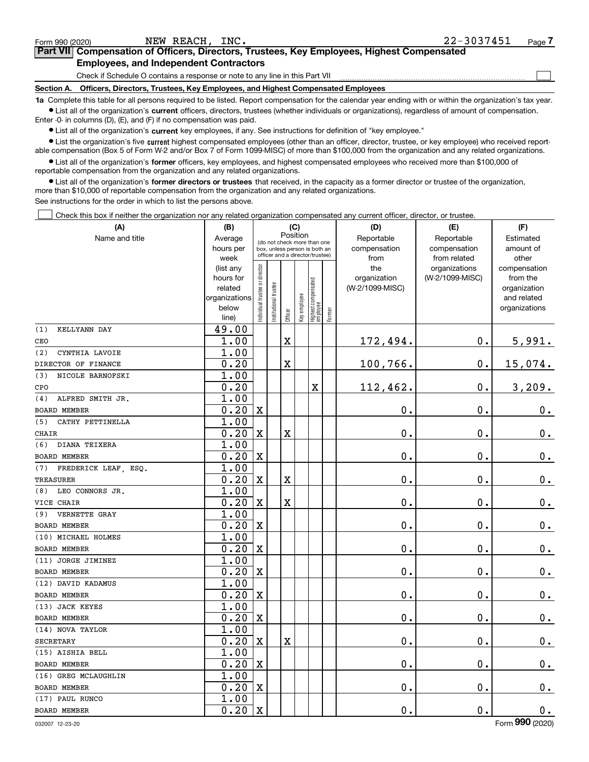Form 990 (2020) NEW REACH, INC. 22-3037451

**Part VII Compensation of Officers, Directors, Trustees, Key Employees, Highest Compensated Employees, and Independent Contractors**

Check if Schedule O contains a response or note to any line in this Part VII ☐

**Section A. Officers, Directors, Trustees, Key Employees, and Highest Compensated Employees**

**1a** Complete this table for all persons required to be listed. Report compensation for the calendar year ending with or within the organization's tax year.

- List all of the organization's **current** officers, directors, trustees (whether individuals or organizations), regardless of amount of compensation. Enter -0- in columns (D), (E), and (F) if no compensation was paid.
- List all of the organization's **current** key employees, if any. See instructions for definition of "key employee."
- List the organization's five **current** highest compensated employees (other than an officer, director, trustee, or key employee) who received reportable compensation (Box 5 of Form W-2 and/or Box 7 of Form 1099-MISC) of more than $100,000 from the organization and any related organizations.
- List all of the organization's **former** officers, key employees, and highest compensated employees who received more than $100,000 of reportable compensation from the organization and any related organizations.
- List all of the organization's **former directors or trustees** that received, in the capacity as a former director or trustee of the organization, more than $10,000 of reportable compensation from the organization and any related organizations.

See instructions for the order in which to list the persons above.

☐ Check this box if neither the organization nor any related organization compensated any current officer, director, or trustee.

| (A) Name and title | (B) Average hours per week (list any hours for related organizations below line) | (C) Position: Individual trustee or director | Institutional trustee | Officer | Key employee | Highest compensated employee | Former | (D) Reportable compensation from the organization (W-2/1099-MISC) | (E) Reportable compensation from related organizations (W-2/1099-MISC) | (F) Estimated amount of other compensation from the organization and related organizations |
|---|---|---|---|---|---|---|---|---|---|---|
| (1) KELLYANN DAY<br>CEO | 49.00<br>1.00 | | | X | | | | 172,494. | 0. | 5,991. |
| (2) CYNTHIA LAVOIE<br>DIRECTOR OF FINANCE | 1.00<br>0.20 | | | X | | | | 100,766. | 0. | 15,074. |
| (3) NICOLE BARNOFSKI<br>CPO | 1.00<br>0.20 | | | | | X | | 112,462. | 0. | 3,209. |
| (4) ALFRED SMITH JR.<br>BOARD MEMBER | 1.00<br>0.20 | X | | | | | | 0. | 0. | 0. |
| (5) CATHY PETTINELLA<br>CHAIR | 1.00<br>0.20 | X | | X | | | | 0. | 0. | 0. |
| (6) DIANA TEIXERA<br>BOARD MEMBER | 1.00<br>0.20 | X | | | | | | 0. | 0. | 0. |
| (7) FREDERICK LEAF, ESQ.<br>TREASURER | 1.00<br>0.20 | X | | X | | | | 0. | 0. | 0. |
| (8) LEO CONNORS JR.<br>VICE CHAIR | 1.00<br>0.20 | X | | X | | | | 0. | 0. | 0. |
| (9) VERNETTE GRAY<br>BOARD MEMBER | 1.00<br>0.20 | X | | | | | | 0. | 0. | 0. |
| (10) MICHAEL HOLMES<br>BOARD MEMBER | 1.00<br>0.20 | X | | | | | | 0. | 0. | 0. |
| (11) JORGE JIMINEZ<br>BOARD MEMBER | 1.00<br>0.20 | X | | | | | | 0. | 0. | 0. |
| (12) DAVID KADAMUS<br>BOARD MEMBER | 1.00<br>0.20 | X | | | | | | 0. | 0. | 0. |
| (13) JACK KEYES<br>BOARD MEMBER | 1.00<br>0.20 | X | | | | | | 0. | 0. | 0. |
| (14) NOVA TAYLOR<br>SECRETARY | 1.00<br>0.20 | X | | X | | | | 0. | 0. | 0. |
| (15) AISHIA BELL<br>BOARD MEMBER | 1.00<br>0.20 | X | | | | | | 0. | 0. | 0. |
| (16) GREG MCLAUGHLIN<br>BOARD MEMBER | 1.00<br>0.20 | X | | | | | | 0. | 0. | 0. |
| (17) PAUL RUNCO<br>BOARD MEMBER | 1.00<br>0.20 | X | | | | | | 0. | 0. | 0. |

032007 12-23-20 Form **990** (2020)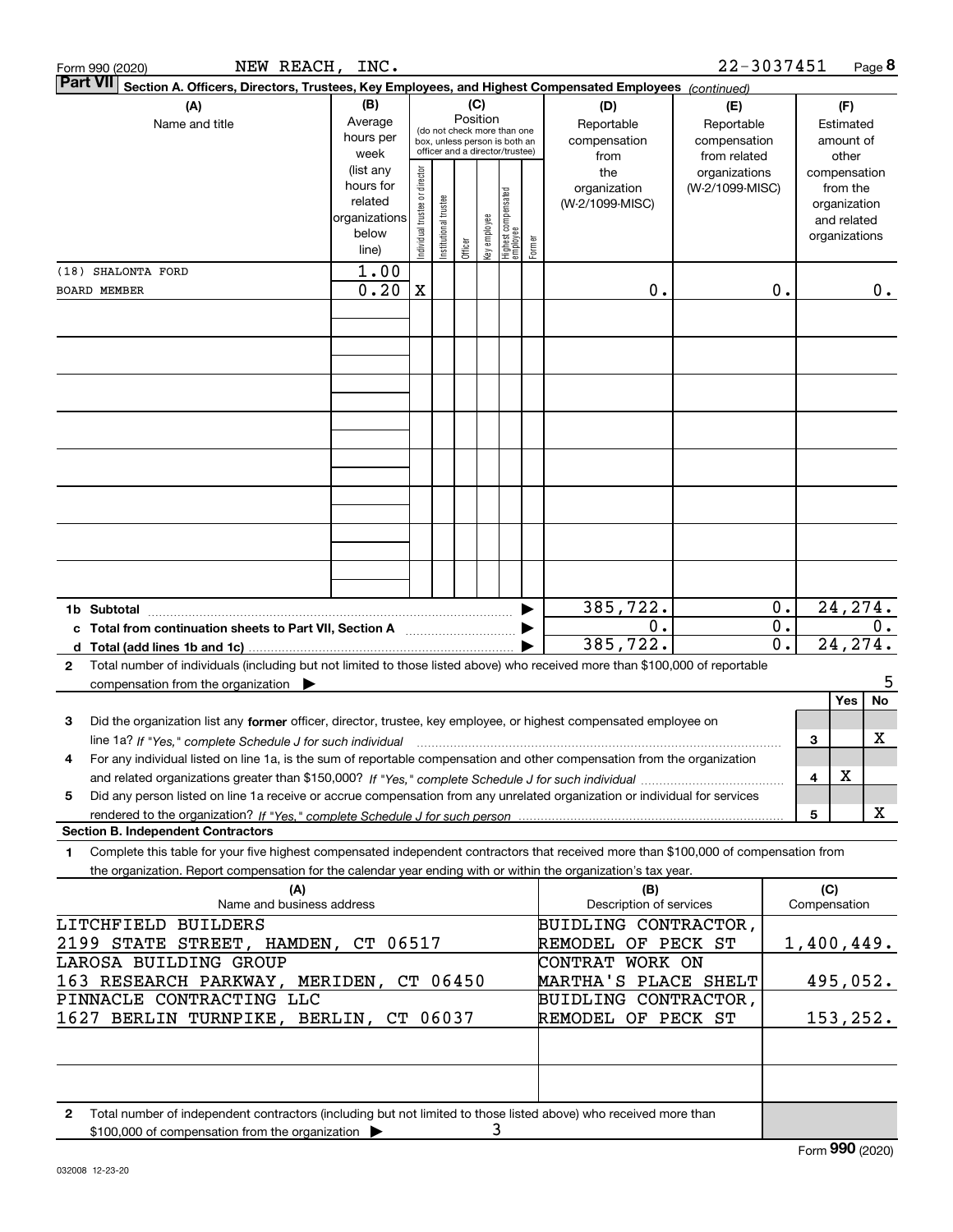Form 990 (2020) NEW REACH, INC. 22-3037451 Page 8

**Part VII** Section A. Officers, Directors, Trustees, Key Employees, and Highest Compensated Employees *(continued)*

| (A) Name and title | (B) Average hours per week (list any hours for related organizations below line) | (C) Position (do not check more than one box, unless person is both an officer and a director/trustee): Individual trustee or director | Institutional trustee | Officer | Key employee | Highest compensated employee | Former | (D) Reportable compensation from the organization (W-2/1099-MISC) | (E) Reportable compensation from related organizations (W-2/1099-MISC) | (F) Estimated amount of other compensation from the organization and related organizations |
|---|---|---|---|---|---|---|---|---|---|---|
| (18) SHALONTA FORD<br>BOARD MEMBER | 1.00<br>0.20 | X | | | | | | 0. | 0. | 0. |
| | | | | | | | | | | |
| | | | | | | | | | | |
| | | | | | | | | | | |
| | | | | | | | | | | |
| | | | | | | | | | | |
| | | | | | | | | | | |
| | | | | | | | | | | |
| | | | | | | | | | | |

| | (D) | (E) | (F) |
|---|---|---|---|
| **1b Subtotal** | 385,722. | 0. | 24,274. |
| **c Total from continuation sheets to Part VII, Section A** | 0. | 0. | 0. |
| **d Total (add lines 1b and 1c)** | 385,722. | 0. | 24,274. |

**2** Total number of individuals (including but not limited to those listed above) who received more than $100,000 of reportable compensation from the organization ▶ 5

| | | Yes | No |
|---|---|---|---|
| **3** Did the organization list any **former** officer, director, trustee, key employee, or highest compensated employee on line 1a? *If "Yes," complete Schedule J for such individual* | 3 | | X |
| **4** For any individual listed on line 1a, is the sum of reportable compensation and other compensation from the organization and related organizations greater than $150,000? *If "Yes," complete Schedule J for such individual* | 4 | X | |
| **5** Did any person listed on line 1a receive or accrue compensation from any unrelated organization or individual for services rendered to the organization? *If "Yes," complete Schedule J for such person* | 5 | | X |

**Section B. Independent Contractors**

**1** Complete this table for your five highest compensated independent contractors that received more than $100,000 of compensation from the organization. Report compensation for the calendar year ending with or within the organization's tax year.

| (A) Name and business address | (B) Description of services | (C) Compensation |
|---|---|---|
| LITCHFIELD BUILDERS<br>2199 STATE STREET, HAMDEN, CT 06517 | BUIDLING CONTRACTOR,<br>REMODEL OF PECK ST | 1,400,449. |
| LAROSA BUILDING GROUP<br>163 RESEARCH PARKWAY, MERIDEN, CT 06450 | CONTRAT WORK ON<br>MARTHA'S PLACE SHELT | 495,052. |
| PINNACLE CONTRACTING LLC<br>1627 BERLIN TURNPIKE, BERLIN, CT 06037 | BUIDLING CONTRACTOR,<br>REMODEL OF PECK ST | 153,252. |
| | | |
| | | |

**2** Total number of independent contractors (including but not limited to those listed above) who received more than $100,000 of compensation from the organization ▶ 3

Form **990** (2020)

032008 12-23-20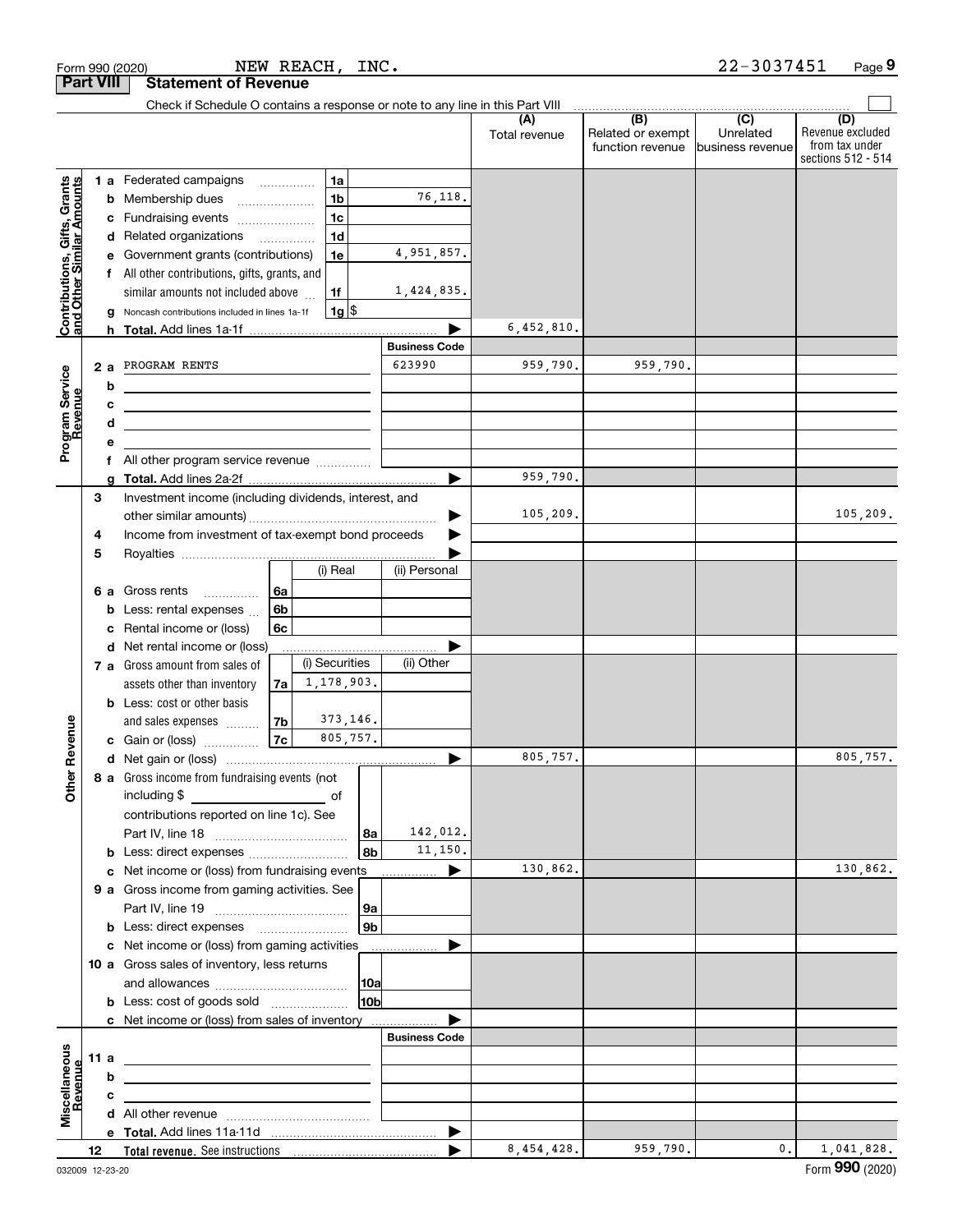Form 990 (2020) NEW REACH, INC. 22-3037451 Page 9

**Part VIII Statement of Revenue**

Check if Schedule O contains a response or note to any line in this Part VIII

| | | | | (A) Total revenue | (B) Related or exempt function revenue | (C) Unrelated business revenue | (D) Revenue excluded from tax under sections 512 - 514 |
|---|---|---|---|---|---|---|---|
| Contributions, Gifts, Grants and Other Similar Amounts | 1 a | Federated campaigns | 1a | | | | |
| | b | Membership dues | 1b 76,118. | | | | |
| | c | Fundraising events | 1c | | | | |
| | d | Related organizations | 1d | | | | |
| | e | Government grants (contributions) | 1e 4,951,857. | | | | |
| | f | All other contributions, gifts, grants, and similar amounts not included above | 1f 1,424,835. | | | | |
| | g | Noncash contributions included in lines 1a-1f | 1g $ | | | | |
| | h | **Total.** Add lines 1a-1f | | 6,452,810. | | | |
| | | | Business Code | | | | |
| Program Service Revenue | 2 a | PROGRAM RENTS | 623990 | 959,790. | 959,790. | | |
| | b | | | | | | |
| | c | | | | | | |
| | d | | | | | | |
| | e | | | | | | |
| | f | All other program service revenue | | | | | |
| | g | **Total.** Add lines 2a-2f | | 959,790. | | | |
| Other Revenue | 3 | Investment income (including dividends, interest, and other similar amounts) | | 105,209. | | | 105,209. |
| | 4 | Income from investment of tax-exempt bond proceeds | | | | | |
| | 5 | Royalties | | | | | |
| | | | (i) Real / (ii) Personal | | | | |
| | 6 a | Gross rents | 6a | | | | |
| | b | Less: rental expenses | 6b | | | | |
| | c | Rental income or (loss) | 6c | | | | |
| | d | Net rental income or (loss) | | | | | |
| | | | (i) Securities / (ii) Other | | | | |
| | 7 a | Gross amount from sales of assets other than inventory | 7a 1,178,903. | | | | |
| | b | Less: cost or other basis and sales expenses | 7b 373,146. | | | | |
| | c | Gain or (loss) | 7c 805,757. | | | | |
| | d | Net gain or (loss) | | 805,757. | | | 805,757. |
| | 8 a | Gross income from fundraising events (not including $ of contributions reported on line 1c). See Part IV, line 18 | 8a 142,012. | | | | |
| | b | Less: direct expenses | 8b 11,150. | | | | |
| | c | Net income or (loss) from fundraising events | | 130,862. | | | 130,862. |
| | 9 a | Gross income from gaming activities. See Part IV, line 19 | 9a | | | | |
| | b | Less: direct expenses | 9b | | | | |
| | c | Net income or (loss) from gaming activities | | | | | |
| | 10 a | Gross sales of inventory, less returns and allowances | 10a | | | | |
| | b | Less: cost of goods sold | 10b | | | | |
| | c | Net income or (loss) from sales of inventory | | | | | |
| | | | Business Code | | | | |
| Miscellaneous Revenue | 11 a | | | | | | |
| | b | | | | | | |
| | c | | | | | | |
| | d | All other revenue | | | | | |
| | e | **Total.** Add lines 11a-11d | | | | | |
| | 12 | **Total revenue.** See instructions | | 8,454,428. | 959,790. | 0. | 1,041,828. |

032009 12-23-20 Form **990** (2020)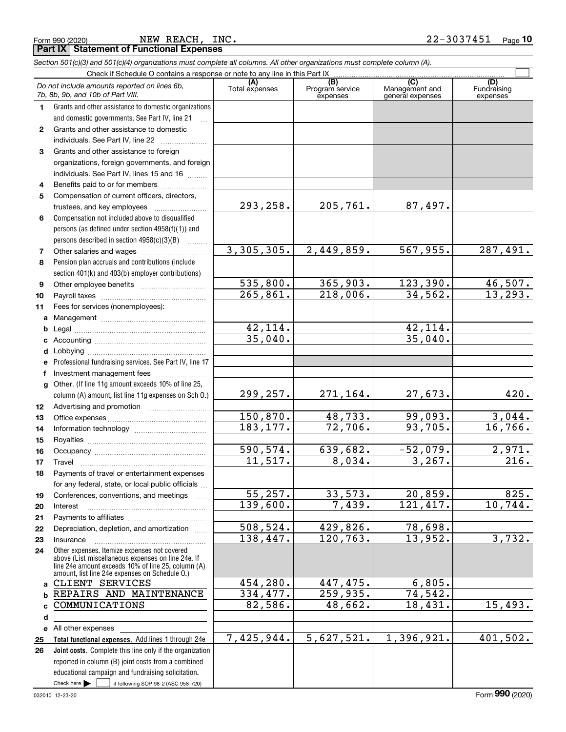Form 990 (2020) NEW REACH, INC. 22-3037451

## Part IX Statement of Functional Expenses

*Section 501(c)(3) and 501(c)(4) organizations must complete all columns. All other organizations must complete column (A).*

Check if Schedule O contains a response or note to any line in this Part IX ☐

| | *Do not include amounts reported on lines 6b, 7b, 8b, 9b, and 10b of Part VIII.* | (A) Total expenses | (B) Program service expenses | (C) Management and general expenses | (D) Fundraising expenses |
|---|---|---|---|---|---|
| 1 | Grants and other assistance to domestic organizations and domestic governments. See Part IV, line 21 | | | | |
| 2 | Grants and other assistance to domestic individuals. See Part IV, line 22 | | | | |
| 3 | Grants and other assistance to foreign organizations, foreign governments, and foreign individuals. See Part IV, lines 15 and 16 | | | | |
| 4 | Benefits paid to or for members | | | | |
| 5 | Compensation of current officers, directors, trustees, and key employees | 293,258. | 205,761. | 87,497. | |
| 6 | Compensation not included above to disqualified persons (as defined under section 4958(f)(1)) and persons described in section 4958(c)(3)(B) | | | | |
| 7 | Other salaries and wages | 3,305,305. | 2,449,859. | 567,955. | 287,491. |
| 8 | Pension plan accruals and contributions (include section 401(k) and 403(b) employer contributions) | | | | |
| 9 | Other employee benefits | 535,800. | 365,903. | 123,390. | 46,507. |
| 10 | Payroll taxes | 265,861. | 218,006. | 34,562. | 13,293. |
| 11 | Fees for services (nonemployees): | | | | |
| a | Management | | | | |
| b | Legal | 42,114. | | 42,114. | |
| c | Accounting | 35,040. | | 35,040. | |
| d | Lobbying | | | | |
| e | Professional fundraising services. See Part IV, line 17 | | | | |
| f | Investment management fees | | | | |
| g | Other. (If line 11g amount exceeds 10% of line 25, column (A) amount, list line 11g expenses on Sch O.) | 299,257. | 271,164. | 27,673. | 420. |
| 12 | Advertising and promotion | | | | |
| 13 | Office expenses | 150,870. | 48,733. | 99,093. | 3,044. |
| 14 | Information technology | 183,177. | 72,706. | 93,705. | 16,766. |
| 15 | Royalties | | | | |
| 16 | Occupancy | 590,574. | 639,682. | -52,079. | 2,971. |
| 17 | Travel | 11,517. | 8,034. | 3,267. | 216. |
| 18 | Payments of travel or entertainment expenses for any federal, state, or local public officials | | | | |
| 19 | Conferences, conventions, and meetings | 55,257. | 33,573. | 20,859. | 825. |
| 20 | Interest | 139,600. | 7,439. | 121,417. | 10,744. |
| 21 | Payments to affiliates | | | | |
| 22 | Depreciation, depletion, and amortization | 508,524. | 429,826. | 78,698. | |
| 23 | Insurance | 138,447. | 120,763. | 13,952. | 3,732. |
| 24 | Other expenses. Itemize expenses not covered above (List miscellaneous expenses on line 24e. If line 24e amount exceeds 10% of line 25, column (A) amount, list line 24e expenses on Schedule O.) | | | | |
| a | CLIENT SERVICES | 454,280. | 447,475. | 6,805. | |
| b | REPAIRS AND MAINTENANCE | 334,477. | 259,935. | 74,542. | |
| c | COMMUNICATIONS | 82,586. | 48,662. | 18,431. | 15,493. |
| d | | | | | |
| e | All other expenses | | | | |
| 25 | **Total functional expenses.** Add lines 1 through 24e | 7,425,944. | 5,627,521. | 1,396,921. | 401,502. |
| 26 | **Joint costs.** Complete this line only if the organization reported in column (B) joint costs from a combined educational campaign and fundraising solicitation. Check here ☐ if following SOP 98-2 (ASC 958-720) | | | | |

032010 12-23-20 Form **990** (2020)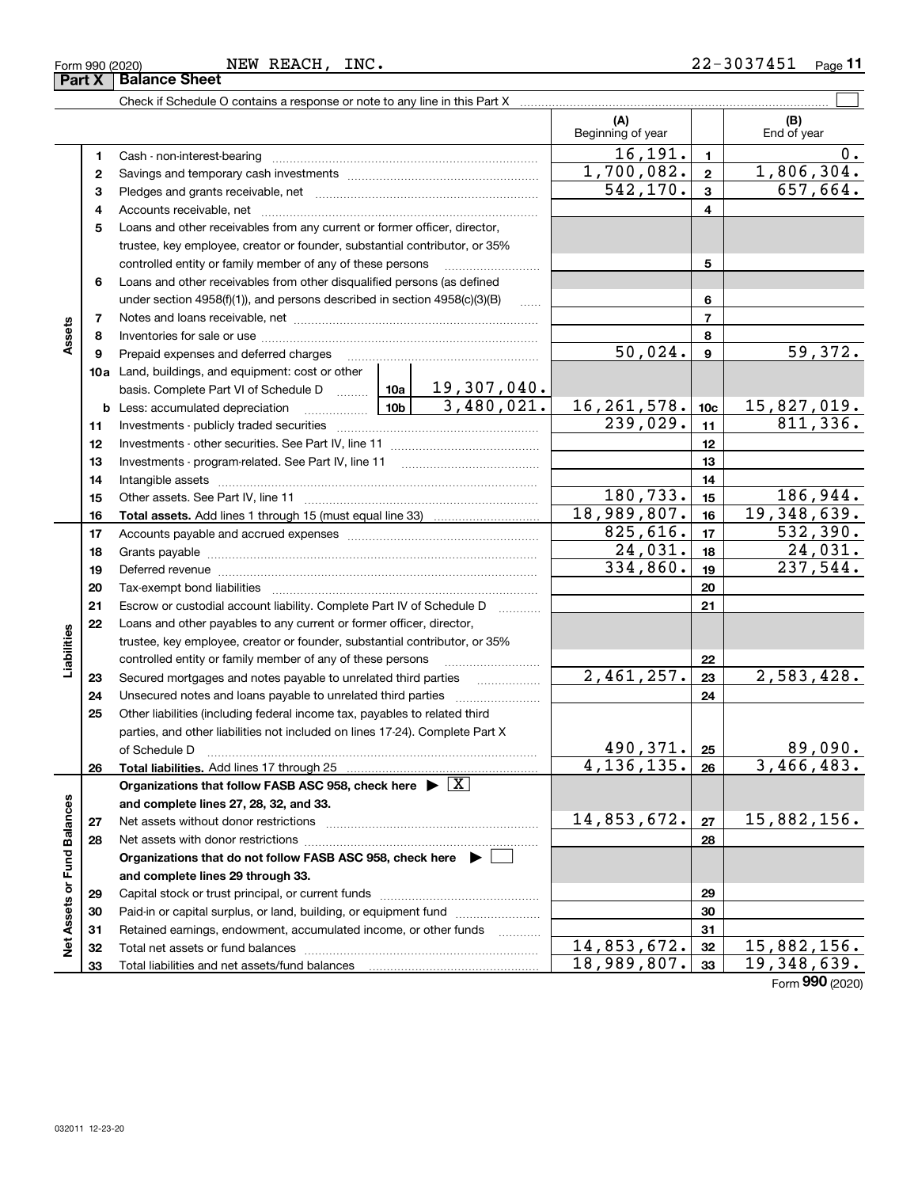Form 990 (2020) NEW REACH, INC. 22-3037451

## Part X Balance Sheet

Check if Schedule O contains a response or note to any line in this Part X

| | | | | (A) Beginning of year | | (B) End of year |
|---|---|---|---|---|---|---|
| **Assets** | 1 | Cash - non-interest-bearing | | 16,191. | 1 | 0. |
| | 2 | Savings and temporary cash investments | | 1,700,082. | 2 | 1,806,304. |
| | 3 | Pledges and grants receivable, net | | 542,170. | 3 | 657,664. |
| | 4 | Accounts receivable, net | | | 4 | |
| | 5 | Loans and other receivables from any current or former officer, director, trustee, key employee, creator or founder, substantial contributor, or 35% controlled entity or family member of any of these persons | | | 5 | |
| | 6 | Loans and other receivables from other disqualified persons (as defined under section 4958(f)(1)), and persons described in section 4958(c)(3)(B) | | | 6 | |
| | 7 | Notes and loans receivable, net | | | 7 | |
| | 8 | Inventories for sale or use | | | 8 | |
| | 9 | Prepaid expenses and deferred charges | | 50,024. | 9 | 59,372. |
| | 10a | Land, buildings, and equipment: cost or other basis. Complete Part VI of Schedule D | 10a 19,307,040. | | | |
| | b | Less: accumulated depreciation | 10b 3,480,021. | 16,261,578. | 10c | 15,827,019. |
| | 11 | Investments - publicly traded securities | | 239,029. | 11 | 811,336. |
| | 12 | Investments - other securities. See Part IV, line 11 | | | 12 | |
| | 13 | Investments - program-related. See Part IV, line 11 | | | 13 | |
| | 14 | Intangible assets | | | 14 | |
| | 15 | Other assets. See Part IV, line 11 | | 180,733. | 15 | 186,944. |
| | 16 | **Total assets.** Add lines 1 through 15 (must equal line 33) | | 18,989,807. | 16 | 19,348,639. |
| **Liabilities** | 17 | Accounts payable and accrued expenses | | 825,616. | 17 | 532,390. |
| | 18 | Grants payable | | 24,031. | 18 | 24,031. |
| | 19 | Deferred revenue | | 334,860. | 19 | 237,544. |
| | 20 | Tax-exempt bond liabilities | | | 20 | |
| | 21 | Escrow or custodial account liability. Complete Part IV of Schedule D | | | 21 | |
| | 22 | Loans and other payables to any current or former officer, director, trustee, key employee, creator or founder, substantial contributor, or 35% controlled entity or family member of any of these persons | | | 22 | |
| | 23 | Secured mortgages and notes payable to unrelated third parties | | 2,461,257. | 23 | 2,583,428. |
| | 24 | Unsecured notes and loans payable to unrelated third parties | | | 24 | |
| | 25 | Other liabilities (including federal income tax, payables to related third parties, and other liabilities not included on lines 17-24). Complete Part X of Schedule D | | 490,371. | 25 | 89,090. |
| | 26 | **Total liabilities.** Add lines 17 through 25 | | 4,136,135. | 26 | 3,466,483. |
| **Net Assets or Fund Balances** | | **Organizations that follow FASB ASC 958, check here ▶ [X] and complete lines 27, 28, 32, and 33.** | | | | |
| | 27 | Net assets without donor restrictions | | 14,853,672. | 27 | 15,882,156. |
| | 28 | Net assets with donor restrictions | | | 28 | |
| | | **Organizations that do not follow FASB ASC 958, check here ▶ [ ] and complete lines 29 through 33.** | | | | |
| | 29 | Capital stock or trust principal, or current funds | | | 29 | |
| | 30 | Paid-in or capital surplus, or land, building, or equipment fund | | | 30 | |
| | 31 | Retained earnings, endowment, accumulated income, or other funds | | | 31 | |
| | 32 | Total net assets or fund balances | | 14,853,672. | 32 | 15,882,156. |
| | 33 | Total liabilities and net assets/fund balances | | 18,989,807. | 33 | 19,348,639. |

Form **990** (2020)

032011 12-23-20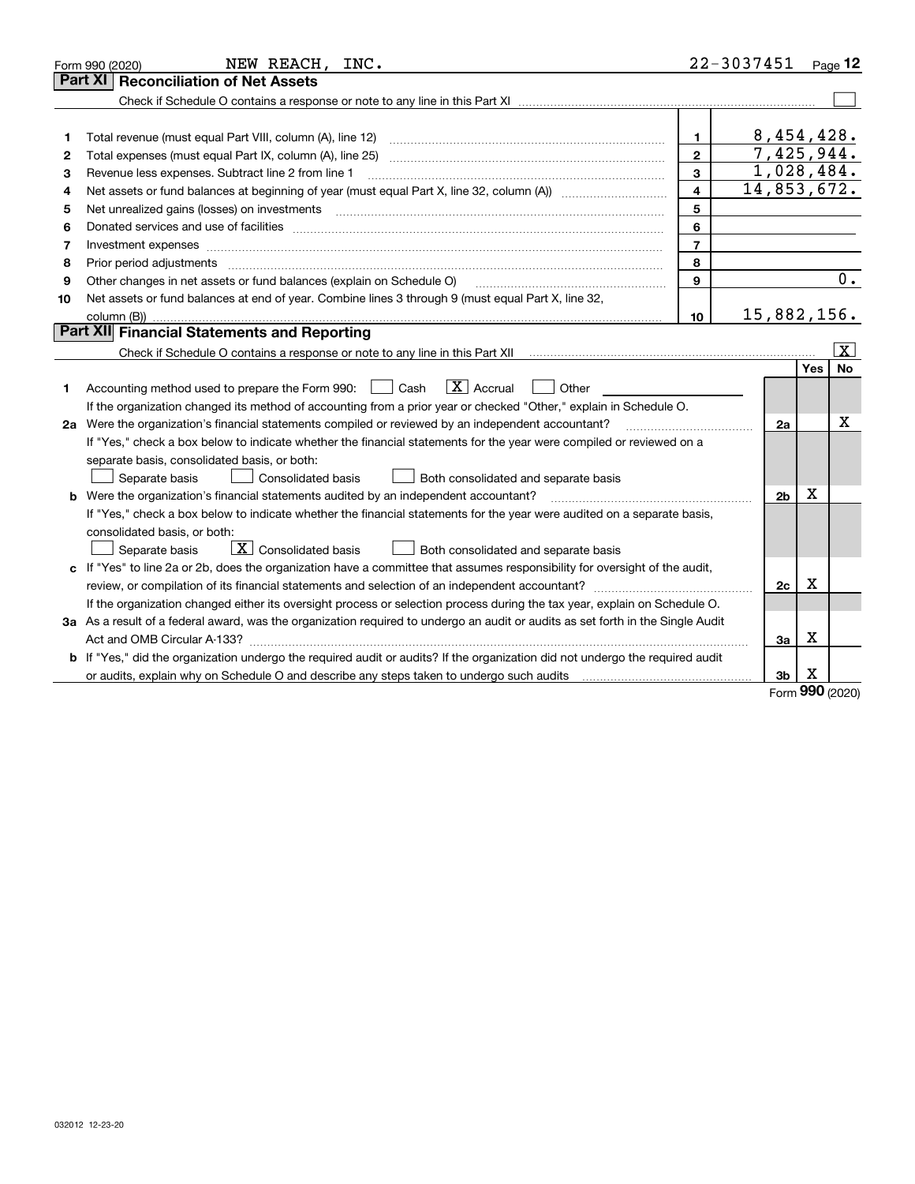Form 990 (2020) NEW REACH, INC. 22-3037451 Page 12

## Part XI Reconciliation of Net Assets

Check if Schedule O contains a response or note to any line in this Part XI [ ]

| | | | |
|---|---|---|---|
| 1 | Total revenue (must equal Part VIII, column (A), line 12) | 1 | 8,454,428. |
| 2 | Total expenses (must equal Part IX, column (A), line 25) | 2 | 7,425,944. |
| 3 | Revenue less expenses. Subtract line 2 from line 1 | 3 | 1,028,484. |
| 4 | Net assets or fund balances at beginning of year (must equal Part X, line 32, column (A)) | 4 | 14,853,672. |
| 5 | Net unrealized gains (losses) on investments | 5 | |
| 6 | Donated services and use of facilities | 6 | |
| 7 | Investment expenses | 7 | |
| 8 | Prior period adjustments | 8 | |
| 9 | Other changes in net assets or fund balances (explain on Schedule O) | 9 | 0. |
| 10 | Net assets or fund balances at end of year. Combine lines 3 through 9 (must equal Part X, line 32, column (B)) | 10 | 15,882,156. |

## Part XII Financial Statements and Reporting

Check if Schedule O contains a response or note to any line in this Part XII [X]

| | | | Yes | No |
|---|---|---|---|---|
| 1 | Accounting method used to prepare the Form 990: [ ] Cash [X] Accrual [ ] Other | | | |
| | If the organization changed its method of accounting from a prior year or checked "Other," explain in Schedule O. | | | |
| 2a | Were the organization's financial statements compiled or reviewed by an independent accountant? | 2a | | X |
| | If "Yes," check a box below to indicate whether the financial statements for the year were compiled or reviewed on a separate basis, consolidated basis, or both: [ ] Separate basis [ ] Consolidated basis [ ] Both consolidated and separate basis | | | |
| b | Were the organization's financial statements audited by an independent accountant? | 2b | X | |
| | If "Yes," check a box below to indicate whether the financial statements for the year were audited on a separate basis, consolidated basis, or both: [ ] Separate basis [X] Consolidated basis [ ] Both consolidated and separate basis | | | |
| c | If "Yes" to line 2a or 2b, does the organization have a committee that assumes responsibility for oversight of the audit, review, or compilation of its financial statements and selection of an independent accountant? | 2c | X | |
| | If the organization changed either its oversight process or selection process during the tax year, explain on Schedule O. | | | |
| 3a | As a result of a federal award, was the organization required to undergo an audit or audits as set forth in the Single Audit Act and OMB Circular A-133? | 3a | X | |
| b | If "Yes," did the organization undergo the required audit or audits? If the organization did not undergo the required audit or audits, explain why on Schedule O and describe any steps taken to undergo such audits | 3b | X | |

Form 990 (2020)

032012 12-23-20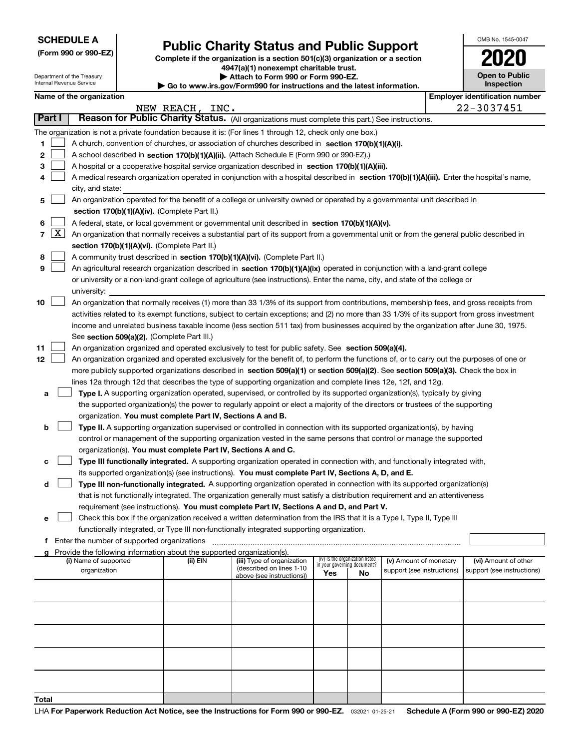**SCHEDULE A**
**(Form 990 or 990-EZ)**

Department of the Treasury
Internal Revenue Service

# Public Charity Status and Public Support

**Complete if the organization is a section 501(c)(3) organization or a section 4947(a)(1) nonexempt charitable trust.**
**▶ Attach to Form 990 or Form 990-EZ.**
**▶ Go to www.irs.gov/Form990 for instructions and the latest information.**

OMB No. 1545-0047

**2020**

**Open to Public Inspection**

**Name of the organization**
NEW REACH, INC.

**Employer identification number**
22-3037451

**Part I — Reason for Public Charity Status.** (All organizations must complete this part.) See instructions.

The organization is not a private foundation because it is: (For lines 1 through 12, check only one box.)

1. ☐ A church, convention of churches, or association of churches described in **section 170(b)(1)(A)(i).**
2. ☐ A school described in **section 170(b)(1)(A)(ii).** (Attach Schedule E (Form 990 or 990-EZ).)
3. ☐ A hospital or a cooperative hospital service organization described in **section 170(b)(1)(A)(iii).**
4. ☐ A medical research organization operated in conjunction with a hospital described in **section 170(b)(1)(A)(iii).** Enter the hospital's name, city, and state:
5. ☐ An organization operated for the benefit of a college or university owned or operated by a governmental unit described in **section 170(b)(1)(A)(iv).** (Complete Part II.)
6. ☐ A federal, state, or local government or governmental unit described in **section 170(b)(1)(A)(v).**
7. ☒ An organization that normally receives a substantial part of its support from a governmental unit or from the general public described in **section 170(b)(1)(A)(vi).** (Complete Part II.)
8. ☐ A community trust described in **section 170(b)(1)(A)(vi).** (Complete Part II.)
9. ☐ An agricultural research organization described in **section 170(b)(1)(A)(ix)** operated in conjunction with a land-grant college or university or a non-land-grant college of agriculture (see instructions). Enter the name, city, and state of the college or university:
10. ☐ An organization that normally receives (1) more than 33 1/3% of its support from contributions, membership fees, and gross receipts from activities related to its exempt functions, subject to certain exceptions; and (2) no more than 33 1/3% of its support from gross investment income and unrelated business taxable income (less section 511 tax) from businesses acquired by the organization after June 30, 1975. See **section 509(a)(2).** (Complete Part III.)
11. ☐ An organization organized and operated exclusively to test for public safety. See **section 509(a)(4).**
12. ☐ An organization organized and operated exclusively for the benefit of, to perform the functions of, or to carry out the purposes of one or more publicly supported organizations described in **section 509(a)(1)** or **section 509(a)(2)**. See **section 509(a)(3).** Check the box in lines 12a through 12d that describes the type of supporting organization and complete lines 12e, 12f, and 12g.
   - **a** ☐ **Type I.** A supporting organization operated, supervised, or controlled by its supported organization(s), typically by giving the supported organization(s) the power to regularly appoint or elect a majority of the directors or trustees of the supporting organization. **You must complete Part IV, Sections A and B.**
   - **b** ☐ **Type II.** A supporting organization supervised or controlled in connection with its supported organization(s), by having control or management of the supporting organization vested in the same persons that control or manage the supported organization(s). **You must complete Part IV, Sections A and C.**
   - **c** ☐ **Type III functionally integrated.** A supporting organization operated in connection with, and functionally integrated with, its supported organization(s) (see instructions). **You must complete Part IV, Sections A, D, and E.**
   - **d** ☐ **Type III non-functionally integrated.** A supporting organization operated in connection with its supported organization(s) that is not functionally integrated. The organization generally must satisfy a distribution requirement and an attentiveness requirement (see instructions). **You must complete Part IV, Sections A and D, and Part V.**
   - **e** ☐ Check this box if the organization received a written determination from the IRS that it is a Type I, Type II, Type III functionally integrated, or Type III non-functionally integrated supporting organization.
   - **f** Enter the number of supported organizations
   - **g** Provide the following information about the supported organization(s).

| (i) Name of supported organization | (ii) EIN | (iii) Type of organization (described on lines 1-10 above (see instructions)) | (iv) Is the organization listed in your governing document? Yes | No | (v) Amount of monetary support (see instructions) | (vi) Amount of other support (see instructions) |
|---|---|---|---|---|---|---|
| | | | | | | |
| | | | | | | |
| | | | | | | |
| | | | | | | |
| | | | | | | |
| **Total** | | | | | | |

LHA **For Paperwork Reduction Act Notice, see the Instructions for Form 990 or 990-EZ.** 032021 01-25-21 **Schedule A (Form 990 or 990-EZ) 2020**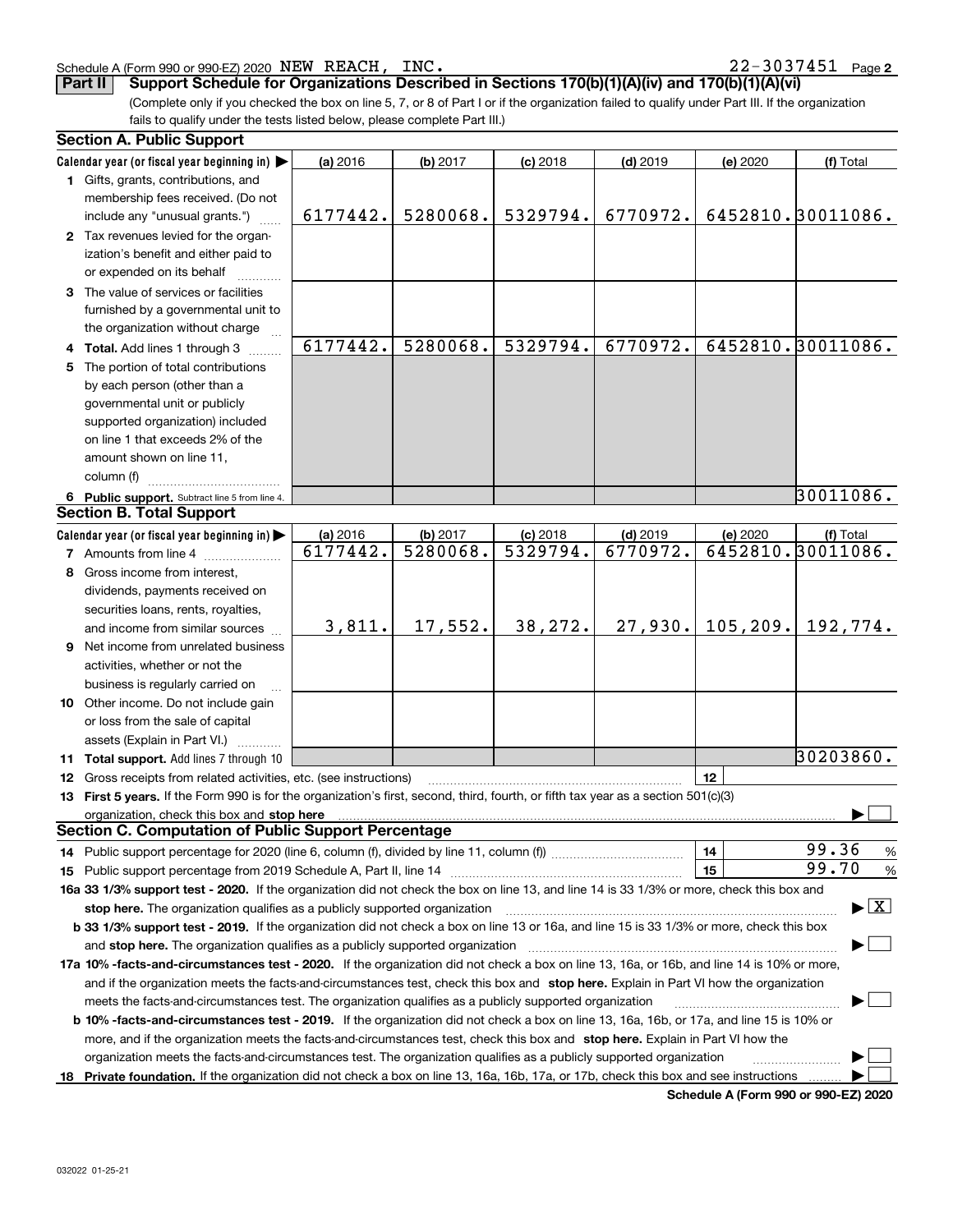Schedule A (Form 990 or 990-EZ) 2020 NEW REACH, INC. 22-3037451 Page 2

**Part II Support Schedule for Organizations Described in Sections 170(b)(1)(A)(iv) and 170(b)(1)(A)(vi)**

(Complete only if you checked the box on line 5, 7, or 8 of Part I or if the organization failed to qualify under Part III. If the organization fails to qualify under the tests listed below, please complete Part III.)

## Section A. Public Support

| Calendar year (or fiscal year beginning in) ▶ | (a) 2016 | (b) 2017 | (c) 2018 | (d) 2019 | (e) 2020 | (f) Total |
|---|---|---|---|---|---|---|
| 1 Gifts, grants, contributions, and membership fees received. (Do not include any "unusual grants.") | 6177442. | 5280068. | 5329794. | 6770972. | 6452810. | 30011086. |
| 2 Tax revenues levied for the organization's benefit and either paid to or expended on its behalf | | | | | | |
| 3 The value of services or facilities furnished by a governmental unit to the organization without charge | | | | | | |
| 4 Total. Add lines 1 through 3 | 6177442. | 5280068. | 5329794. | 6770972. | 6452810. | 30011086. |
| 5 The portion of total contributions by each person (other than a governmental unit or publicly supported organization) included on line 1 that exceeds 2% of the amount shown on line 11, column (f) | | | | | | |
| 6 Public support. Subtract line 5 from line 4. | | | | | | 30011086. |

## Section B. Total Support

| Calendar year (or fiscal year beginning in) ▶ | (a) 2016 | (b) 2017 | (c) 2018 | (d) 2019 | (e) 2020 | (f) Total |
|---|---|---|---|---|---|---|
| 7 Amounts from line 4 | 6177442. | 5280068. | 5329794. | 6770972. | 6452810. | 30011086. |
| 8 Gross income from interest, dividends, payments received on securities loans, rents, royalties, and income from similar sources | 3,811. | 17,552. | 38,272. | 27,930. | 105,209. | 192,774. |
| 9 Net income from unrelated business activities, whether or not the business is regularly carried on | | | | | | |
| 10 Other income. Do not include gain or loss from the sale of capital assets (Explain in Part VI.) | | | | | | |
| 11 Total support. Add lines 7 through 10 | | | | | | 30203860. |

12 Gross receipts from related activities, etc. (see instructions) | 12 |

13 **First 5 years.** If the Form 990 is for the organization's first, second, third, fourth, or fifth tax year as a section 501(c)(3) organization, check this box and **stop here** ▶ ☐

## Section C. Computation of Public Support Percentage

14 Public support percentage for 2020 (line 6, column (f), divided by line 11, column (f)) | 14 | 99.36 %

15 Public support percentage from 2019 Schedule A, Part II, line 14 | 15 | 99.70 %

**16a 33 1/3% support test - 2020.** If the organization did not check the box on line 13, and line 14 is 33 1/3% or more, check this box and **stop here.** The organization qualifies as a publicly supported organization ▶ ☒

**b 33 1/3% support test - 2019.** If the organization did not check a box on line 13 or 16a, and line 15 is 33 1/3% or more, check this box and **stop here.** The organization qualifies as a publicly supported organization ▶ ☐

**17a 10% -facts-and-circumstances test - 2020.** If the organization did not check a box on line 13, 16a, or 16b, and line 14 is 10% or more, and if the organization meets the facts-and-circumstances test, check this box and **stop here.** Explain in Part VI how the organization meets the facts-and-circumstances test. The organization qualifies as a publicly supported organization ▶ ☐

**b 10% -facts-and-circumstances test - 2019.** If the organization did not check a box on line 13, 16a, 16b, or 17a, and line 15 is 10% or more, and if the organization meets the facts-and-circumstances test, check this box and **stop here.** Explain in Part VI how the organization meets the facts-and-circumstances test. The organization qualifies as a publicly supported organization ▶ ☐

**18 Private foundation.** If the organization did not check a box on line 13, 16a, 16b, 17a, or 17b, check this box and see instructions ▶ ☐

**Schedule A (Form 990 or 990-EZ) 2020**

032022 01-25-21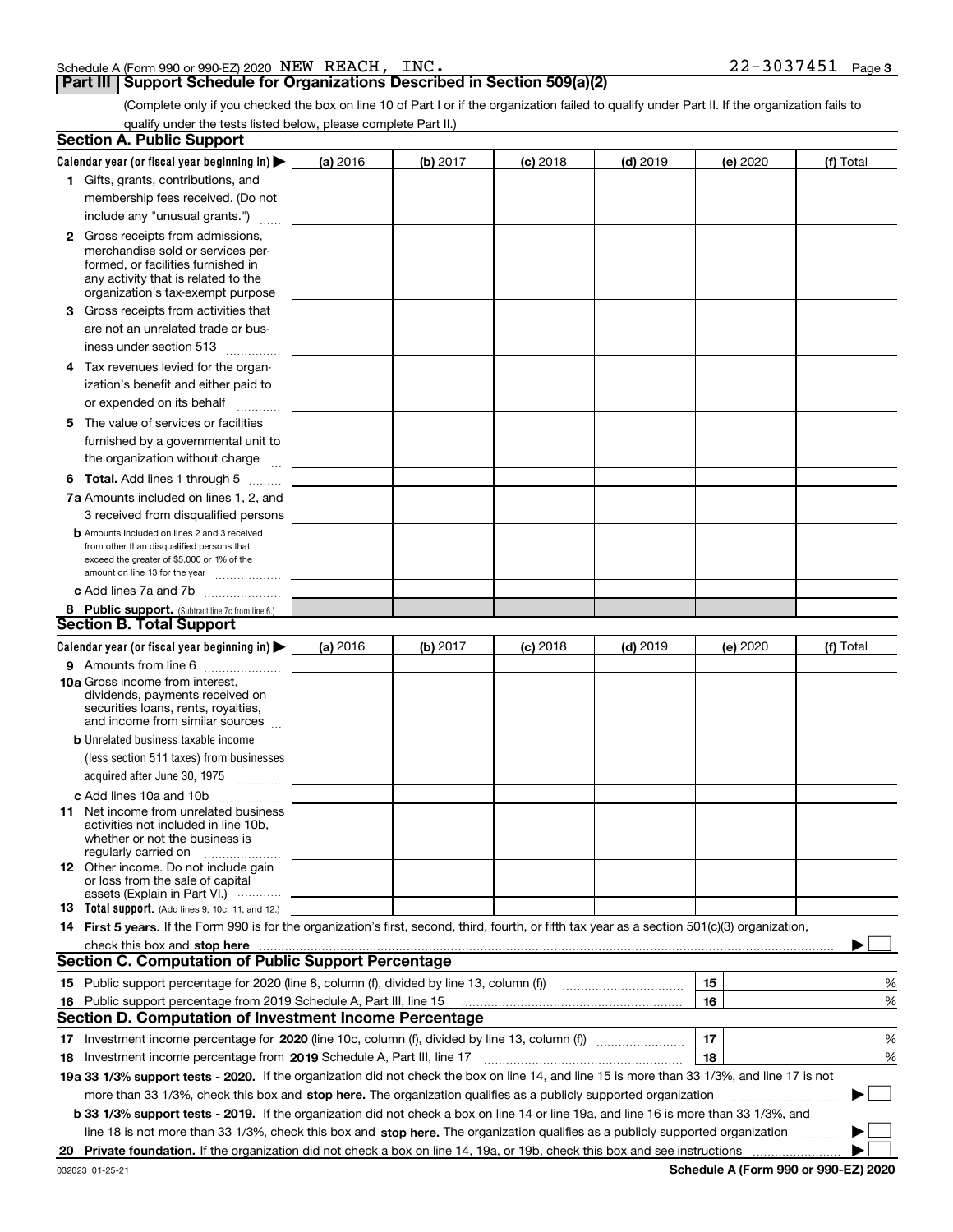Schedule A (Form 990 or 990-EZ) 2020 NEW REACH, INC. 22-3037451 Page 3

## Part III Support Schedule for Organizations Described in Section 509(a)(2)

(Complete only if you checked the box on line 10 of Part I or if the organization failed to qualify under Part II. If the organization fails to qualify under the tests listed below, please complete Part II.)

### Section A. Public Support

| Calendar year (or fiscal year beginning in) ▶ | (a) 2016 | (b) 2017 | (c) 2018 | (d) 2019 | (e) 2020 | (f) Total |
|---|---|---|---|---|---|---|
| **1** Gifts, grants, contributions, and membership fees received. (Do not include any "unusual grants.") | | | | | | |
| **2** Gross receipts from admissions, merchandise sold or services performed, or facilities furnished in any activity that is related to the organization's tax-exempt purpose | | | | | | |
| **3** Gross receipts from activities that are not an unrelated trade or business under section 513 | | | | | | |
| **4** Tax revenues levied for the organization's benefit and either paid to or expended on its behalf | | | | | | |
| **5** The value of services or facilities furnished by a governmental unit to the organization without charge | | | | | | |
| **6 Total.** Add lines 1 through 5 | | | | | | |
| **7a** Amounts included on lines 1, 2, and 3 received from disqualified persons | | | | | | |
| **b** Amounts included on lines 2 and 3 received from other than disqualified persons that exceed the greater of $5,000 or 1% of the amount on line 13 for the year | | | | | | |
| **c** Add lines 7a and 7b | | | | | | |
| **8 Public support.** (Subtract line 7c from line 6.) | | | | | | |

### Section B. Total Support

| Calendar year (or fiscal year beginning in) ▶ | (a) 2016 | (b) 2017 | (c) 2018 | (d) 2019 | (e) 2020 | (f) Total |
|---|---|---|---|---|---|---|
| **9** Amounts from line 6 | | | | | | |
| **10a** Gross income from interest, dividends, payments received on securities loans, rents, royalties, and income from similar sources | | | | | | |
| **b** Unrelated business taxable income (less section 511 taxes) from businesses acquired after June 30, 1975 | | | | | | |
| **c** Add lines 10a and 10b | | | | | | |
| **11** Net income from unrelated business activities not included in line 10b, whether or not the business is regularly carried on | | | | | | |
| **12** Other income. Do not include gain or loss from the sale of capital assets (Explain in Part VI.) | | | | | | |
| **13 Total support.** (Add lines 9, 10c, 11, and 12.) | | | | | | |

**14 First 5 years.** If the Form 990 is for the organization's first, second, third, fourth, or fifth tax year as a section 501(c)(3) organization, check this box and **stop here** ▶ ☐

### Section C. Computation of Public Support Percentage

| | | | |
|---|---|---|---|
| **15** | Public support percentage for 2020 (line 8, column (f), divided by line 13, column (f)) | 15 | % |
| **16** | Public support percentage from 2019 Schedule A, Part III, line 15 | 16 | % |

### Section D. Computation of Investment Income Percentage

| | | | |
|---|---|---|---|
| **17** | Investment income percentage for **2020** (line 10c, column (f), divided by line 13, column (f)) | 17 | % |
| **18** | Investment income percentage from **2019** Schedule A, Part III, line 17 | 18 | % |

**19a 33 1/3% support tests - 2020.** If the organization did not check the box on line 14, and line 15 is more than 33 1/3%, and line 17 is not more than 33 1/3%, check this box and **stop here.** The organization qualifies as a publicly supported organization ▶ ☐

**b 33 1/3% support tests - 2019.** If the organization did not check a box on line 14 or line 19a, and line 16 is more than 33 1/3%, and line 18 is not more than 33 1/3%, check this box and **stop here.** The organization qualifies as a publicly supported organization ▶ ☐

**20 Private foundation.** If the organization did not check a box on line 14, 19a, or 19b, check this box and see instructions ▶ ☐

032023 01-25-21 **Schedule A (Form 990 or 990-EZ) 2020**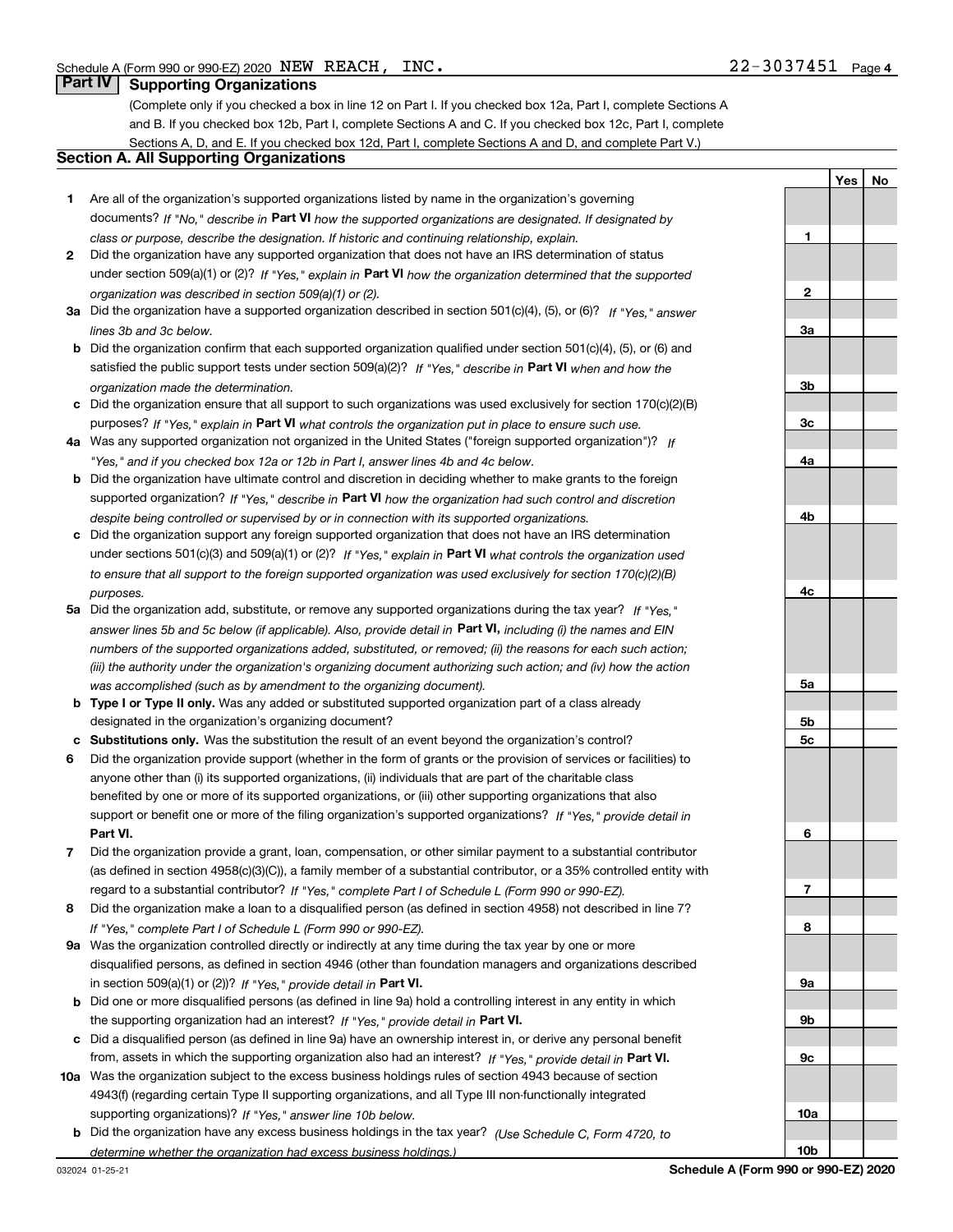Schedule A (Form 990 or 990-EZ) 2020 NEW REACH, INC. 22-3037451 Page 4

## Part IV Supporting Organizations

(Complete only if you checked a box in line 12 on Part I. If you checked box 12a, Part I, complete Sections A and B. If you checked box 12b, Part I, complete Sections A and C. If you checked box 12c, Part I, complete Sections A, D, and E. If you checked box 12d, Part I, complete Sections A and D, and complete Part V.)

### Section A. All Supporting Organizations

| | | | Yes | No |
|---|---|---|---|---|
| 1 | Are all of the organization's supported organizations listed by name in the organization's governing documents? *If "No," describe in* **Part VI** *how the supported organizations are designated. If designated by class or purpose, describe the designation. If historic and continuing relationship, explain.* | 1 | | |
| 2 | Did the organization have any supported organization that does not have an IRS determination of status under section 509(a)(1) or (2)? *If "Yes," explain in* **Part VI** *how the organization determined that the supported organization was described in section 509(a)(1) or (2).* | 2 | | |
| 3a | Did the organization have a supported organization described in section 501(c)(4), (5), or (6)? *If "Yes," answer lines 3b and 3c below.* | 3a | | |
| b | Did the organization confirm that each supported organization qualified under section 501(c)(4), (5), or (6) and satisfied the public support tests under section 509(a)(2)? *If "Yes," describe in* **Part VI** *when and how the organization made the determination.* | 3b | | |
| c | Did the organization ensure that all support to such organizations was used exclusively for section 170(c)(2)(B) purposes? *If "Yes," explain in* **Part VI** *what controls the organization put in place to ensure such use.* | 3c | | |
| 4a | Was any supported organization not organized in the United States ("foreign supported organization")? *If "Yes," and if you checked box 12a or 12b in Part I, answer lines 4b and 4c below.* | 4a | | |
| b | Did the organization have ultimate control and discretion in deciding whether to make grants to the foreign supported organization? *If "Yes," describe in* **Part VI** *how the organization had such control and discretion despite being controlled or supervised by or in connection with its supported organizations.* | 4b | | |
| c | Did the organization support any foreign supported organization that does not have an IRS determination under sections 501(c)(3) and 509(a)(1) or (2)? *If "Yes," explain in* **Part VI** *what controls the organization used to ensure that all support to the foreign supported organization was used exclusively for section 170(c)(2)(B) purposes.* | 4c | | |
| 5a | Did the organization add, substitute, or remove any supported organizations during the tax year? *If "Yes," answer lines 5b and 5c below (if applicable). Also, provide detail in* **Part VI,** *including (i) the names and EIN numbers of the supported organizations added, substituted, or removed; (ii) the reasons for each such action; (iii) the authority under the organization's organizing document authorizing such action; and (iv) how the action was accomplished (such as by amendment to the organizing document).* | 5a | | |
| b | **Type I or Type II only.** Was any added or substituted supported organization part of a class already designated in the organization's organizing document? | 5b | | |
| c | **Substitutions only.** Was the substitution the result of an event beyond the organization's control? | 5c | | |
| 6 | Did the organization provide support (whether in the form of grants or the provision of services or facilities) to anyone other than (i) its supported organizations, (ii) individuals that are part of the charitable class benefited by one or more of its supported organizations, or (iii) other supporting organizations that also support or benefit one or more of the filing organization's supported organizations? *If "Yes," provide detail in* **Part VI.** | 6 | | |
| 7 | Did the organization provide a grant, loan, compensation, or other similar payment to a substantial contributor (as defined in section 4958(c)(3)(C)), a family member of a substantial contributor, or a 35% controlled entity with regard to a substantial contributor? *If "Yes," complete Part I of Schedule L (Form 990 or 990-EZ).* | 7 | | |
| 8 | Did the organization make a loan to a disqualified person (as defined in section 4958) not described in line 7? *If "Yes," complete Part I of Schedule L (Form 990 or 990-EZ).* | 8 | | |
| 9a | Was the organization controlled directly or indirectly at any time during the tax year by one or more disqualified persons, as defined in section 4946 (other than foundation managers and organizations described in section 509(a)(1) or (2))? *If "Yes," provide detail in* **Part VI.** | 9a | | |
| b | Did one or more disqualified persons (as defined in line 9a) hold a controlling interest in any entity in which the supporting organization had an interest? *If "Yes," provide detail in* **Part VI.** | 9b | | |
| c | Did a disqualified person (as defined in line 9a) have an ownership interest in, or derive any personal benefit from, assets in which the supporting organization also had an interest? *If "Yes," provide detail in* **Part VI.** | 9c | | |
| 10a | Was the organization subject to the excess business holdings rules of section 4943 because of section 4943(f) (regarding certain Type II supporting organizations, and all Type III non-functionally integrated supporting organizations)? *If "Yes," answer line 10b below.* | 10a | | |
| b | Did the organization have any excess business holdings in the tax year? *(Use Schedule C, Form 4720, to determine whether the organization had excess business holdings.)* | 10b | | |

032024 01-25-21 **Schedule A (Form 990 or 990-EZ) 2020**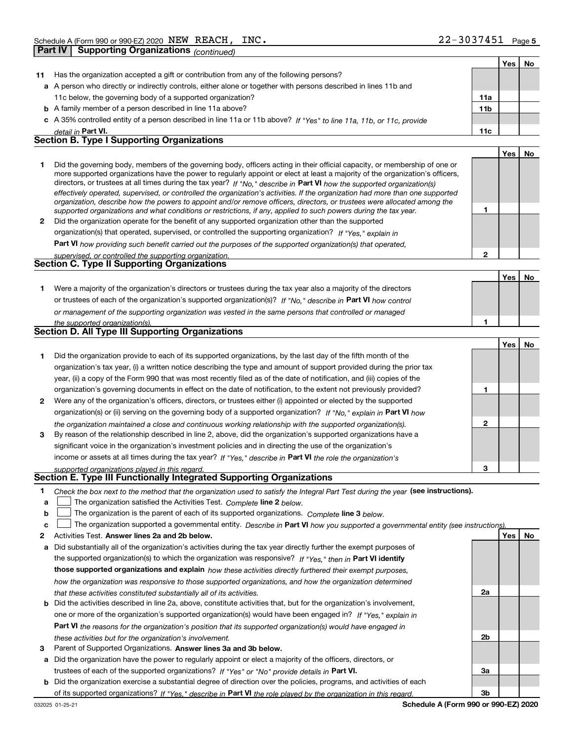Schedule A (Form 990 or 990-EZ) 2020 NEW REACH, INC. 22-3037451 Page 5

**Part IV | Supporting Organizations** *(continued)*

| | | | Yes | No |
|---|---|---|---|---|
| **11** | Has the organization accepted a gift or contribution from any of the following persons? | | | |
| **a** | A person who directly or indirectly controls, either alone or together with persons described in lines 11b and 11c below, the governing body of a supported organization? | **11a** | | |
| **b** | A family member of a person described in line 11a above? | **11b** | | |
| **c** | A 35% controlled entity of a person described in line 11a or 11b above? *If "Yes" to line 11a, 11b, or 11c, provide detail in* **Part VI.** | **11c** | | |

## Section B. Type I Supporting Organizations

| | | | Yes | No |
|---|---|---|---|---|
| **1** | Did the governing body, members of the governing body, officers acting in their official capacity, or membership of one or more supported organizations have the power to regularly appoint or elect at least a majority of the organization's officers, directors, or trustees at all times during the tax year? *If "No," describe in* **Part VI** *how the supported organization(s) effectively operated, supervised, or controlled the organization's activities. If the organization had more than one supported organization, describe how the powers to appoint and/or remove officers, directors, or trustees were allocated among the supported organizations and what conditions or restrictions, if any, applied to such powers during the tax year.* | **1** | | |
| **2** | Did the organization operate for the benefit of any supported organization other than the supported organization(s) that operated, supervised, or controlled the supporting organization? *If "Yes," explain in* **Part VI** *how providing such benefit carried out the purposes of the supported organization(s) that operated, supervised, or controlled the supporting organization.* | **2** | | |

## Section C. Type II Supporting Organizations

| | | | Yes | No |
|---|---|---|---|---|
| **1** | Were a majority of the organization's directors or trustees during the tax year also a majority of the directors or trustees of each of the organization's supported organization(s)? *If "No," describe in* **Part VI** *how control or management of the supporting organization was vested in the same persons that controlled or managed the supported organization(s).* | **1** | | |

## Section D. All Type III Supporting Organizations

| | | | Yes | No |
|---|---|---|---|---|
| **1** | Did the organization provide to each of its supported organizations, by the last day of the fifth month of the organization's tax year, (i) a written notice describing the type and amount of support provided during the prior tax year, (ii) a copy of the Form 990 that was most recently filed as of the date of notification, and (iii) copies of the organization's governing documents in effect on the date of notification, to the extent not previously provided? | **1** | | |
| **2** | Were any of the organization's officers, directors, or trustees either (i) appointed or elected by the supported organization(s) or (ii) serving on the governing body of a supported organization? *If "No," explain in* **Part VI** *how the organization maintained a close and continuous working relationship with the supported organization(s).* | **2** | | |
| **3** | By reason of the relationship described in line 2, above, did the organization's supported organizations have a significant voice in the organization's investment policies and in directing the use of the organization's income or assets at all times during the tax year? *If "Yes," describe in* **Part VI** *the role the organization's supported organizations played in this regard.* | **3** | | |

## Section E. Type III Functionally Integrated Supporting Organizations

**1** *Check the box next to the method that the organization used to satisfy the Integral Part Test during the year* **(see instructions).**

- **a** ☐ The organization satisfied the Activities Test. *Complete* **line 2** *below.*
- **b** ☐ The organization is the parent of each of its supported organizations. *Complete* **line 3** *below.*
- **c** ☐ The organization supported a governmental entity. *Describe in* **Part VI** *how you supported a governmental entity (see instructions).*

| | | | Yes | No |
|---|---|---|---|---|
| **2** | Activities Test. **Answer lines 2a and 2b below.** | | | |
| **a** | Did substantially all of the organization's activities during the tax year directly further the exempt purposes of the supported organization(s) to which the organization was responsive? *If "Yes," then in* **Part VI identify those supported organizations and explain** *how these activities directly furthered their exempt purposes, how the organization was responsive to those supported organizations, and how the organization determined that these activities constituted substantially all of its activities.* | **2a** | | |
| **b** | Did the activities described in line 2a, above, constitute activities that, but for the organization's involvement, one or more of the organization's supported organization(s) would have been engaged in? *If "Yes," explain in* **Part VI** *the reasons for the organization's position that its supported organization(s) would have engaged in these activities but for the organization's involvement.* | **2b** | | |
| **3** | Parent of Supported Organizations. **Answer lines 3a and 3b below.** | | | |
| **a** | Did the organization have the power to regularly appoint or elect a majority of the officers, directors, or trustees of each of the supported organizations? *If "Yes" or "No" provide details in* **Part VI.** | **3a** | | |
| **b** | Did the organization exercise a substantial degree of direction over the policies, programs, and activities of each of its supported organizations? *If "Yes," describe in* **Part VI** *the role played by the organization in this regard.* | **3b** | | |

032025 01-25-21 **Schedule A (Form 990 or 990-EZ) 2020**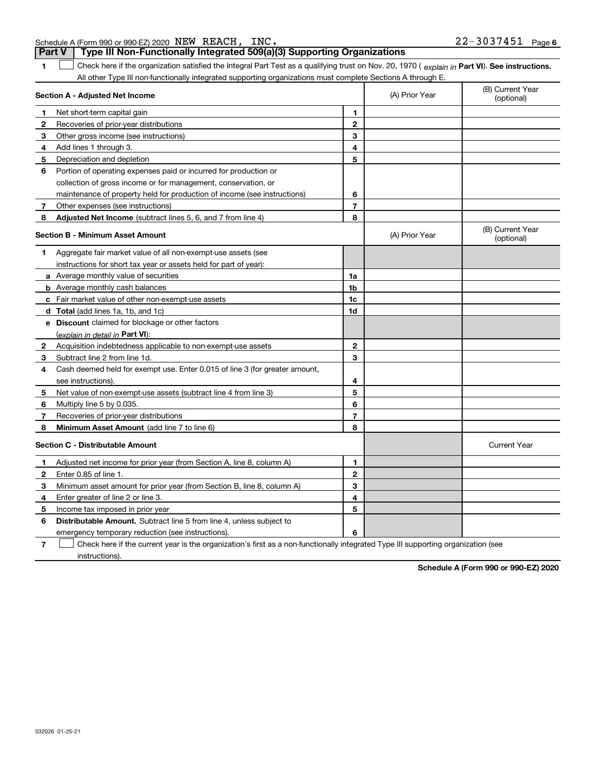Schedule A (Form 990 or 990-EZ) 2020 NEW REACH, INC. 22-3037451 Page 6

## Part V Type III Non-Functionally Integrated 509(a)(3) Supporting Organizations

**1** ☐ Check here if the organization satisfied the Integral Part Test as a qualifying trust on Nov. 20, 1970 ( *explain in* **Part VI**). **See instructions.** All other Type III non-functionally integrated supporting organizations must complete Sections A through E.

| **Section A - Adjusted Net Income** | | | (A) Prior Year | (B) Current Year (optional) |
|---|---|---|---|---|
| **1** | Net short-term capital gain | **1** | | |
| **2** | Recoveries of prior-year distributions | **2** | | |
| **3** | Other gross income (see instructions) | **3** | | |
| **4** | Add lines 1 through 3. | **4** | | |
| **5** | Depreciation and depletion | **5** | | |
| **6** | Portion of operating expenses paid or incurred for production or collection of gross income or for management, conservation, or maintenance of property held for production of income (see instructions) | **6** | | |
| **7** | Other expenses (see instructions) | **7** | | |
| **8** | **Adjusted Net Income** (subtract lines 5, 6, and 7 from line 4) | **8** | | |

| **Section B - Minimum Asset Amount** | | | (A) Prior Year | (B) Current Year (optional) |
|---|---|---|---|---|
| **1** | Aggregate fair market value of all non-exempt-use assets (see instructions for short tax year or assets held for part of year): | | | |
| **a** | Average monthly value of securities | **1a** | | |
| **b** | Average monthly cash balances | **1b** | | |
| **c** | Fair market value of other non-exempt-use assets | **1c** | | |
| **d** | **Total** (add lines 1a, 1b, and 1c) | **1d** | | |
| **e** | **Discount** claimed for blockage or other factors (*explain in detail in* **Part VI**): | | | |
| **2** | Acquisition indebtedness applicable to non-exempt-use assets | **2** | | |
| **3** | Subtract line 2 from line 1d. | **3** | | |
| **4** | Cash deemed held for exempt use. Enter 0.015 of line 3 (for greater amount, see instructions). | **4** | | |
| **5** | Net value of non-exempt-use assets (subtract line 4 from line 3) | **5** | | |
| **6** | Multiply line 5 by 0.035. | **6** | | |
| **7** | Recoveries of prior-year distributions | **7** | | |
| **8** | **Minimum Asset Amount** (add line 7 to line 6) | **8** | | |

| **Section C - Distributable Amount** | | | | Current Year |
|---|---|---|---|---|
| **1** | Adjusted net income for prior year (from Section A, line 8, column A) | **1** | | |
| **2** | Enter 0.85 of line 1. | **2** | | |
| **3** | Minimum asset amount for prior year (from Section B, line 8, column A) | **3** | | |
| **4** | Enter greater of line 2 or line 3. | **4** | | |
| **5** | Income tax imposed in prior year | **5** | | |
| **6** | **Distributable Amount.** Subtract line 5 from line 4, unless subject to emergency temporary reduction (see instructions). | **6** | | |

**7** ☐ Check here if the current year is the organization's first as a non-functionally integrated Type III supporting organization (see instructions).

**Schedule A (Form 990 or 990-EZ) 2020**

032026 01-25-21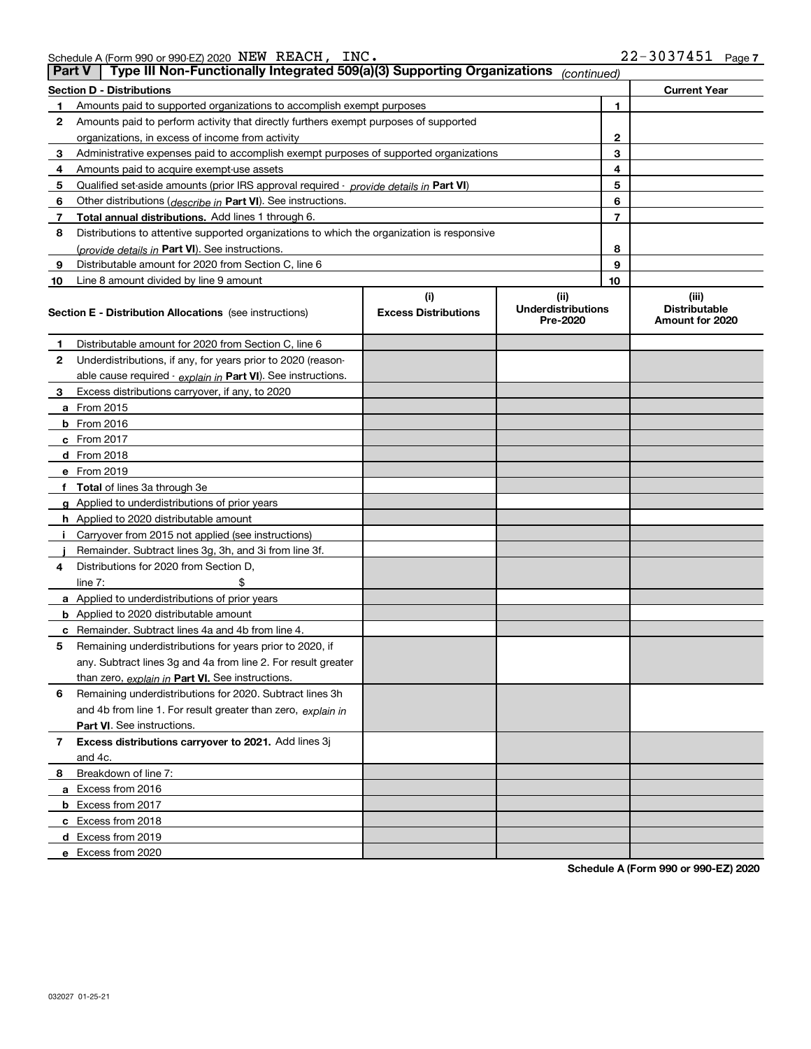Schedule A (Form 990 or 990-EZ) 2020 NEW REACH, INC. 22-3037451

## Part V | Type III Non-Functionally Integrated 509(a)(3) Supporting Organizations *(continued)*

| Section D - Distributions | | | Current Year |
|---|---|---|---|
| 1 | Amounts paid to supported organizations to accomplish exempt purposes | 1 | |
| 2 | Amounts paid to perform activity that directly furthers exempt purposes of supported organizations, in excess of income from activity | 2 | |
| 3 | Administrative expenses paid to accomplish exempt purposes of supported organizations | 3 | |
| 4 | Amounts paid to acquire exempt-use assets | 4 | |
| 5 | Qualified set-aside amounts (prior IRS approval required - *provide details in* **Part VI**) | 5 | |
| 6 | Other distributions (*describe in* **Part VI**). See instructions. | 6 | |
| 7 | **Total annual distributions.** Add lines 1 through 6. | 7 | |
| 8 | Distributions to attentive supported organizations to which the organization is responsive (*provide details in* **Part VI**). See instructions. | 8 | |
| 9 | Distributable amount for 2020 from Section C, line 6 | 9 | |
| 10 | Line 8 amount divided by line 9 amount | 10 | |

| | Section E - Distribution Allocations (see instructions) | (i) Excess Distributions | (ii) Underdistributions Pre-2020 | (iii) Distributable Amount for 2020 |
|---|---|---|---|---|
| 1 | Distributable amount for 2020 from Section C, line 6 | | | |
| 2 | Underdistributions, if any, for years prior to 2020 (reasonable cause required - *explain in* **Part VI**). See instructions. | | | |
| 3 | Excess distributions carryover, if any, to 2020 | | | |
| a | From 2015 | | | |
| b | From 2016 | | | |
| c | From 2017 | | | |
| d | From 2018 | | | |
| e | From 2019 | | | |
| f | **Total** of lines 3a through 3e | | | |
| g | Applied to underdistributions of prior years | | | |
| h | Applied to 2020 distributable amount | | | |
| i | Carryover from 2015 not applied (see instructions) | | | |
| j | Remainder. Subtract lines 3g, 3h, and 3i from line 3f. | | | |
| 4 | Distributions for 2020 from Section D, line 7: $ | | | |
| a | Applied to underdistributions of prior years | | | |
| b | Applied to 2020 distributable amount | | | |
| c | Remainder. Subtract lines 4a and 4b from line 4. | | | |
| 5 | Remaining underdistributions for years prior to 2020, if any. Subtract lines 3g and 4a from line 2. For result greater than zero, *explain in* **Part VI.** See instructions. | | | |
| 6 | Remaining underdistributions for 2020. Subtract lines 3h and 4b from line 1. For result greater than zero, *explain in* **Part VI**. See instructions. | | | |
| 7 | **Excess distributions carryover to 2021.** Add lines 3j and 4c. | | | |
| 8 | Breakdown of line 7: | | | |
| a | Excess from 2016 | | | |
| b | Excess from 2017 | | | |
| c | Excess from 2018 | | | |
| d | Excess from 2019 | | | |
| e | Excess from 2020 | | | |

**Schedule A (Form 990 or 990-EZ) 2020**

032027 01-25-21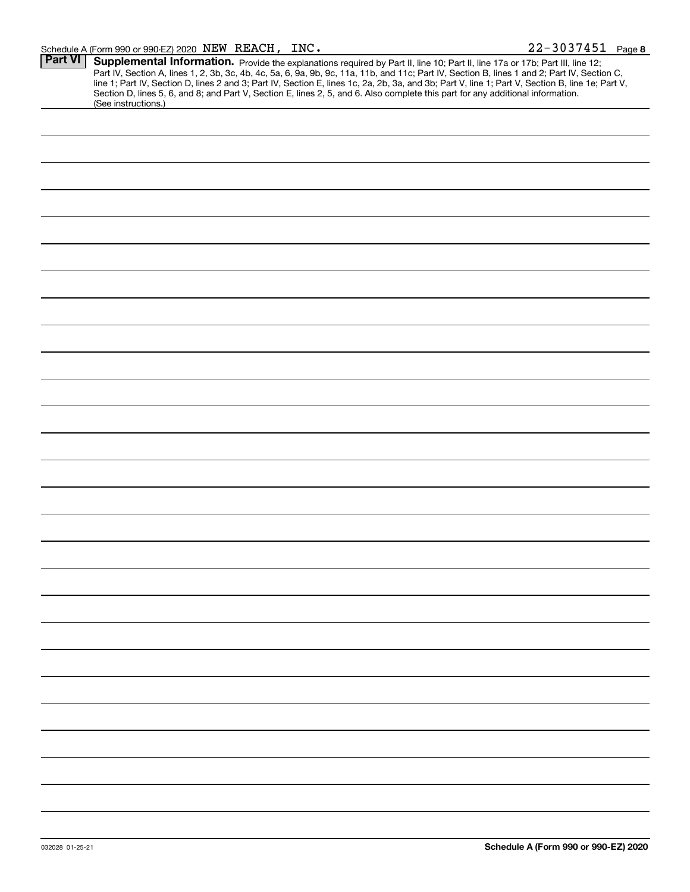Schedule A (Form 990 or 990-EZ) 2020 NEW REACH, INC. 22-3037451 Page 8

**Part VI** **Supplemental Information.** Provide the explanations required by Part II, line 10; Part II, line 17a or 17b; Part III, line 12; Part IV, Section A, lines 1, 2, 3b, 3c, 4b, 4c, 5a, 6, 9a, 9b, 9c, 11a, 11b, and 11c; Part IV, Section B, lines 1 and 2; Part IV, Section C, line 1; Part IV, Section D, lines 2 and 3; Part IV, Section E, lines 1c, 2a, 2b, 3a, and 3b; Part V, line 1; Part V, Section B, line 1e; Part V, Section D, lines 5, 6, and 8; and Part V, Section E, lines 2, 5, and 6. Also complete this part for any additional information. (See instructions.)

032028 01-25-21 **Schedule A (Form 990 or 990-EZ) 2020**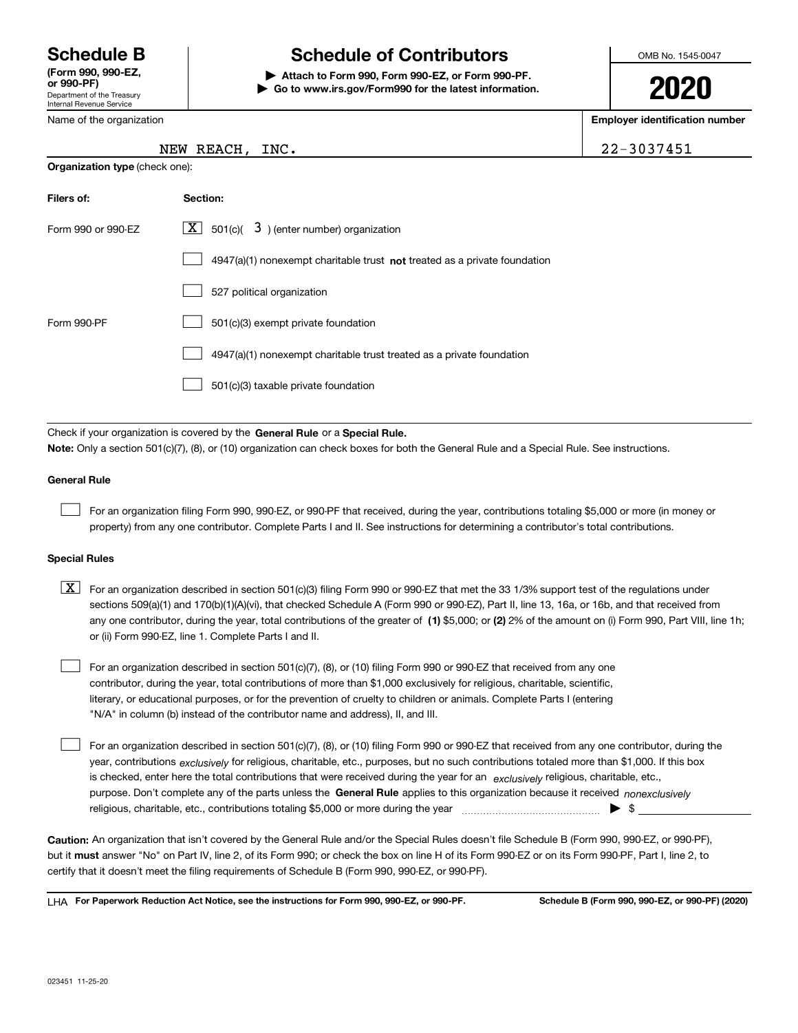# Schedule B

**(Form 990, 990-EZ, or 990-PF)**
Department of the Treasury
Internal Revenue Service

# Schedule of Contributors

▶ **Attach to Form 990, Form 990-EZ, or Form 990-PF.**
▶ **Go to www.irs.gov/Form990 for the latest information.**

OMB No. 1545-0047

**2020**

| Name of the organization | Employer identification number |
|---|---|
| NEW REACH, INC. | 22-3037451 |

**Organization type** (check one):

| Filers of: | Section: |
|---|---|
| Form 990 or 990-EZ | [X] 501(c)( 3 ) (enter number) organization |
| | [ ] 4947(a)(1) nonexempt charitable trust **not** treated as a private foundation |
| | [ ] 527 political organization |
| Form 990-PF | [ ] 501(c)(3) exempt private foundation |
| | [ ] 4947(a)(1) nonexempt charitable trust treated as a private foundation |
| | [ ] 501(c)(3) taxable private foundation |

Check if your organization is covered by the **General Rule** or a **Special Rule.**

**Note:** Only a section 501(c)(7), (8), or (10) organization can check boxes for both the General Rule and a Special Rule. See instructions.

**General Rule**

[ ] For an organization filing Form 990, 990-EZ, or 990-PF that received, during the year, contributions totaling $5,000 or more (in money or property) from any one contributor. Complete Parts I and II. See instructions for determining a contributor's total contributions.

**Special Rules**

[X] For an organization described in section 501(c)(3) filing Form 990 or 990-EZ that met the 33 1/3% support test of the regulations under sections 509(a)(1) and 170(b)(1)(A)(vi), that checked Schedule A (Form 990 or 990-EZ), Part II, line 13, 16a, or 16b, and that received from any one contributor, during the year, total contributions of the greater of **(1)** $5,000; or **(2)** 2% of the amount on (i) Form 990, Part VIII, line 1h; or (ii) Form 990-EZ, line 1. Complete Parts I and II.

[ ] For an organization described in section 501(c)(7), (8), or (10) filing Form 990 or 990-EZ that received from any one contributor, during the year, total contributions of more than $1,000 exclusively for religious, charitable, scientific, literary, or educational purposes, or for the prevention of cruelty to children or animals. Complete Parts I (entering "N/A" in column (b) instead of the contributor name and address), II, and III.

[ ] For an organization described in section 501(c)(7), (8), or (10) filing Form 990 or 990-EZ that received from any one contributor, during the year, contributions *exclusively* for religious, charitable, etc., purposes, but no such contributions totaled more than $1,000. If this box is checked, enter here the total contributions that were received during the year for an *exclusively* religious, charitable, etc., purpose. Don't complete any of the parts unless the **General Rule** applies to this organization because it received *nonexclusively* religious, charitable, etc., contributions totaling $5,000 or more during the year ▶ $ ____________

**Caution:** An organization that isn't covered by the General Rule and/or the Special Rules doesn't file Schedule B (Form 990, 990-EZ, or 990-PF), but it **must** answer "No" on Part IV, line 2, of its Form 990; or check the box on line H of its Form 990-EZ or on its Form 990-PF, Part I, line 2, to certify that it doesn't meet the filing requirements of Schedule B (Form 990, 990-EZ, or 990-PF).

LHA **For Paperwork Reduction Act Notice, see the instructions for Form 990, 990-EZ, or 990-PF.** **Schedule B (Form 990, 990-EZ, or 990-PF) (2020)**

023451 11-25-20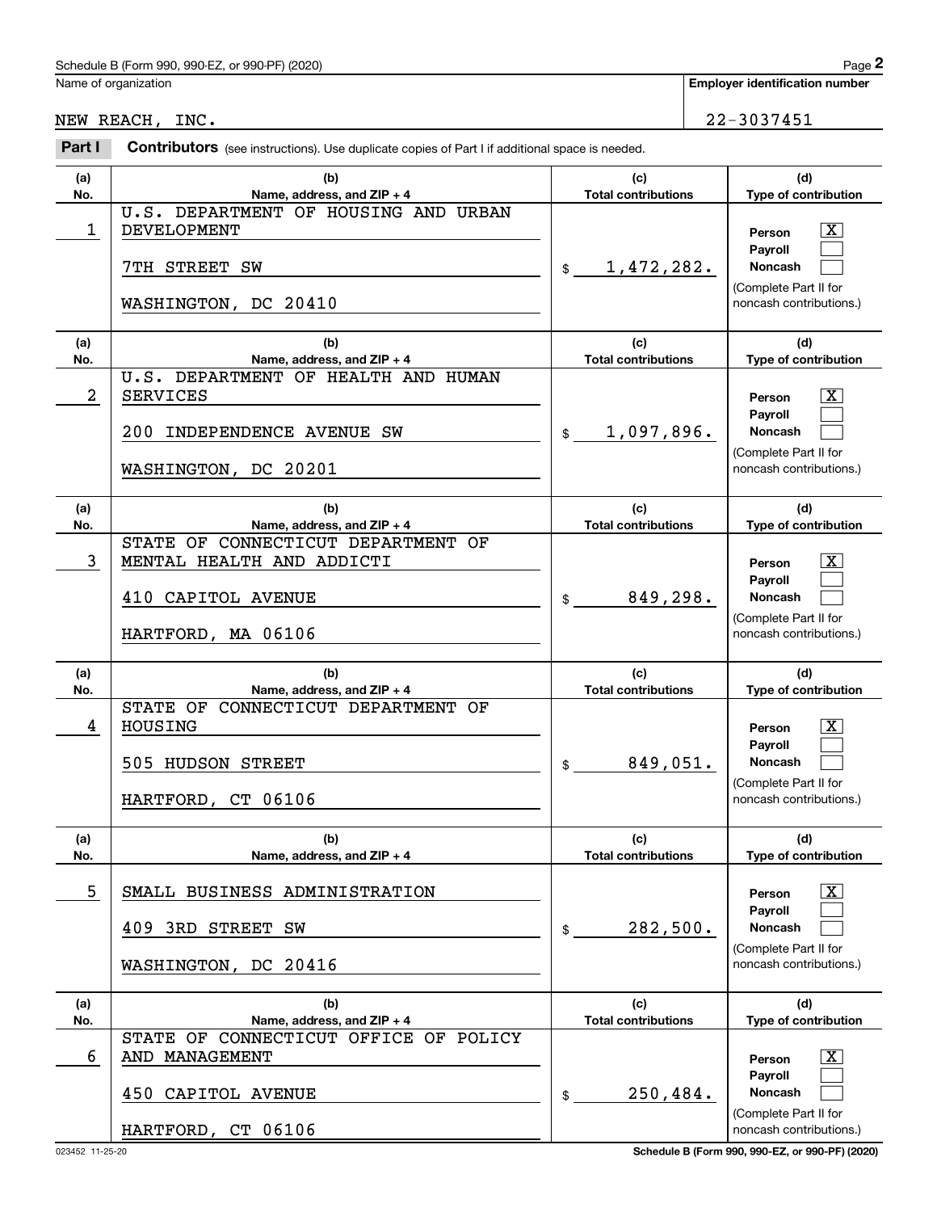Name of organization

NEW REACH, INC.

**Employer identification number**

22-3037451

**Part I** **Contributors** (see instructions). Use duplicate copies of Part I if additional space is needed.

| (a) No. | (b) Name, address, and ZIP + 4 | (c) Total contributions | (d) Type of contribution |
|---|---|---|---|
| 1 | U.S. DEPARTMENT OF HOUSING AND URBAN DEVELOPMENT<br>7TH STREET SW<br>WASHINGTON, DC 20410 | $ 1,472,282. | Person [X]<br>Payroll [ ]<br>Noncash [ ]<br>(Complete Part II for noncash contributions.) |
| 2 | U.S. DEPARTMENT OF HEALTH AND HUMAN SERVICES<br>200 INDEPENDENCE AVENUE SW<br>WASHINGTON, DC 20201 | $ 1,097,896. | Person [X]<br>Payroll [ ]<br>Noncash [ ]<br>(Complete Part II for noncash contributions.) |
| 3 | STATE OF CONNECTICUT DEPARTMENT OF MENTAL HEALTH AND ADDICTI<br>410 CAPITOL AVENUE<br>HARTFORD, MA 06106 | $ 849,298. | Person [X]<br>Payroll [ ]<br>Noncash [ ]<br>(Complete Part II for noncash contributions.) |
| 4 | STATE OF CONNECTICUT DEPARTMENT OF HOUSING<br>505 HUDSON STREET<br>HARTFORD, CT 06106 | $ 849,051. | Person [X]<br>Payroll [ ]<br>Noncash [ ]<br>(Complete Part II for noncash contributions.) |
| 5 | SMALL BUSINESS ADMINISTRATION<br>409 3RD STREET SW<br>WASHINGTON, DC 20416 | $ 282,500. | Person [X]<br>Payroll [ ]<br>Noncash [ ]<br>(Complete Part II for noncash contributions.) |
| 6 | STATE OF CONNECTICUT OFFICE OF POLICY AND MANAGEMENT<br>450 CAPITOL AVENUE<br>HARTFORD, CT 06106 | $ 250,484. | Person [X]<br>Payroll [ ]<br>Noncash [ ]<br>(Complete Part II for noncash contributions.) |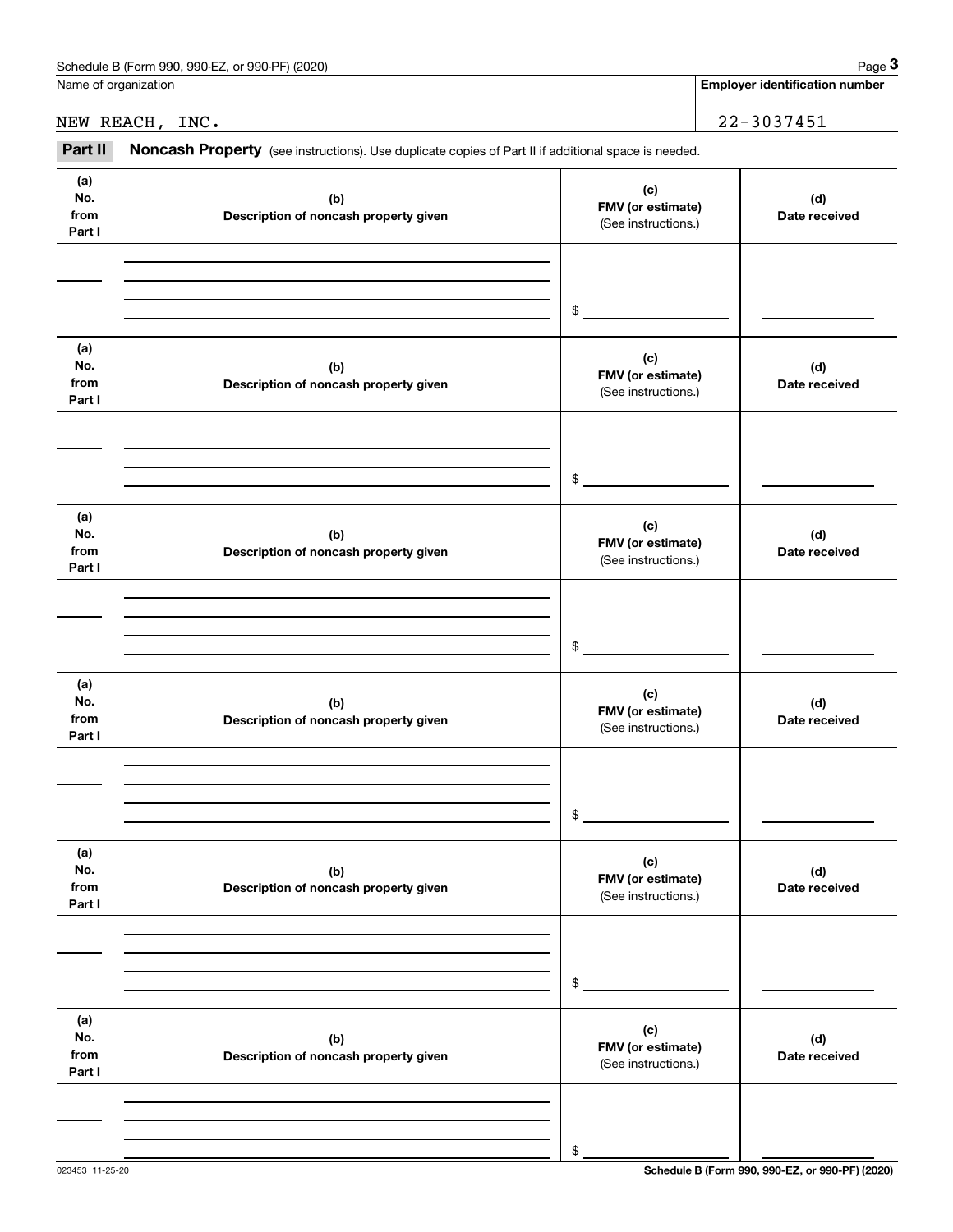Name of organization

NEW REACH, INC.

**Employer identification number**

22-3037451

**Part II** **Noncash Property** (see instructions). Use duplicate copies of Part II if additional space is needed.

| (a) No. from Part I | (b) Description of noncash property given | (c) FMV (or estimate) (See instructions.) | (d) Date received |
|---|---|---|---|
| | | $ | |

| (a) No. from Part I | (b) Description of noncash property given | (c) FMV (or estimate) (See instructions.) | (d) Date received |
|---|---|---|---|
| | | $ | |

| (a) No. from Part I | (b) Description of noncash property given | (c) FMV (or estimate) (See instructions.) | (d) Date received |
|---|---|---|---|
| | | $ | |

| (a) No. from Part I | (b) Description of noncash property given | (c) FMV (or estimate) (See instructions.) | (d) Date received |
|---|---|---|---|
| | | $ | |

| (a) No. from Part I | (b) Description of noncash property given | (c) FMV (or estimate) (See instructions.) | (d) Date received |
|---|---|---|---|
| | | $ | |

| (a) No. from Part I | (b) Description of noncash property given | (c) FMV (or estimate) (See instructions.) | (d) Date received |
|---|---|---|---|
| | | $ | |

023453 11-25-20 **Schedule B (Form 990, 990-EZ, or 990-PF) (2020)**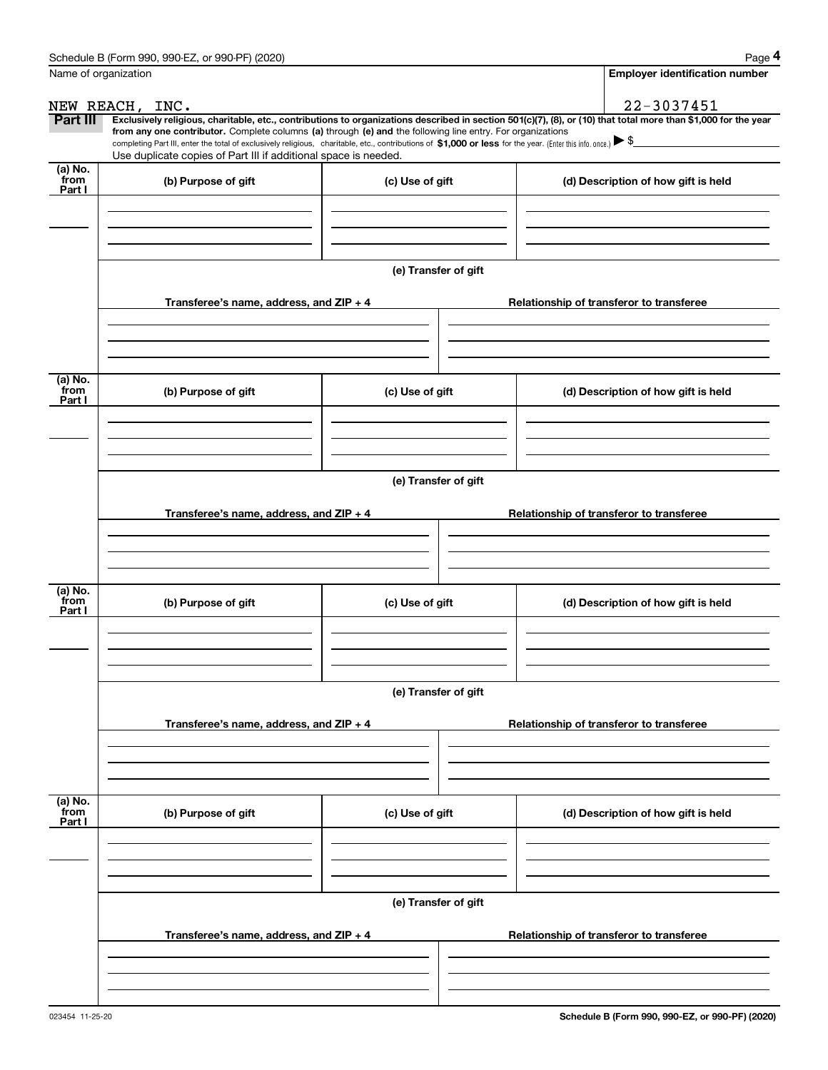Name of organization

NEW REACH, INC.

**Employer identification number**

22-3037451

**Part III** **Exclusively religious, charitable, etc., contributions to organizations described in section 501(c)(7), (8), or (10) that total more than $1,000 for the year from any one contributor.** Complete columns **(a)** through **(e) and** the following line entry. For organizations completing Part III, enter the total of exclusively religious, charitable, etc., contributions of **$1,000 or less** for the year. (Enter this info. once.) ▶ $

Use duplicate copies of Part III if additional space is needed.

| (a) No. from Part I | (b) Purpose of gift | (c) Use of gift | (d) Description of how gift is held |
|---|---|---|---|
| | | | |

**(e) Transfer of gift**

| Transferee's name, address, and ZIP + 4 | Relationship of transferor to transferee |
|---|---|
| | |

| (a) No. from Part I | (b) Purpose of gift | (c) Use of gift | (d) Description of how gift is held |
|---|---|---|---|
| | | | |

**(e) Transfer of gift**

| Transferee's name, address, and ZIP + 4 | Relationship of transferor to transferee |
|---|---|
| | |

| (a) No. from Part I | (b) Purpose of gift | (c) Use of gift | (d) Description of how gift is held |
|---|---|---|---|
| | | | |

**(e) Transfer of gift**

| Transferee's name, address, and ZIP + 4 | Relationship of transferor to transferee |
|---|---|
| | |

| (a) No. from Part I | (b) Purpose of gift | (c) Use of gift | (d) Description of how gift is held |
|---|---|---|---|
| | | | |

**(e) Transfer of gift**

| Transferee's name, address, and ZIP + 4 | Relationship of transferor to transferee |
|---|---|
| | |

023454 11-25-20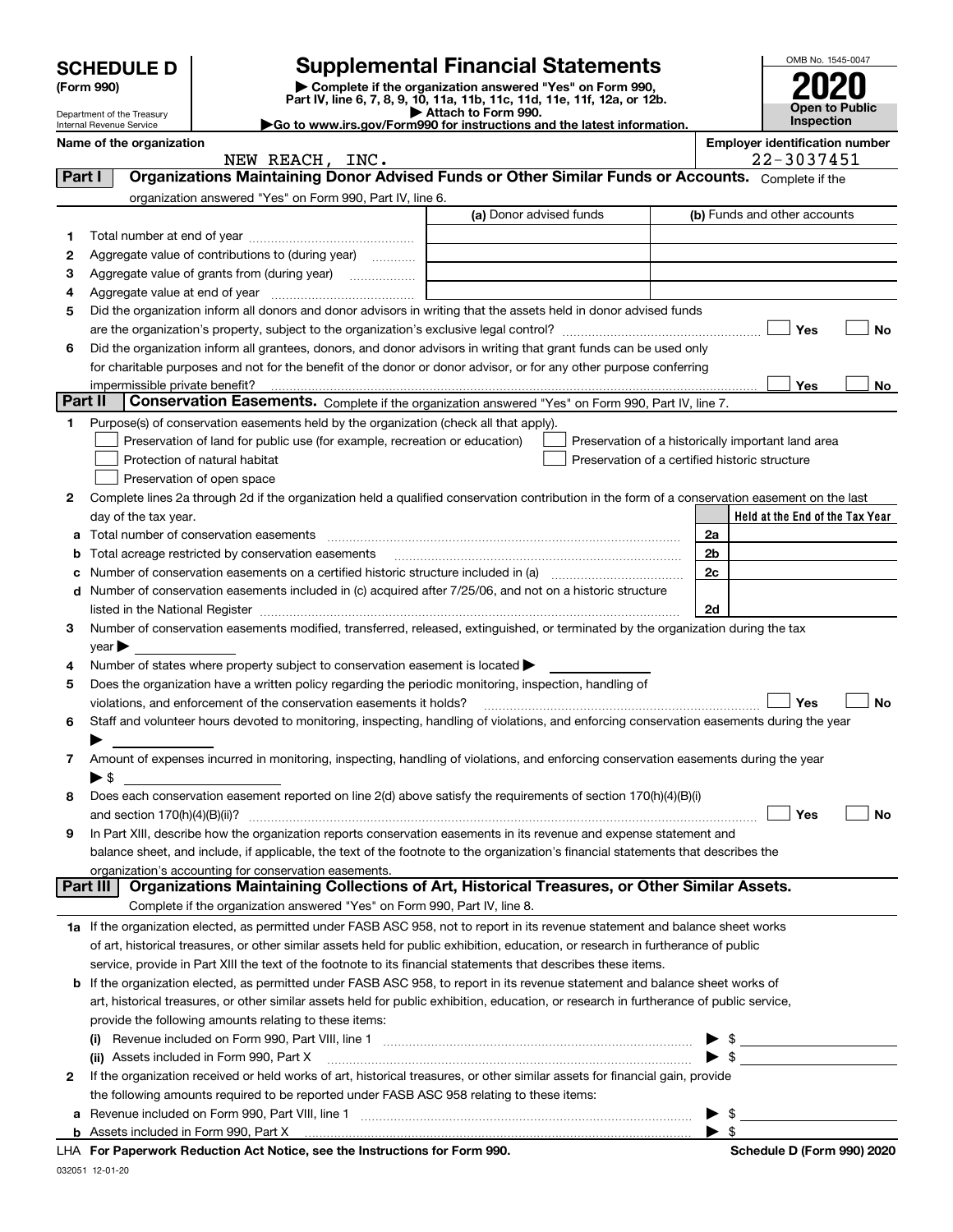**SCHEDULE D (Form 990)**

Department of the Treasury
Internal Revenue Service

# Supplemental Financial Statements

▶ Complete if the organization answered "Yes" on Form 990, Part IV, line 6, 7, 8, 9, 10, 11a, 11b, 11c, 11d, 11e, 11f, 12a, or 12b.
▶ Attach to Form 990.
▶Go to www.irs.gov/Form990 for instructions and the latest information.

OMB No. 1545-0047
**2020**
**Open to Public Inspection**

**Name of the organization:** NEW REACH, INC.
**Employer identification number:** 22-3037451

## Part I Organizations Maintaining Donor Advised Funds or Other Similar Funds or Accounts.
Complete if the organization answered "Yes" on Form 990, Part IV, line 6.

| | | (a) Donor advised funds | (b) Funds and other accounts |
|---|---|---|---|
| 1 | Total number at end of year | | |
| 2 | Aggregate value of contributions to (during year) | | |
| 3 | Aggregate value of grants from (during year) | | |
| 4 | Aggregate value at end of year | | |

5 Did the organization inform all donors and donor advisors in writing that the assets held in donor advised funds are the organization's property, subject to the organization's exclusive legal control? ☐ Yes ☐ No

6 Did the organization inform all grantees, donors, and donor advisors in writing that grant funds can be used only for charitable purposes and not for the benefit of the donor or donor advisor, or for any other purpose conferring impermissible private benefit? ☐ Yes ☐ No

## Part II Conservation Easements.
Complete if the organization answered "Yes" on Form 990, Part IV, line 7.

1 Purpose(s) of conservation easements held by the organization (check all that apply).
- ☐ Preservation of land for public use (for example, recreation or education)
- ☐ Protection of natural habitat
- ☐ Preservation of open space
- ☐ Preservation of a historically important land area
- ☐ Preservation of a certified historic structure

2 Complete lines 2a through 2d if the organization held a qualified conservation contribution in the form of a conservation easement on the last day of the tax year.

| | | | Held at the End of the Tax Year |
|---|---|---|---|
| a | Total number of conservation easements | 2a | |
| b | Total acreage restricted by conservation easements | 2b | |
| c | Number of conservation easements on a certified historic structure included in (a) | 2c | |
| d | Number of conservation easements included in (c) acquired after 7/25/06, and not on a historic structure listed in the National Register | 2d | |

3 Number of conservation easements modified, transferred, released, extinguished, or terminated by the organization during the tax year ▶

4 Number of states where property subject to conservation easement is located ▶

5 Does the organization have a written policy regarding the periodic monitoring, inspection, handling of violations, and enforcement of the conservation easements it holds? ☐ Yes ☐ No

6 Staff and volunteer hours devoted to monitoring, inspecting, handling of violations, and enforcing conservation easements during the year ▶

7 Amount of expenses incurred in monitoring, inspecting, handling of violations, and enforcing conservation easements during the year ▶ $

8 Does each conservation easement reported on line 2(d) above satisfy the requirements of section 170(h)(4)(B)(i) and section 170(h)(4)(B)(ii)? ☐ Yes ☐ No

9 In Part XIII, describe how the organization reports conservation easements in its revenue and expense statement and balance sheet, and include, if applicable, the text of the footnote to the organization's financial statements that describes the organization's accounting for conservation easements.

## Part III Organizations Maintaining Collections of Art, Historical Treasures, or Other Similar Assets.
Complete if the organization answered "Yes" on Form 990, Part IV, line 8.

1a If the organization elected, as permitted under FASB ASC 958, not to report in its revenue statement and balance sheet works of art, historical treasures, or other similar assets held for public exhibition, education, or research in furtherance of public service, provide in Part XIII the text of the footnote to its financial statements that describes these items.

b If the organization elected, as permitted under FASB ASC 958, to report in its revenue statement and balance sheet works of art, historical treasures, or other similar assets held for public exhibition, education, or research in furtherance of public service, provide the following amounts relating to these items:

(i) Revenue included on Form 990, Part VIII, line 1 ▶ $

(ii) Assets included in Form 990, Part X ▶ $

2 If the organization received or held works of art, historical treasures, or other similar assets for financial gain, provide the following amounts required to be reported under FASB ASC 958 relating to these items:

a Revenue included on Form 990, Part VIII, line 1 ▶ $

b Assets included in Form 990, Part X ▶ $

LHA **For Paperwork Reduction Act Notice, see the Instructions for Form 990.** **Schedule D (Form 990) 2020**

032051 12-01-20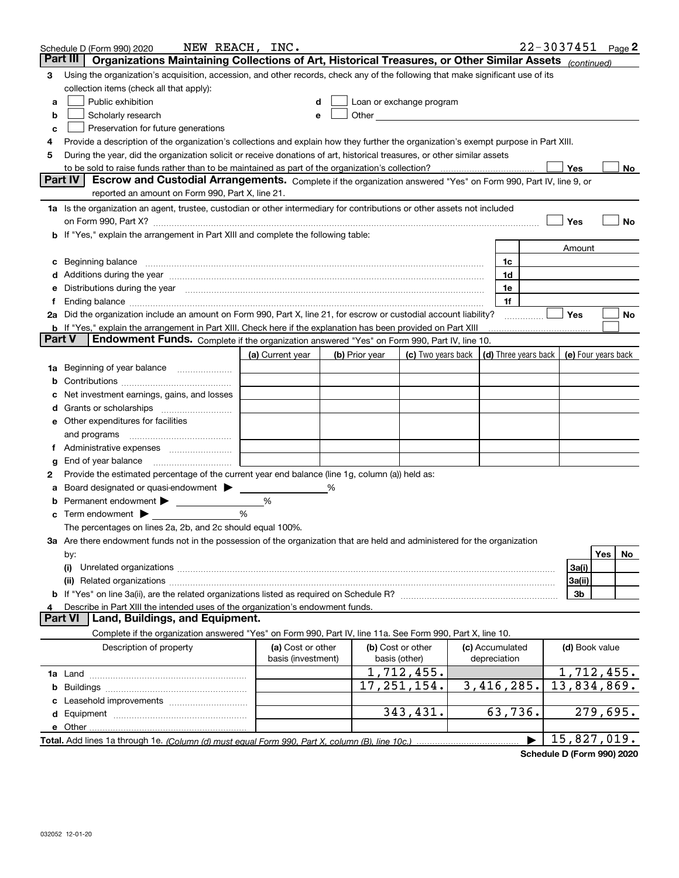Schedule D (Form 990) 2020 NEW REACH, INC. 22-3037451 Page 2

## Part III Organizations Maintaining Collections of Art, Historical Treasures, or Other Similar Assets *(continued)*

**3** Using the organization's acquisition, accession, and other records, check any of the following that make significant use of its collection items (check all that apply):

- **a** ☐ Public exhibition
- **b** ☐ Scholarly research
- **c** ☐ Preservation for future generations
- **d** ☐ Loan or exchange program
- **e** ☐ Other

**4** Provide a description of the organization's collections and explain how they further the organization's exempt purpose in Part XIII.

**5** During the year, did the organization solicit or receive donations of art, historical treasures, or other similar assets to be sold to raise funds rather than to be maintained as part of the organization's collection? ☐ Yes ☐ No

## Part IV Escrow and Custodial Arrangements.

Complete if the organization answered "Yes" on Form 990, Part IV, line 9, or reported an amount on Form 990, Part X, line 21.

**1a** Is the organization an agent, trustee, custodian or other intermediary for contributions or other assets not included on Form 990, Part X? ☐ Yes ☐ No

**b** If "Yes," explain the arrangement in Part XIII and complete the following table:

| | | Amount |
|---|---|---|
| **c** Beginning balance | 1c | |
| **d** Additions during the year | 1d | |
| **e** Distributions during the year | 1e | |
| **f** Ending balance | 1f | |

**2a** Did the organization include an amount on Form 990, Part X, line 21, for escrow or custodial account liability? ☐ Yes ☐ No

**b** If "Yes," explain the arrangement in Part XIII. Check here if the explanation has been provided on Part XIII ☐

## Part V Endowment Funds.

Complete if the organization answered "Yes" on Form 990, Part IV, line 10.

| | (a) Current year | (b) Prior year | (c) Two years back | (d) Three years back | (e) Four years back |
|---|---|---|---|---|---|
| **1a** Beginning of year balance | | | | | |
| **b** Contributions | | | | | |
| **c** Net investment earnings, gains, and losses | | | | | |
| **d** Grants or scholarships | | | | | |
| **e** Other expenditures for facilities and programs | | | | | |
| **f** Administrative expenses | | | | | |
| **g** End of year balance | | | | | |

**2** Provide the estimated percentage of the current year end balance (line 1g, column (a)) held as:

- **a** Board designated or quasi-endowment ▶ ______ %
- **b** Permanent endowment ▶ ______ %
- **c** Term endowment ▶ ______ %

The percentages on lines 2a, 2b, and 2c should equal 100%.

**3a** Are there endowment funds not in the possession of the organization that are held and administered for the organization by:

| | | Yes | No |
|---|---|---|---|
| **(i)** Unrelated organizations | 3a(i) | | |
| **(ii)** Related organizations | 3a(ii) | | |
| **b** If "Yes" on line 3a(ii), are the related organizations listed as required on Schedule R? | 3b | | |

**4** Describe in Part XIII the intended uses of the organization's endowment funds.

## Part VI Land, Buildings, and Equipment.

Complete if the organization answered "Yes" on Form 990, Part IV, line 11a. See Form 990, Part X, line 10.

| Description of property | (a) Cost or other basis (investment) | (b) Cost or other basis (other) | (c) Accumulated depreciation | (d) Book value |
|---|---|---|---|---|
| **1a** Land | | 1,712,455. | | 1,712,455. |
| **b** Buildings | | 17,251,154. | 3,416,285. | 13,834,869. |
| **c** Leasehold improvements | | | | |
| **d** Equipment | | 343,431. | 63,736. | 279,695. |
| **e** Other | | | | |
| **Total.** Add lines 1a through 1e. *(Column (d) must equal Form 990, Part X, column (B), line 10c.)* ▶ | | | | 15,827,019. |

**Schedule D (Form 990) 2020**

032052 12-01-20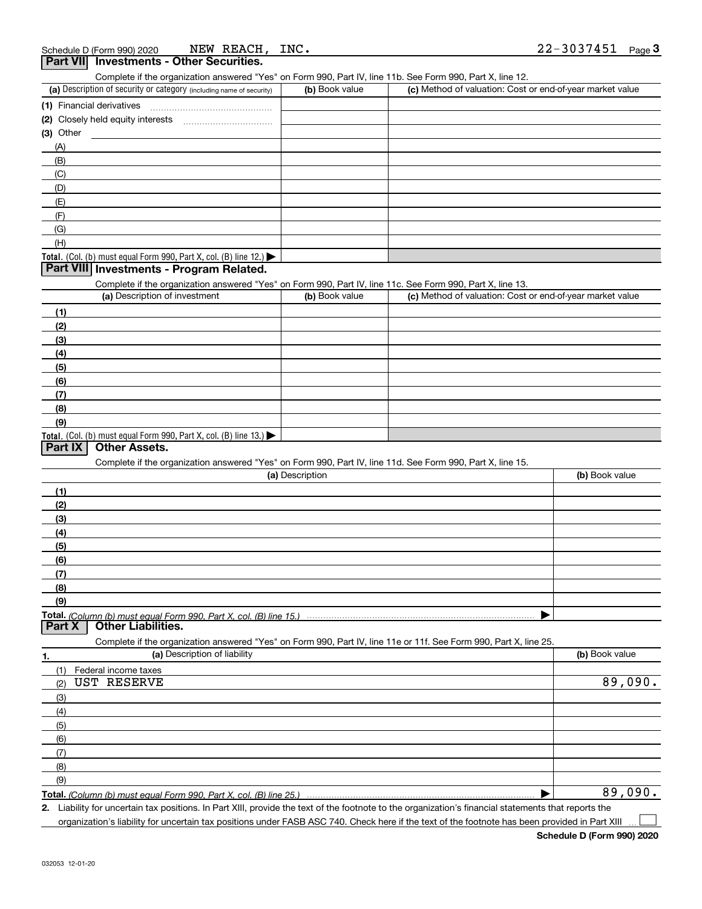Schedule D (Form 990) 2020 NEW REACH, INC. 22-3037451

## Part VII Investments - Other Securities.

Complete if the organization answered "Yes" on Form 990, Part IV, line 11b. See Form 990, Part X, line 12.

| (a) Description of security or category (including name of security) | (b) Book value | (c) Method of valuation: Cost or end-of-year market value |
|---|---|---|
| (1) Financial derivatives | | |
| (2) Closely held equity interests | | |
| (3) Other | | |
| (A) | | |
| (B) | | |
| (C) | | |
| (D) | | |
| (E) | | |
| (F) | | |
| (G) | | |
| (H) | | |
| **Total.** (Col. (b) must equal Form 990, Part X, col. (B) line 12.) ▶ | | |

## Part VIII Investments - Program Related.

Complete if the organization answered "Yes" on Form 990, Part IV, line 11c. See Form 990, Part X, line 13.

| (a) Description of investment | (b) Book value | (c) Method of valuation: Cost or end-of-year market value |
|---|---|---|
| (1) | | |
| (2) | | |
| (3) | | |
| (4) | | |
| (5) | | |
| (6) | | |
| (7) | | |
| (8) | | |
| (9) | | |
| **Total.** (Col. (b) must equal Form 990, Part X, col. (B) line 13.) ▶ | | |

## Part IX Other Assets.

Complete if the organization answered "Yes" on Form 990, Part IV, line 11d. See Form 990, Part X, line 15.

| (a) Description | (b) Book value |
|---|---|
| (1) | |
| (2) | |
| (3) | |
| (4) | |
| (5) | |
| (6) | |
| (7) | |
| (8) | |
| (9) | |
| **Total.** *(Column (b) must equal Form 990, Part X, col. (B) line 15.)* ▶ | |

## Part X Other Liabilities.

Complete if the organization answered "Yes" on Form 990, Part IV, line 11e or 11f. See Form 990, Part X, line 25.

| 1. (a) Description of liability | (b) Book value |
|---|---|
| (1) Federal income taxes | |
| (2) UST RESERVE | 89,090. |
| (3) | |
| (4) | |
| (5) | |
| (6) | |
| (7) | |
| (8) | |
| (9) | |
| **Total.** *(Column (b) must equal Form 990, Part X, col. (B) line 25.)* ▶ | 89,090. |

**2.** Liability for uncertain tax positions. In Part XIII, provide the text of the footnote to the organization's financial statements that reports the organization's liability for uncertain tax positions under FASB ASC 740. Check here if the text of the footnote has been provided in Part XIII ☐

**Schedule D (Form 990) 2020**

032053 12-01-20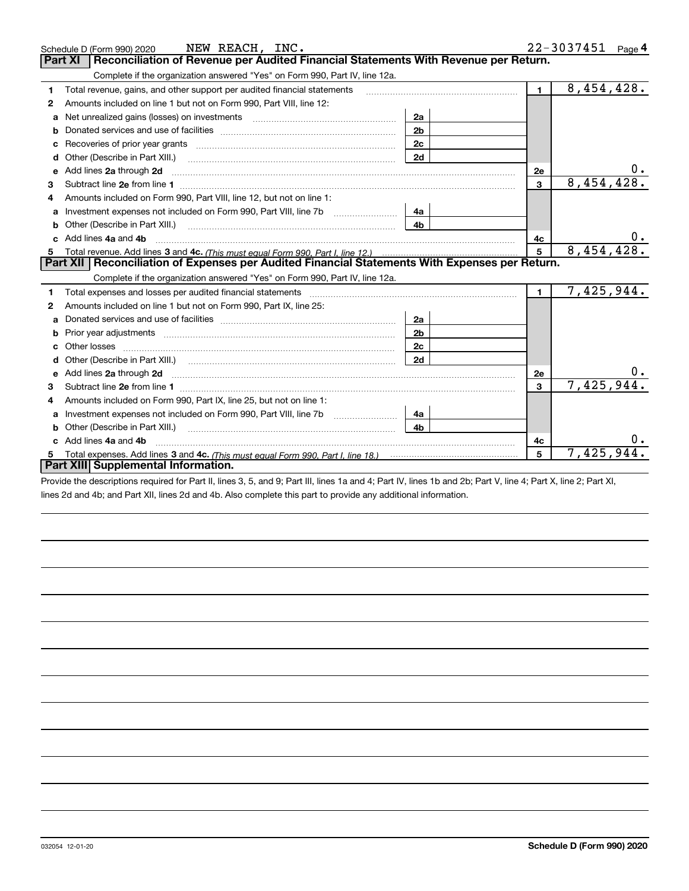Schedule D (Form 990) 2020 NEW REACH, INC. 22-3037451 Page 4

## Part XI Reconciliation of Revenue per Audited Financial Statements With Revenue per Return.

Complete if the organization answered "Yes" on Form 990, Part IV, line 12a.

| | | | | | |
|---|---|---|---|---|---|
| 1 | Total revenue, gains, and other support per audited financial statements | | | 1 | 8,454,428. |
| 2 | Amounts included on line 1 but not on Form 990, Part VIII, line 12: | | | | |
| a | Net unrealized gains (losses) on investments | 2a | | | |
| b | Donated services and use of facilities | 2b | | | |
| c | Recoveries of prior year grants | 2c | | | |
| d | Other (Describe in Part XIII.) | 2d | | | |
| e | Add lines 2a through 2d | | | 2e | 0. |
| 3 | Subtract line 2e from line 1 | | | 3 | 8,454,428. |
| 4 | Amounts included on Form 990, Part VIII, line 12, but not on line 1: | | | | |
| a | Investment expenses not included on Form 990, Part VIII, line 7b | 4a | | | |
| b | Other (Describe in Part XIII.) | 4b | | | |
| c | Add lines 4a and 4b | | | 4c | 0. |
| 5 | Total revenue. Add lines 3 and 4c. *(This must equal Form 990, Part I, line 12.)* | | | 5 | 8,454,428. |

## Part XII Reconciliation of Expenses per Audited Financial Statements With Expenses per Return.

Complete if the organization answered "Yes" on Form 990, Part IV, line 12a.

| | | | | | |
|---|---|---|---|---|---|
| 1 | Total expenses and losses per audited financial statements | | | 1 | 7,425,944. |
| 2 | Amounts included on line 1 but not on Form 990, Part IX, line 25: | | | | |
| a | Donated services and use of facilities | 2a | | | |
| b | Prior year adjustments | 2b | | | |
| c | Other losses | 2c | | | |
| d | Other (Describe in Part XIII.) | 2d | | | |
| e | Add lines 2a through 2d | | | 2e | 0. |
| 3 | Subtract line 2e from line 1 | | | 3 | 7,425,944. |
| 4 | Amounts included on Form 990, Part IX, line 25, but not on line 1: | | | | |
| a | Investment expenses not included on Form 990, Part VIII, line 7b | 4a | | | |
| b | Other (Describe in Part XIII.) | 4b | | | |
| c | Add lines 4a and 4b | | | 4c | 0. |
| 5 | Total expenses. Add lines 3 and 4c. *(This must equal Form 990, Part I, line 18.)* | | | 5 | 7,425,944. |

## Part XIII Supplemental Information.

Provide the descriptions required for Part II, lines 3, 5, and 9; Part III, lines 1a and 4; Part IV, lines 1b and 2b; Part V, line 4; Part X, line 2; Part XI, lines 2d and 4b; and Part XII, lines 2d and 4b. Also complete this part to provide any additional information.

032054 12-01-20 **Schedule D (Form 990) 2020**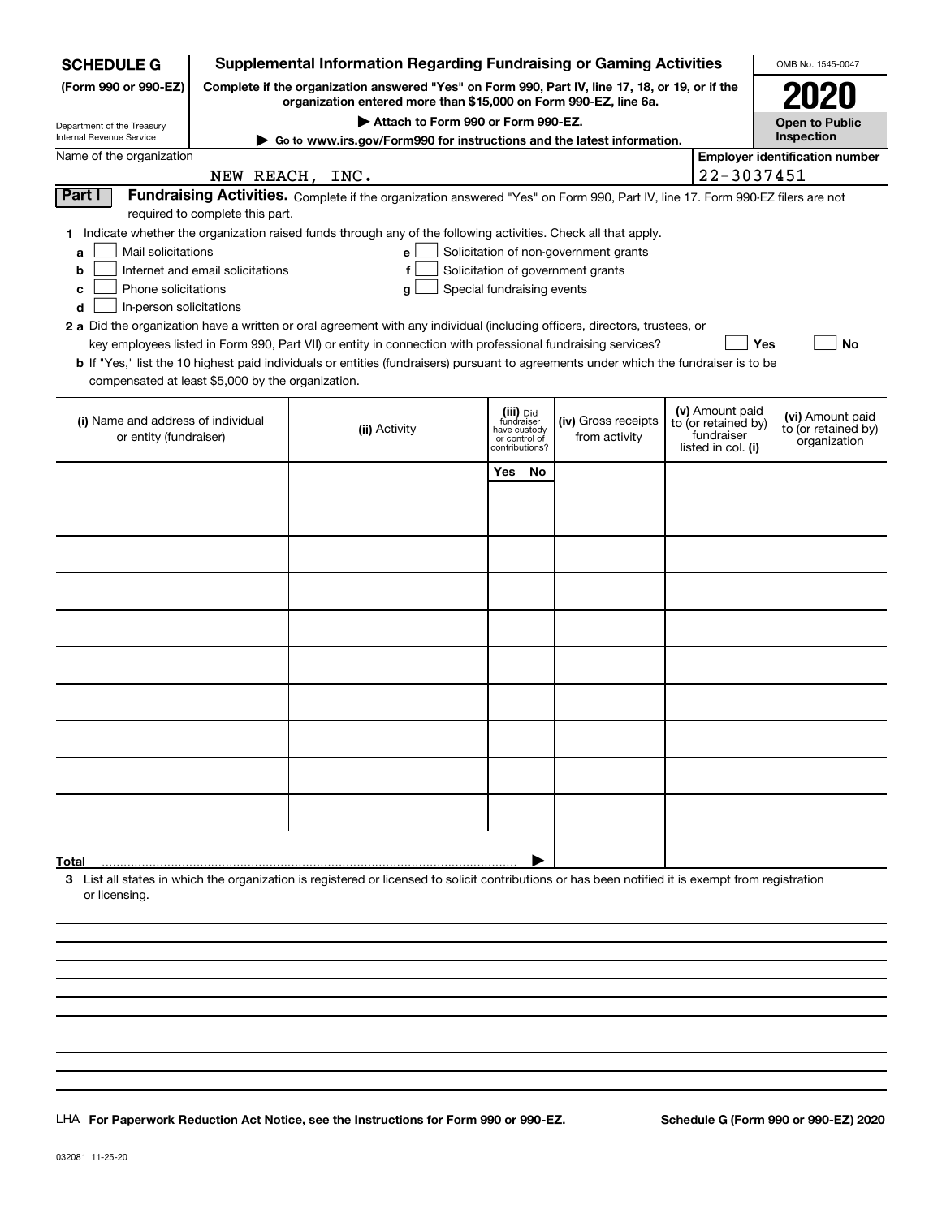**SCHEDULE G**
**(Form 990 or 990-EZ)**

Department of the Treasury
Internal Revenue Service

# Supplemental Information Regarding Fundraising or Gaming Activities

**Complete if the organization answered "Yes" on Form 990, Part IV, line 17, 18, or 19, or if the organization entered more than $15,000 on Form 990-EZ, line 6a.**

▶ **Attach to Form 990 or Form 990-EZ.**

▶ **Go to www.irs.gov/Form990 for instructions and the latest information.**

OMB No. 1545-0047

**2020**

**Open to Public Inspection**

Name of the organization: NEW REACH, INC.

**Employer identification number:** 22-3037451

**Part I** **Fundraising Activities.** Complete if the organization answered "Yes" on Form 990, Part IV, line 17. Form 990-EZ filers are not required to complete this part.

**1** Indicate whether the organization raised funds through any of the following activities. Check all that apply.

- **a** ☐ Mail solicitations
- **b** ☐ Internet and email solicitations
- **c** ☐ Phone solicitations
- **d** ☐ In-person solicitations
- **e** ☐ Solicitation of non-government grants
- **f** ☐ Solicitation of government grants
- **g** ☐ Special fundraising events

**2 a** Did the organization have a written or oral agreement with any individual (including officers, directors, trustees, or key employees listed in Form 990, Part VII) or entity in connection with professional fundraising services? ☐ **Yes** ☐ **No**

**b** If "Yes," list the 10 highest paid individuals or entities (fundraisers) pursuant to agreements under which the fundraiser is to be compensated at least $5,000 by the organization.

| (i) Name and address of individual or entity (fundraiser) | (ii) Activity | (iii) Did fundraiser have custody or control of contributions? | | (iv) Gross receipts from activity | (v) Amount paid to (or retained by) fundraiser listed in col. (i) | (vi) Amount paid to (or retained by) organization |
|---|---|---|---|---|---|---|
| | | Yes | No | | | |
| | | | | | | |
| | | | | | | |
| | | | | | | |
| | | | | | | |
| | | | | | | |
| | | | | | | |
| | | | | | | |
| | | | | | | |
| | | | | | | |
| | | | | | | |
| **Total** | | | ▶ | | | |

**3** List all states in which the organization is registered or licensed to solicit contributions or has been notified it is exempt from registration or licensing.

LHA **For Paperwork Reduction Act Notice, see the Instructions for Form 990 or 990-EZ.** **Schedule G (Form 990 or 990-EZ) 2020**

032081 11-25-20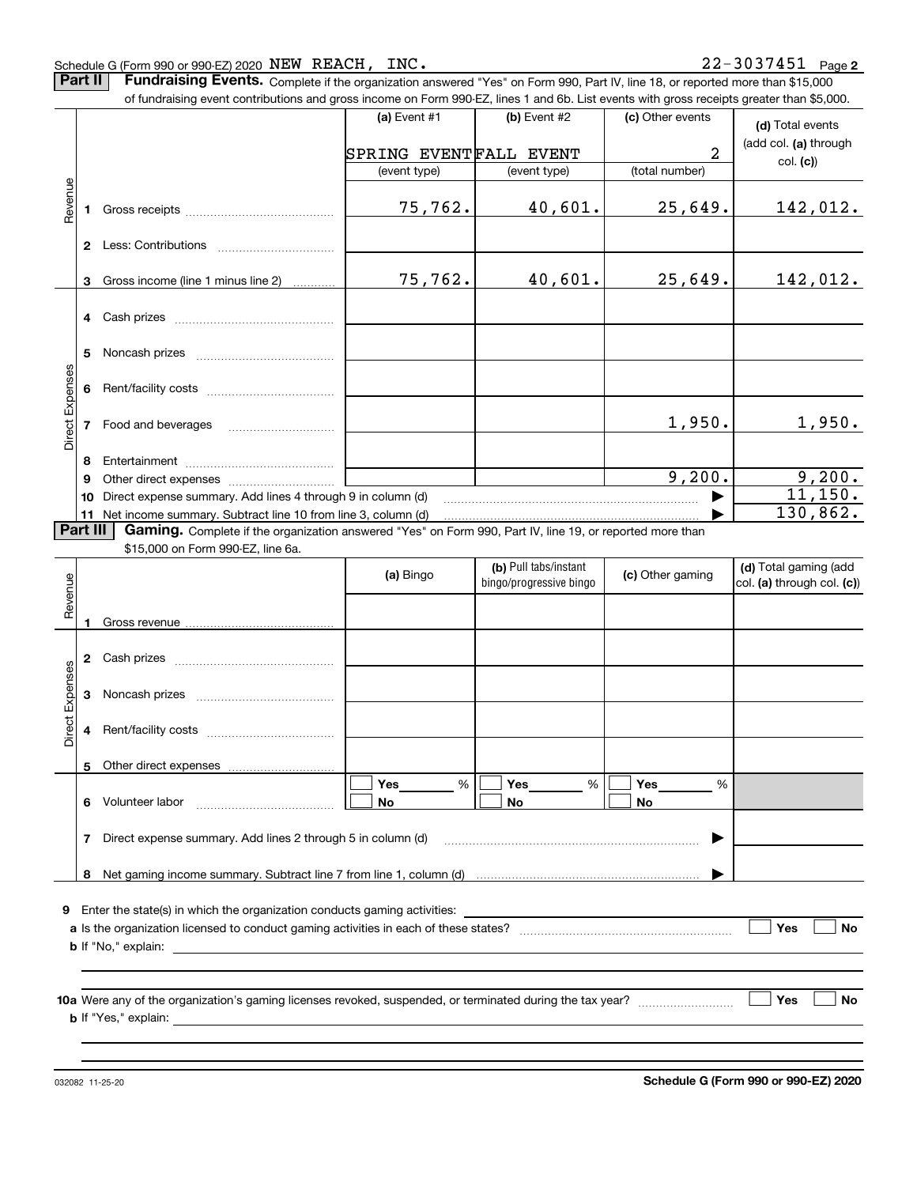Schedule G (Form 990 or 990-EZ) 2020 NEW REACH, INC. 22-3037451 Page 2

**Part II** **Fundraising Events.** Complete if the organization answered "Yes" on Form 990, Part IV, line 18, or reported more than $15,000 of fundraising event contributions and gross income on Form 990-EZ, lines 1 and 6b. List events with gross receipts greater than $5,000.

| | | (a) Event #1 | (b) Event #2 | (c) Other events | (d) Total events (add col. (a) through col. (c)) |
|---|---|---|---|---|---|
| | | SPRING EVENT | FALL EVENT | 2 | |
| | | (event type) | (event type) | (total number) | |
| Revenue | 1 Gross receipts | 75,762. | 40,601. | 25,649. | 142,012. |
| | 2 Less: Contributions | | | | |
| | 3 Gross income (line 1 minus line 2) | 75,762. | 40,601. | 25,649. | 142,012. |
| Direct Expenses | 4 Cash prizes | | | | |
| | 5 Noncash prizes | | | | |
| | 6 Rent/facility costs | | | | |
| | 7 Food and beverages | | | 1,950. | 1,950. |
| | 8 Entertainment | | | | |
| | 9 Other direct expenses | | | 9,200. | 9,200. |
| | 10 Direct expense summary. Add lines 4 through 9 in column (d) | | | ▶ | 11,150. |
| | 11 Net income summary. Subtract line 10 from line 3, column (d) | | | ▶ | 130,862. |

**Part III** **Gaming.** Complete if the organization answered "Yes" on Form 990, Part IV, line 19, or reported more than $15,000 on Form 990-EZ, line 6a.

| | | (a) Bingo | (b) Pull tabs/instant bingo/progressive bingo | (c) Other gaming | (d) Total gaming (add col. (a) through col. (c)) |
|---|---|---|---|---|---|
| Revenue | 1 Gross revenue | | | | |
| Direct Expenses | 2 Cash prizes | | | | |
| | 3 Noncash prizes | | | | |
| | 4 Rent/facility costs | | | | |
| | 5 Other direct expenses | | | | |
| | 6 Volunteer labor | ☐ Yes ____ % ☐ No | ☐ Yes ____ % ☐ No | ☐ Yes ____ % ☐ No | |
| | 7 Direct expense summary. Add lines 2 through 5 in column (d) | | | ▶ | |
| | 8 Net gaming income summary. Subtract line 7 from line 1, column (d) | | | ▶ | |

9 Enter the state(s) in which the organization conducts gaming activities: ____________

a Is the organization licensed to conduct gaming activities in each of these states? ☐ Yes ☐ No

b If "No," explain: ____________

10a Were any of the organization's gaming licenses revoked, suspended, or terminated during the tax year? ☐ Yes ☐ No

b If "Yes," explain: ____________

032082 11-25-20 **Schedule G (Form 990 or 990-EZ) 2020**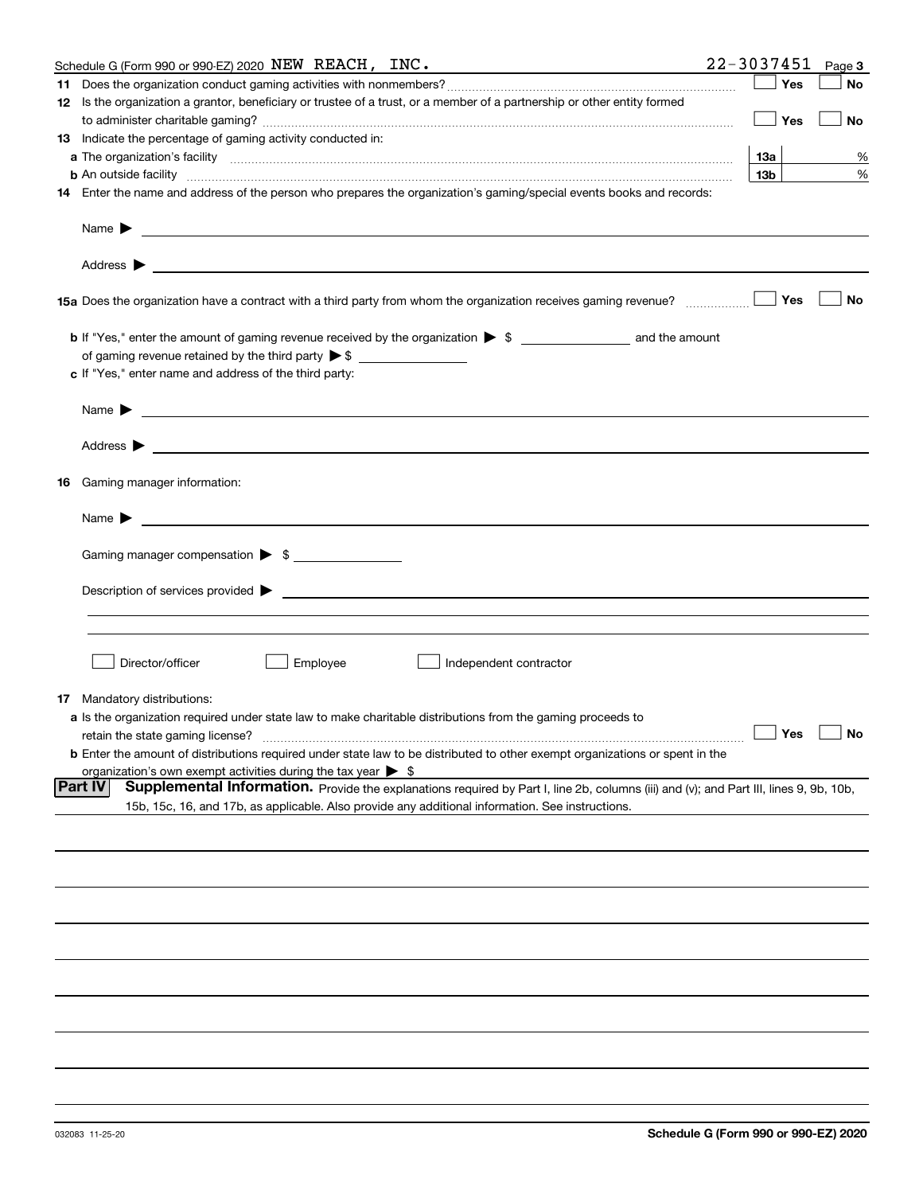Schedule G (Form 990 or 990-EZ) 2020 NEW REACH, INC. 22-3037451 Page 3

**11** Does the organization conduct gaming activities with nonmembers? ☐ Yes ☐ No

**12** Is the organization a grantor, beneficiary or trustee of a trust, or a member of a partnership or other entity formed to administer charitable gaming? ☐ Yes ☐ No

**13** Indicate the percentage of gaming activity conducted in:

**a** The organization's facility **13a** %

**b** An outside facility **13b** %

**14** Enter the name and address of the person who prepares the organization's gaming/special events books and records:

Name ▶

Address ▶

**15a** Does the organization have a contract with a third party from whom the organization receives gaming revenue? ☐ Yes ☐ No

**b** If "Yes," enter the amount of gaming revenue received by the organization ▶ $ __________ and the amount of gaming revenue retained by the third party ▶ $ __________

**c** If "Yes," enter name and address of the third party:

Name ▶

Address ▶

**16** Gaming manager information:

Name ▶

Gaming manager compensation ▶ $ __________

Description of services provided ▶

☐ Director/officer ☐ Employee ☐ Independent contractor

**17** Mandatory distributions:

**a** Is the organization required under state law to make charitable distributions from the gaming proceeds to retain the state gaming license? ☐ Yes ☐ No

**b** Enter the amount of distributions required under state law to be distributed to other exempt organizations or spent in the organization's own exempt activities during the tax year ▶ $

**Part IV** **Supplemental Information.** Provide the explanations required by Part I, line 2b, columns (iii) and (v); and Part III, lines 9, 9b, 10b, 15b, 15c, 16, and 17b, as applicable. Also provide any additional information. See instructions.

032083 11-25-20 **Schedule G (Form 990 or 990-EZ) 2020**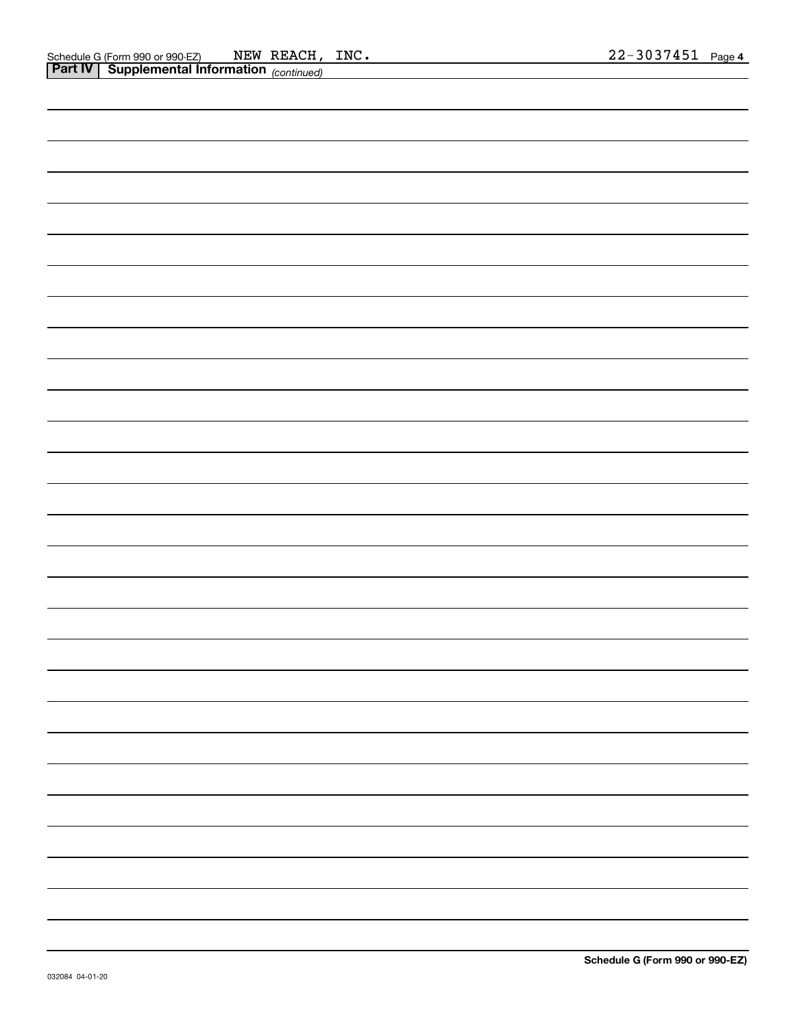Schedule G (Form 990 or 990-EZ) NEW REACH, INC. 22-3037451 Page 4

## Part IV Supplemental Information *(continued)*

Schedule G (Form 990 or 990-EZ)

032084 04-01-20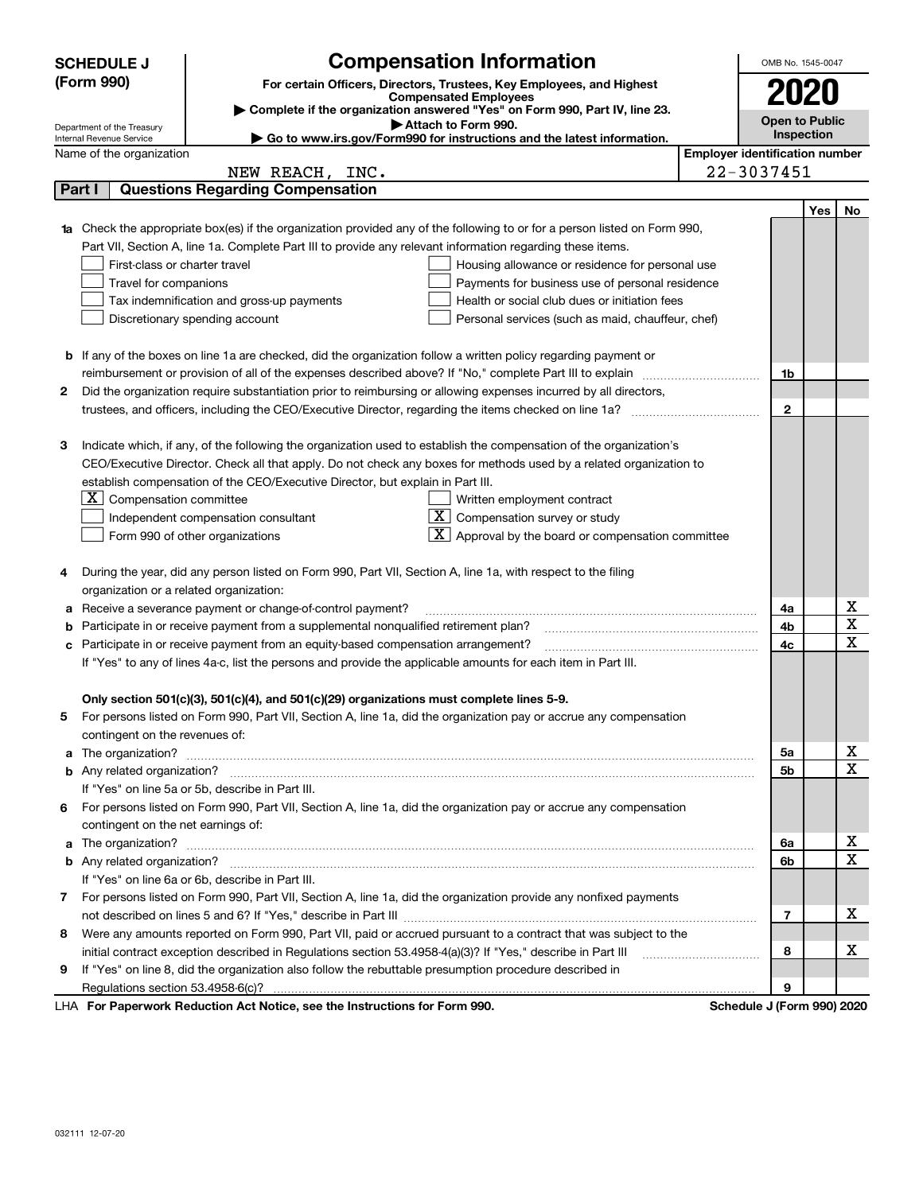**SCHEDULE J (Form 990)**

Department of the Treasury
Internal Revenue Service

# Compensation Information

**For certain Officers, Directors, Trustees, Key Employees, and Highest Compensated Employees**

▶ **Complete if the organization answered "Yes" on Form 990, Part IV, line 23.**

▶ **Attach to Form 990.**

▶ **Go to www.irs.gov/Form990 for instructions and the latest information.**

OMB No. 1545-0047

**2020**

**Open to Public Inspection**

Name of the organization: NEW REACH, INC.

**Employer identification number:** 22-3037451

## Part I Questions Regarding Compensation

| | | | Yes | No |
|---|---|---|---|---|
| **1a** | Check the appropriate box(es) if the organization provided any of the following to or for a person listed on Form 990, Part VII, Section A, line 1a. Complete Part III to provide any relevant information regarding these items.<br>☐ First-class or charter travel ☐ Housing allowance or residence for personal use<br>☐ Travel for companions ☐ Payments for business use of personal residence<br>☐ Tax indemnification and gross-up payments ☐ Health or social club dues or initiation fees<br>☐ Discretionary spending account ☐ Personal services (such as maid, chauffeur, chef) | | | |
| **b** | If any of the boxes on line 1a are checked, did the organization follow a written policy regarding payment or reimbursement or provision of all of the expenses described above? If "No," complete Part III to explain | 1b | | |
| **2** | Did the organization require substantiation prior to reimbursing or allowing expenses incurred by all directors, trustees, and officers, including the CEO/Executive Director, regarding the items checked on line 1a? | 2 | | |
| **3** | Indicate which, if any, of the following the organization used to establish the compensation of the organization's CEO/Executive Director. Check all that apply. Do not check any boxes for methods used by a related organization to establish compensation of the CEO/Executive Director, but explain in Part III.<br>☒ Compensation committee ☐ Written employment contract<br>☐ Independent compensation consultant ☒ Compensation survey or study<br>☐ Form 990 of other organizations ☒ Approval by the board or compensation committee | | | |
| **4** | During the year, did any person listed on Form 990, Part VII, Section A, line 1a, with respect to the filing organization or a related organization: | | | |
| **a** | Receive a severance payment or change-of-control payment? | 4a | | X |
| **b** | Participate in or receive payment from a supplemental nonqualified retirement plan? | 4b | | X |
| **c** | Participate in or receive payment from an equity-based compensation arrangement? | 4c | | X |
| | If "Yes" to any of lines 4a-c, list the persons and provide the applicable amounts for each item in Part III. | | | |
| | **Only section 501(c)(3), 501(c)(4), and 501(c)(29) organizations must complete lines 5-9.** | | | |
| **5** | For persons listed on Form 990, Part VII, Section A, line 1a, did the organization pay or accrue any compensation contingent on the revenues of: | | | |
| **a** | The organization? | 5a | | X |
| **b** | Any related organization? | 5b | | X |
| | If "Yes" on line 5a or 5b, describe in Part III. | | | |
| **6** | For persons listed on Form 990, Part VII, Section A, line 1a, did the organization pay or accrue any compensation contingent on the net earnings of: | | | |
| **a** | The organization? | 6a | | X |
| **b** | Any related organization? | 6b | | X |
| | If "Yes" on line 6a or 6b, describe in Part III. | | | |
| **7** | For persons listed on Form 990, Part VII, Section A, line 1a, did the organization provide any nonfixed payments not described on lines 5 and 6? If "Yes," describe in Part III | 7 | | X |
| **8** | Were any amounts reported on Form 990, Part VII, paid or accrued pursuant to a contract that was subject to the initial contract exception described in Regulations section 53.4958-4(a)(3)? If "Yes," describe in Part III | 8 | | X |
| **9** | If "Yes" on line 8, did the organization also follow the rebuttable presumption procedure described in Regulations section 53.4958-6(c)? | 9 | | |

LHA **For Paperwork Reduction Act Notice, see the Instructions for Form 990.** **Schedule J (Form 990) 2020**

032111 12-07-20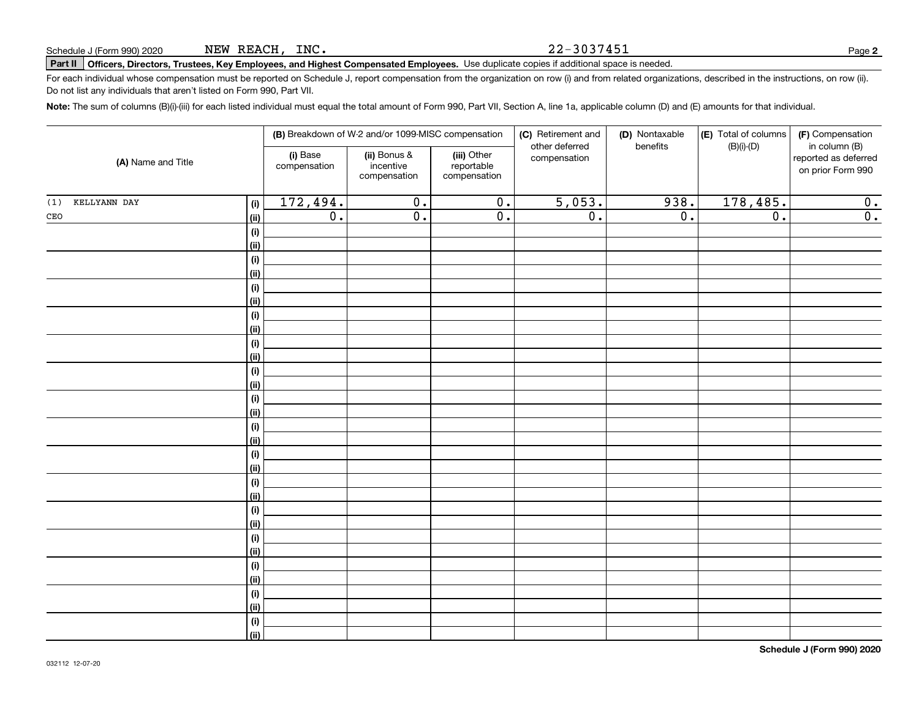Schedule J (Form 990) 2020 NEW REACH, INC. 22-3037451 Page **2**

**Part II** **Officers, Directors, Trustees, Key Employees, and Highest Compensated Employees.** Use duplicate copies if additional space is needed.

For each individual whose compensation must be reported on Schedule J, report compensation from the organization on row (i) and from related organizations, described in the instructions, on row (ii). Do not list any individuals that aren't listed on Form 990, Part VII.

**Note:** The sum of columns (B)(i)-(iii) for each listed individual must equal the total amount of Form 990, Part VII, Section A, line 1a, applicable column (D) and (E) amounts for that individual.

| (A) Name and Title | | (B) Breakdown of W-2 and/or 1099-MISC compensation | | | (C) Retirement and other deferred compensation | (D) Nontaxable benefits | (E) Total of columns (B)(i)-(D) | (F) Compensation in column (B) reported as deferred on prior Form 990 |
|---|---|---|---|---|---|---|---|---|
| | | (i) Base compensation | (ii) Bonus & incentive compensation | (iii) Other reportable compensation | | | | |
| (1) KELLYANN DAY | (i) | 172,494. | 0. | 0. | 5,053. | 938. | 178,485. | 0. |
| CEO | (ii) | 0. | 0. | 0. | 0. | 0. | 0. | 0. |
| | (i) | | | | | | | |
| | (ii) | | | | | | | |
| | (i) | | | | | | | |
| | (ii) | | | | | | | |
| | (i) | | | | | | | |
| | (ii) | | | | | | | |
| | (i) | | | | | | | |
| | (ii) | | | | | | | |
| | (i) | | | | | | | |
| | (ii) | | | | | | | |
| | (i) | | | | | | | |
| | (ii) | | | | | | | |
| | (i) | | | | | | | |
| | (ii) | | | | | | | |
| | (i) | | | | | | | |
| | (ii) | | | | | | | |
| | (i) | | | | | | | |
| | (ii) | | | | | | | |
| | (i) | | | | | | | |
| | (ii) | | | | | | | |
| | (i) | | | | | | | |
| | (ii) | | | | | | | |
| | (i) | | | | | | | |
| | (ii) | | | | | | | |
| | (i) | | | | | | | |
| | (ii) | | | | | | | |
| | (i) | | | | | | | |
| | (ii) | | | | | | | |
| | (i) | | | | | | | |
| | (ii) | | | | | | | |

032112 12-07-20 **Schedule J (Form 990) 2020**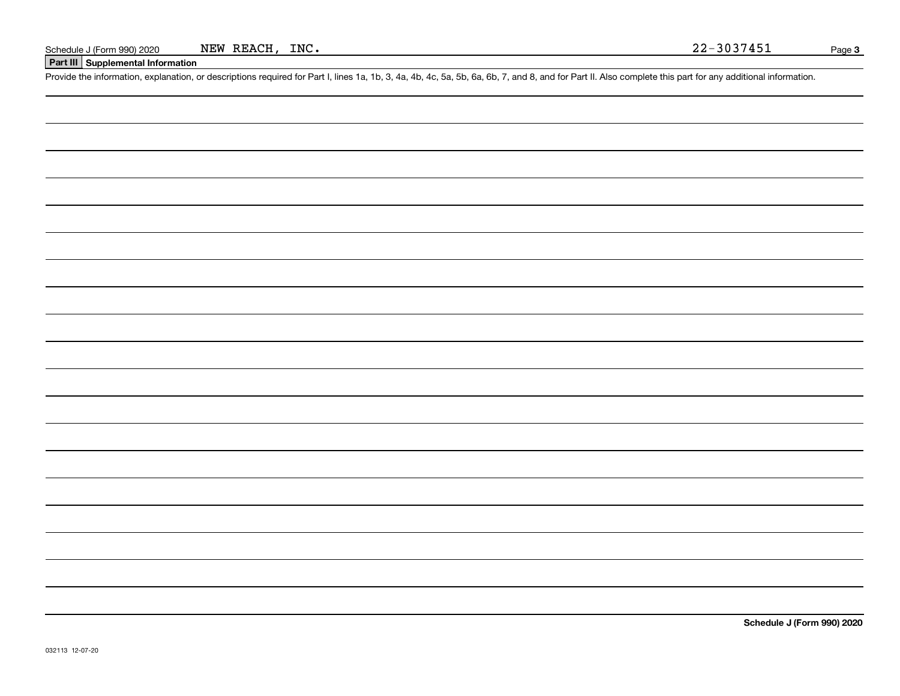Schedule J (Form 990) 2020 NEW REACH, INC. 22-3037451

**Part III | Supplemental Information**

Provide the information, explanation, or descriptions required for Part I, lines 1a, 1b, 3, 4a, 4b, 4c, 5a, 5b, 6a, 6b, 7, and 8, and for Part II. Also complete this part for any additional information.

**Schedule J (Form 990) 2020**

032113 12-07-20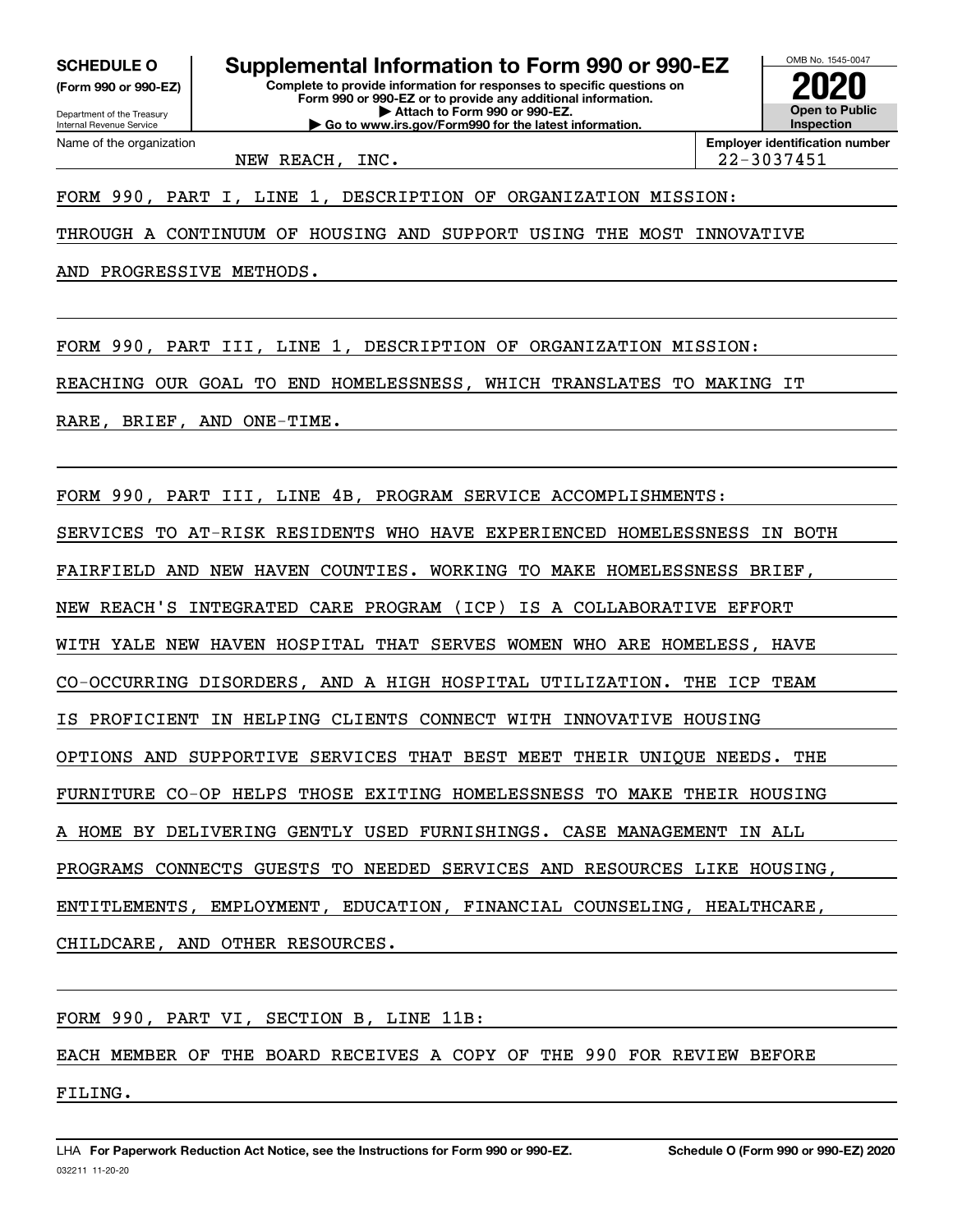**SCHEDULE O**
**(Form 990 or 990-EZ)**

Department of the Treasury
Internal Revenue Service

# Supplemental Information to Form 990 or 990-EZ

**Complete to provide information for responses to specific questions on Form 990 or 990-EZ or to provide any additional information.**
**▶ Attach to Form 990 or 990-EZ.**
**▶ Go to www.irs.gov/Form990 for the latest information.**

OMB No. 1545-0047

**2020**

**Open to Public Inspection**

Name of the organization: NEW REACH, INC.

**Employer identification number:** 22-3037451

FORM 990, PART I, LINE 1, DESCRIPTION OF ORGANIZATION MISSION:

THROUGH A CONTINUUM OF HOUSING AND SUPPORT USING THE MOST INNOVATIVE AND PROGRESSIVE METHODS.

FORM 990, PART III, LINE 1, DESCRIPTION OF ORGANIZATION MISSION:

REACHING OUR GOAL TO END HOMELESSNESS, WHICH TRANSLATES TO MAKING IT RARE, BRIEF, AND ONE-TIME.

FORM 990, PART III, LINE 4B, PROGRAM SERVICE ACCOMPLISHMENTS:

SERVICES TO AT-RISK RESIDENTS WHO HAVE EXPERIENCED HOMELESSNESS IN BOTH FAIRFIELD AND NEW HAVEN COUNTIES. WORKING TO MAKE HOMELESSNESS BRIEF, NEW REACH'S INTEGRATED CARE PROGRAM (ICP) IS A COLLABORATIVE EFFORT WITH YALE NEW HAVEN HOSPITAL THAT SERVES WOMEN WHO ARE HOMELESS, HAVE CO-OCCURRING DISORDERS, AND A HIGH HOSPITAL UTILIZATION. THE ICP TEAM IS PROFICIENT IN HELPING CLIENTS CONNECT WITH INNOVATIVE HOUSING OPTIONS AND SUPPORTIVE SERVICES THAT BEST MEET THEIR UNIQUE NEEDS. THE FURNITURE CO-OP HELPS THOSE EXITING HOMELESSNESS TO MAKE THEIR HOUSING A HOME BY DELIVERING GENTLY USED FURNISHINGS. CASE MANAGEMENT IN ALL PROGRAMS CONNECTS GUESTS TO NEEDED SERVICES AND RESOURCES LIKE HOUSING, ENTITLEMENTS, EMPLOYMENT, EDUCATION, FINANCIAL COUNSELING, HEALTHCARE, CHILDCARE, AND OTHER RESOURCES.

FORM 990, PART VI, SECTION B, LINE 11B:

EACH MEMBER OF THE BOARD RECEIVES A COPY OF THE 990 FOR REVIEW BEFORE FILING.

LHA **For Paperwork Reduction Act Notice, see the Instructions for Form 990 or 990-EZ.** **Schedule O (Form 990 or 990-EZ) 2020**
032211 11-20-20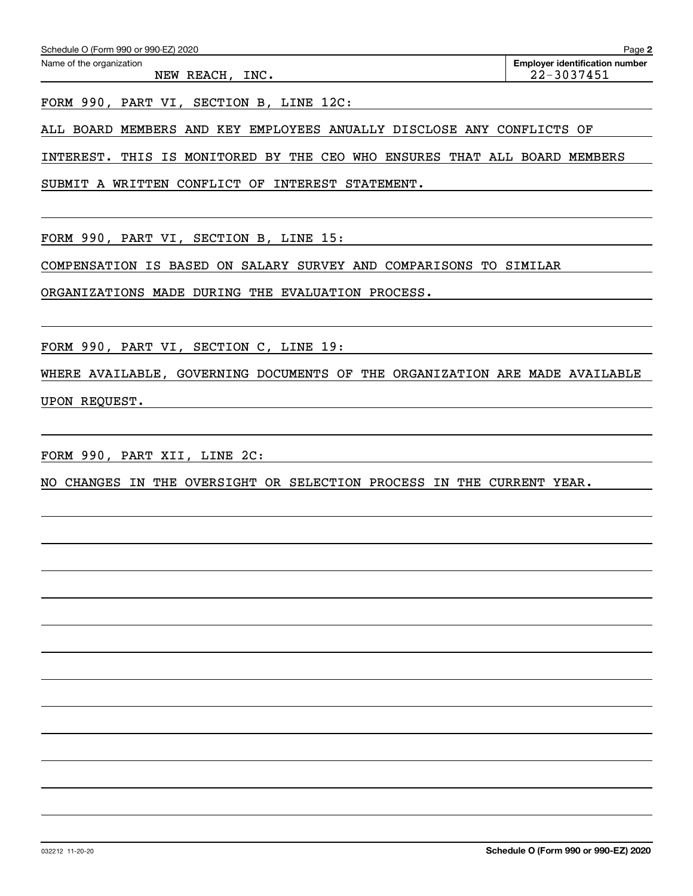Schedule O (Form 990 or 990-EZ) 2020

Name of the organization: NEW REACH, INC.

Employer identification number: 22-3037451

FORM 990, PART VI, SECTION B, LINE 12C:

ALL BOARD MEMBERS AND KEY EMPLOYEES ANUALLY DISCLOSE ANY CONFLICTS OF INTEREST. THIS IS MONITORED BY THE CEO WHO ENSURES THAT ALL BOARD MEMBERS SUBMIT A WRITTEN CONFLICT OF INTEREST STATEMENT.

FORM 990, PART VI, SECTION B, LINE 15:

COMPENSATION IS BASED ON SALARY SURVEY AND COMPARISONS TO SIMILAR ORGANIZATIONS MADE DURING THE EVALUATION PROCESS.

FORM 990, PART VI, SECTION C, LINE 19:

WHERE AVAILABLE, GOVERNING DOCUMENTS OF THE ORGANIZATION ARE MADE AVAILABLE UPON REQUEST.

FORM 990, PART XII, LINE 2C:

NO CHANGES IN THE OVERSIGHT OR SELECTION PROCESS IN THE CURRENT YEAR.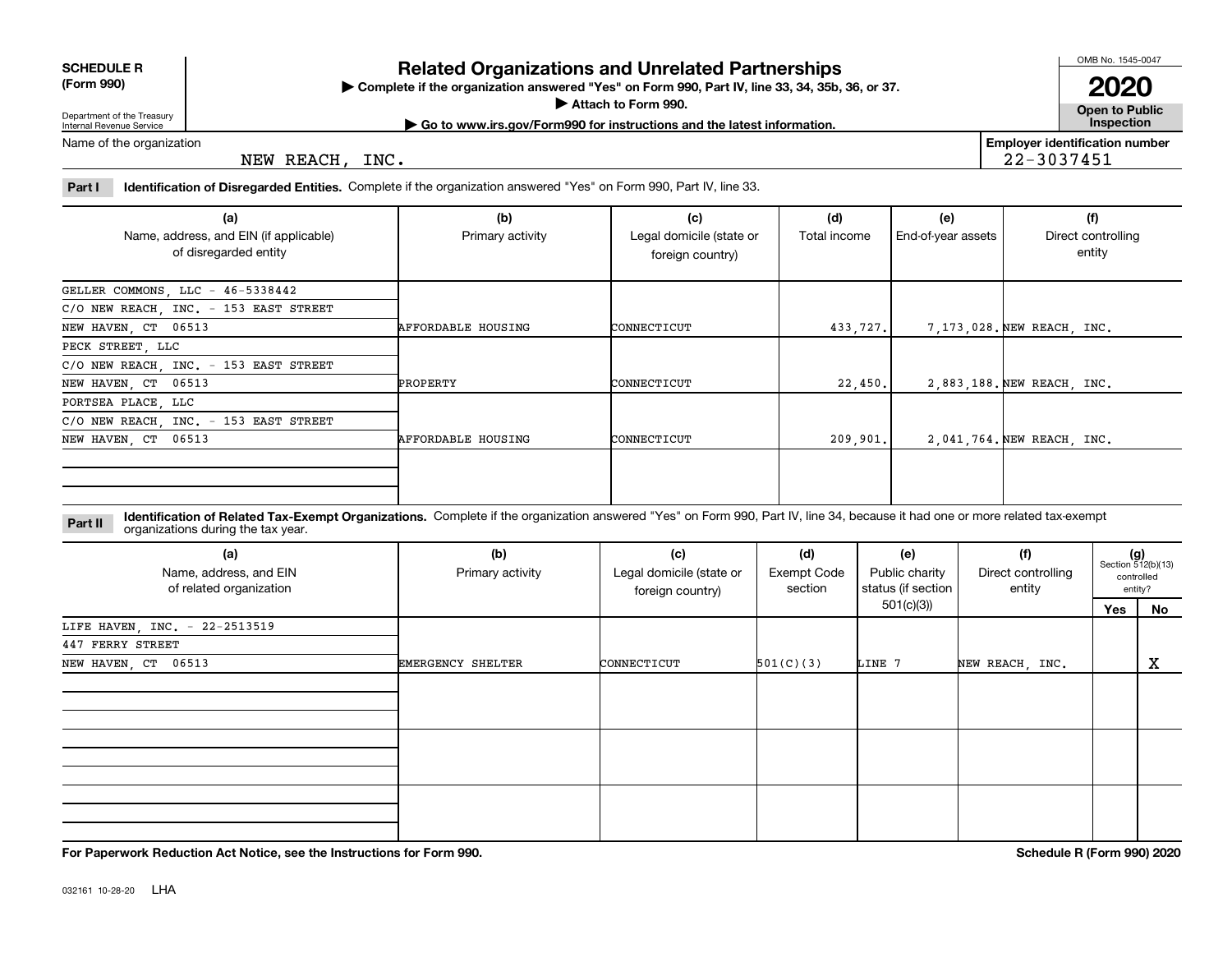**SCHEDULE R (Form 990)**

Department of the Treasury
Internal Revenue Service

# Related Organizations and Unrelated Partnerships

▶ Complete if the organization answered "Yes" on Form 990, Part IV, line 33, 34, 35b, 36, or 37.
▶ Attach to Form 990.
▶ Go to www.irs.gov/Form990 for instructions and the latest information.

OMB No. 1545-0047

**2020**

**Open to Public Inspection**

Name of the organization: NEW REACH, INC.

Employer identification number: 22-3037451

**Part I** **Identification of Disregarded Entities.** Complete if the organization answered "Yes" on Form 990, Part IV, line 33.

| (a) Name, address, and EIN (if applicable) of disregarded entity | (b) Primary activity | (c) Legal domicile (state or foreign country) | (d) Total income | (e) End-of-year assets | (f) Direct controlling entity |
|---|---|---|---|---|---|
| GELLER COMMONS, LLC - 46-5338442<br>C/O NEW REACH, INC. - 153 EAST STREET<br>NEW HAVEN, CT 06513 | AFFORDABLE HOUSING | CONNECTICUT | 433,727. | 7,173,028. | NEW REACH, INC. |
| PECK STREET, LLC<br>C/O NEW REACH, INC. - 153 EAST STREET<br>NEW HAVEN, CT 06513 | PROPERTY | CONNECTICUT | 22,450. | 2,883,188. | NEW REACH, INC. |
| PORTSEA PLACE, LLC<br>C/O NEW REACH, INC. - 153 EAST STREET<br>NEW HAVEN, CT 06513 | AFFORDABLE HOUSING | CONNECTICUT | 209,901. | 2,041,764. | NEW REACH, INC. |
| | | | | | |

**Part II** **Identification of Related Tax-Exempt Organizations.** Complete if the organization answered "Yes" on Form 990, Part IV, line 34, because it had one or more related tax-exempt organizations during the tax year.

| (a) Name, address, and EIN of related organization | (b) Primary activity | (c) Legal domicile (state or foreign country) | (d) Exempt Code section | (e) Public charity status (if section 501(c)(3)) | (f) Direct controlling entity | (g) Section 512(b)(13) controlled entity? Yes | No |
|---|---|---|---|---|---|---|---|
| LIFE HAVEN, INC. - 22-2513519<br>447 FERRY STREET<br>NEW HAVEN, CT 06513 | EMERGENCY SHELTER | CONNECTICUT | 501(C)(3) | LINE 7 | NEW REACH, INC. | | X |
| | | | | | | | |
| | | | | | | | |
| | | | | | | | |

**For Paperwork Reduction Act Notice, see the Instructions for Form 990.**

**Schedule R (Form 990) 2020**

032161 10-28-20 LHA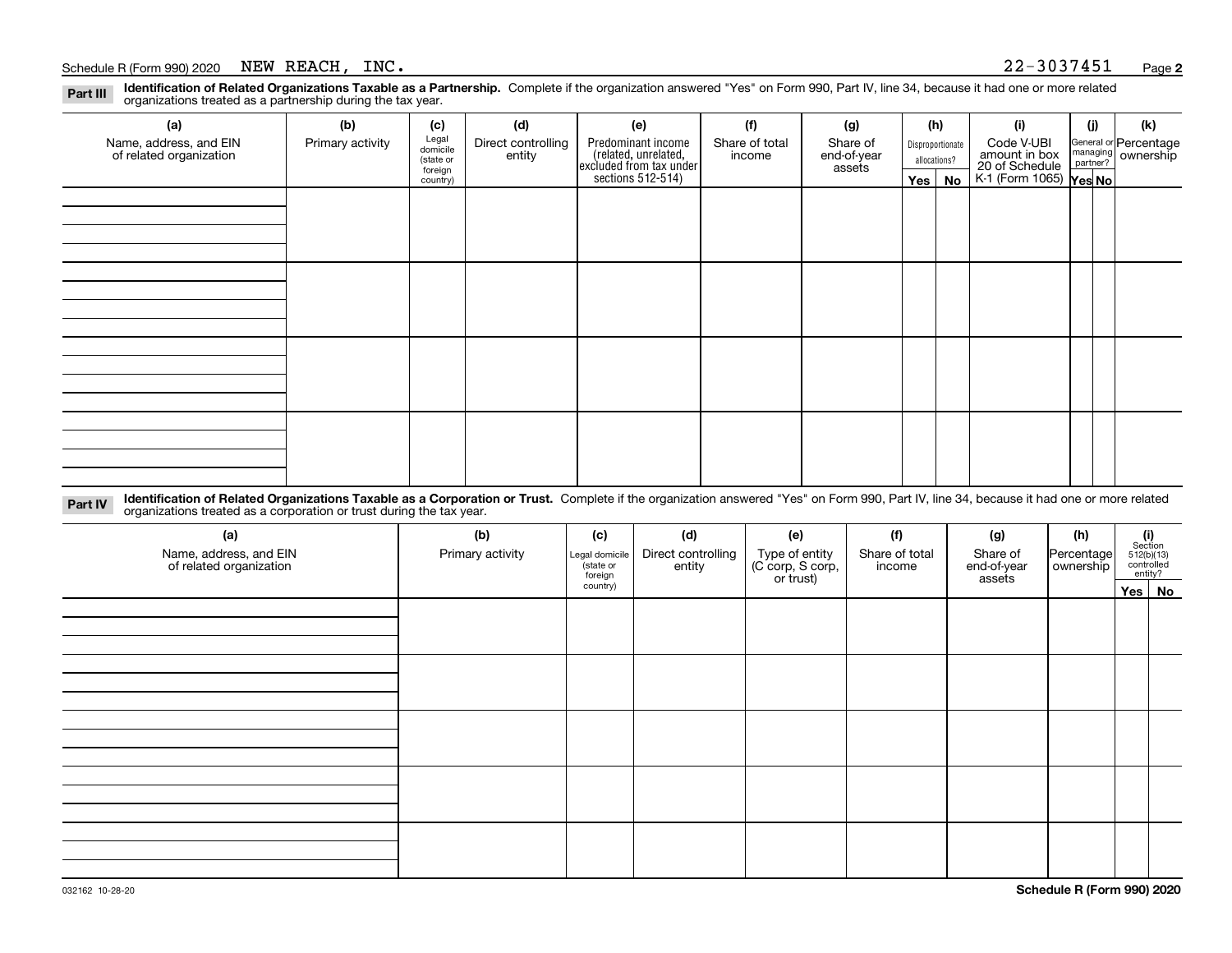Schedule R (Form 990) 2020 NEW REACH, INC. 22-3037451 Page **2**

**Part III** **Identification of Related Organizations Taxable as a Partnership.** Complete if the organization answered "Yes" on Form 990, Part IV, line 34, because it had one or more related organizations treated as a partnership during the tax year.

| (a) Name, address, and EIN of related organization | (b) Primary activity | (c) Legal domicile (state or foreign country) | (d) Direct controlling entity | (e) Predominant income (related, unrelated, excluded from tax under sections 512-514) | (f) Share of total income | (g) Share of end-of-year assets | (h) Disproportionate allocations? Yes | (h) No | (i) Code V-UBI amount in box 20 of Schedule K-1 (Form 1065) | (j) General or managing partner? Yes | (j) No | (k) Percentage ownership |
|---|---|---|---|---|---|---|---|---|---|---|---|---|
| | | | | | | | | | | | | |
| | | | | | | | | | | | | |
| | | | | | | | | | | | | |
| | | | | | | | | | | | | |

**Part IV** **Identification of Related Organizations Taxable as a Corporation or Trust.** Complete if the organization answered "Yes" on Form 990, Part IV, line 34, because it had one or more related organizations treated as a corporation or trust during the tax year.

| (a) Name, address, and EIN of related organization | (b) Primary activity | (c) Legal domicile (state or foreign country) | (d) Direct controlling entity | (e) Type of entity (C corp, S corp, or trust) | (f) Share of total income | (g) Share of end-of-year assets | (h) Percentage ownership | (i) Section 512(b)(13) controlled entity? Yes | (i) No |
|---|---|---|---|---|---|---|---|---|---|
| | | | | | | | | | |
| | | | | | | | | | |
| | | | | | | | | | |
| | | | | | | | | | |
| | | | | | | | | | |

032162 10-28-20 **Schedule R (Form 990) 2020**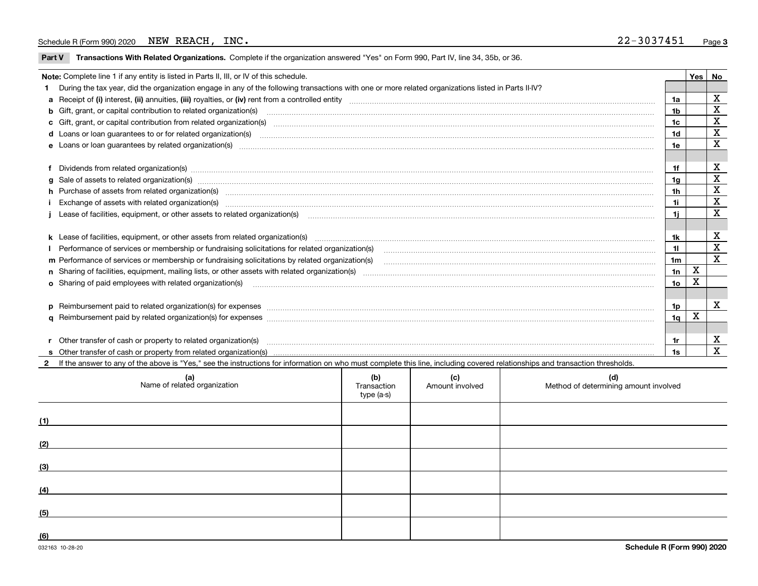Schedule R (Form 990) 2020 NEW REACH, INC. 22-3037451

**Part V Transactions With Related Organizations.** Complete if the organization answered "Yes" on Form 990, Part IV, line 34, 35b, or 36.

| Note: Complete line 1 if any entity is listed in Parts II, III, or IV of this schedule. | | Yes | No |
|---|---|---|---|
| **1** During the tax year, did the organization engage in any of the following transactions with one or more related organizations listed in Parts II-IV? | | | |
| **a** Receipt of **(i)** interest, **(ii)** annuities, **(iii)** royalties, or **(iv)** rent from a controlled entity | 1a | | X |
| **b** Gift, grant, or capital contribution to related organization(s) | 1b | | X |
| **c** Gift, grant, or capital contribution from related organization(s) | 1c | | X |
| **d** Loans or loan guarantees to or for related organization(s) | 1d | | X |
| **e** Loans or loan guarantees by related organization(s) | 1e | | X |
| **f** Dividends from related organization(s) | 1f | | X |
| **g** Sale of assets to related organization(s) | 1g | | X |
| **h** Purchase of assets from related organization(s) | 1h | | X |
| **i** Exchange of assets with related organization(s) | 1i | | X |
| **j** Lease of facilities, equipment, or other assets to related organization(s) | 1j | | X |
| **k** Lease of facilities, equipment, or other assets from related organization(s) | 1k | | X |
| **l** Performance of services or membership or fundraising solicitations for related organization(s) | 1l | | X |
| **m** Performance of services or membership or fundraising solicitations by related organization(s) | 1m | | X |
| **n** Sharing of facilities, equipment, mailing lists, or other assets with related organization(s) | 1n | X | |
| **o** Sharing of paid employees with related organization(s) | 1o | X | |
| **p** Reimbursement paid to related organization(s) for expenses | 1p | | X |
| **q** Reimbursement paid by related organization(s) for expenses | 1q | X | |
| **r** Other transfer of cash or property to related organization(s) | 1r | | X |
| **s** Other transfer of cash or property from related organization(s) | 1s | | X |

**2** If the answer to any of the above is "Yes," see the instructions for information on who must complete this line, including covered relationships and transaction thresholds.

| (a) Name of related organization | (b) Transaction type (a-s) | (c) Amount involved | (d) Method of determining amount involved |
|---|---|---|---|
| (1) | | | |
| (2) | | | |
| (3) | | | |
| (4) | | | |
| (5) | | | |
| (6) | | | |

032163 10-28-20 Schedule R (Form 990) 2020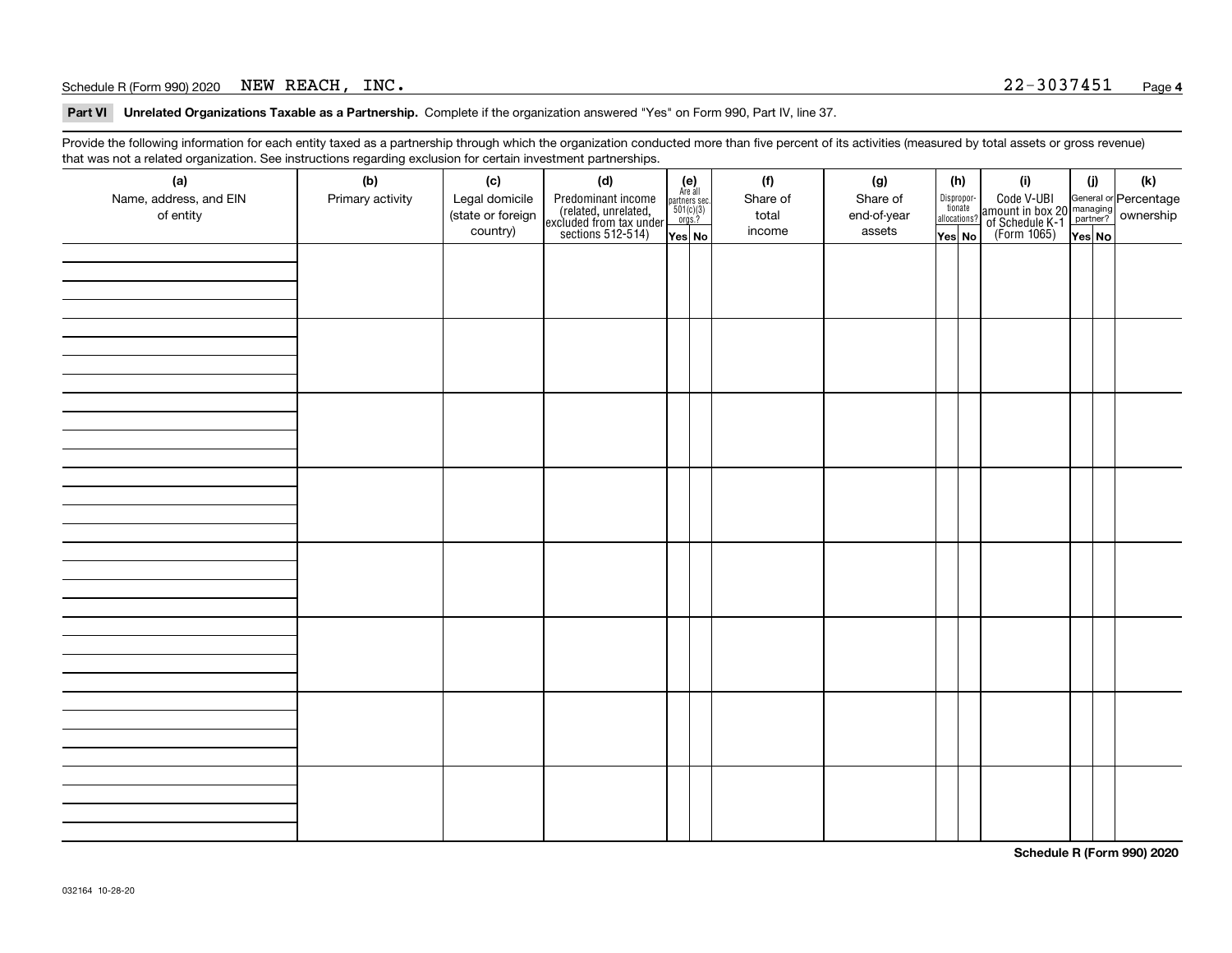Schedule R (Form 990) 2020 NEW REACH, INC. 22-3037451

**Part VI Unrelated Organizations Taxable as a Partnership.** Complete if the organization answered "Yes" on Form 990, Part IV, line 37.

Provide the following information for each entity taxed as a partnership through which the organization conducted more than five percent of its activities (measured by total assets or gross revenue) that was not a related organization. See instructions regarding exclusion for certain investment partnerships.

| (a) Name, address, and EIN of entity | (b) Primary activity | (c) Legal domicile (state or foreign country) | (d) Predominant income (related, unrelated, excluded from tax under sections 512-514) | (e) Are all partners sec. 501(c)(3) orgs.? Yes | (e) No | (f) Share of total income | (g) Share of end-of-year assets | (h) Disproportionate allocations? Yes | (h) No | (i) Code V-UBI amount in box 20 of Schedule K-1 (Form 1065) | (j) General or managing partner? Yes | (j) No | (k) Percentage ownership |
|---|---|---|---|---|---|---|---|---|---|---|---|---|---|
| | | | | | | | | | | | | | |
| | | | | | | | | | | | | | |
| | | | | | | | | | | | | | |
| | | | | | | | | | | | | | |
| | | | | | | | | | | | | | |
| | | | | | | | | | | | | | |
| | | | | | | | | | | | | | |
| | | | | | | | | | | | | | |

**Schedule R (Form 990) 2020**

032164 10-28-20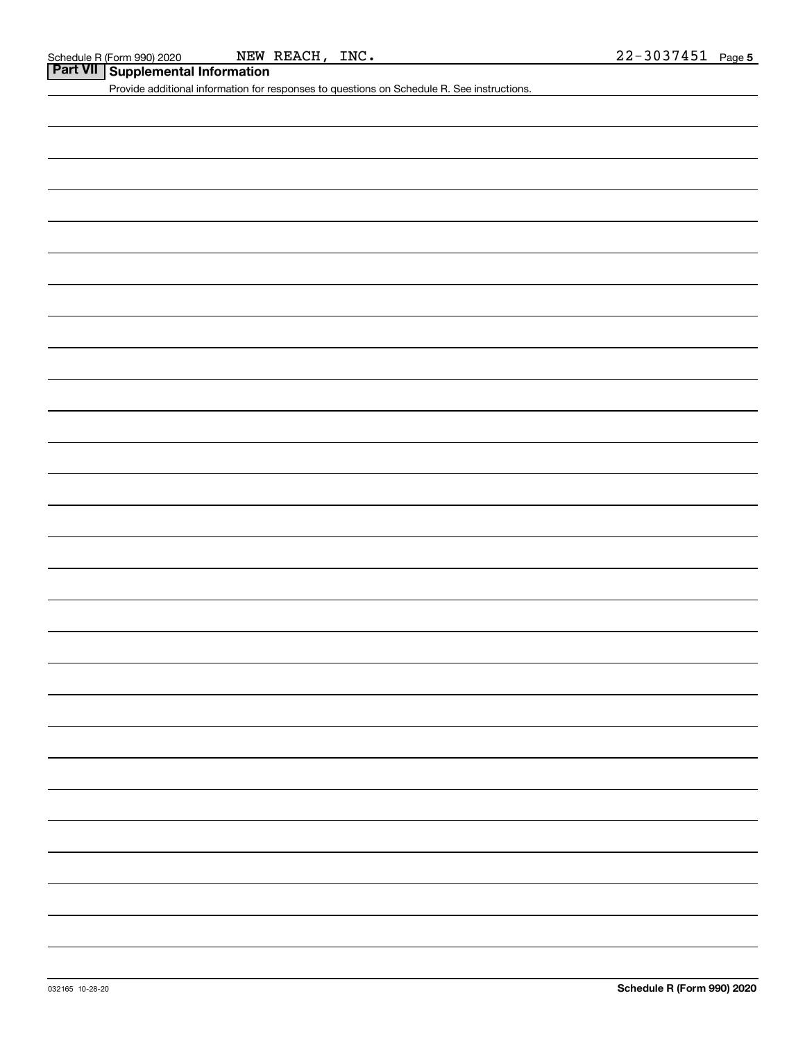Schedule R (Form 990) 2020 NEW REACH, INC. 22-3037451 Page 5

## Part VII Supplemental Information

Provide additional information for responses to questions on Schedule R. See instructions.

032165 10-28-20

**Schedule R (Form 990) 2020**